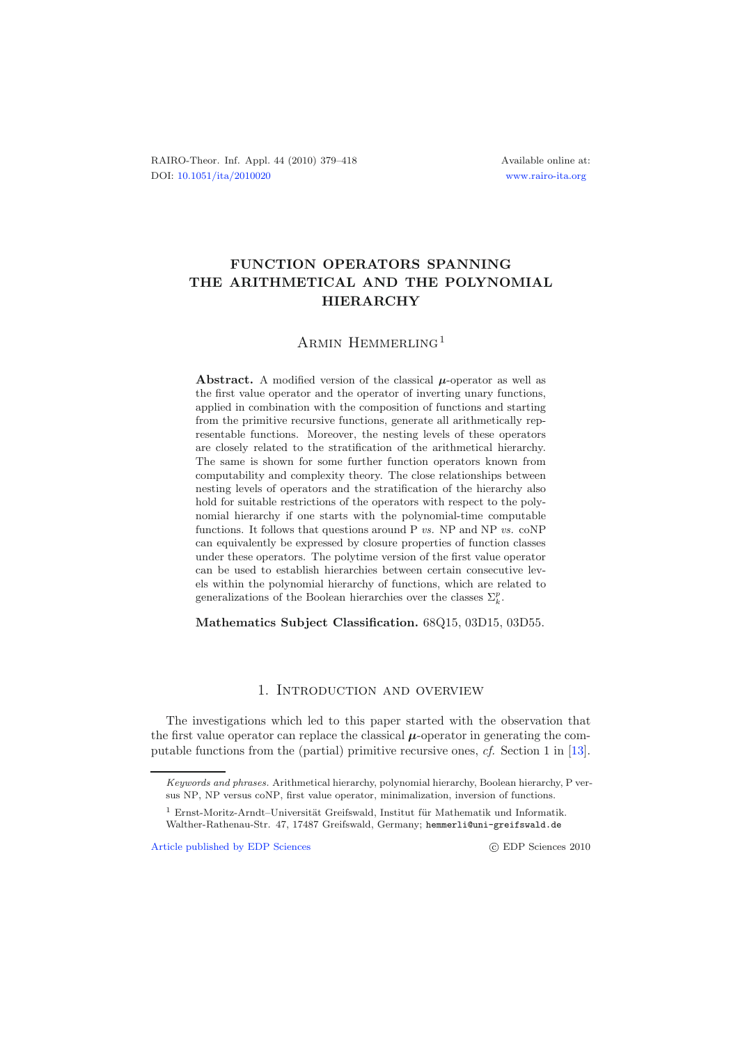# FUNCTION OPERATORS SPANNING THE ARITHMETICAL AND THE POLYNOMIAL HIERARCHY

Armin Hemmerling[1]

**Abstract.** A modified version of the classical $\boldsymbol{\mu}$-operator as well as the first value operator and the operator of inverting unary functions, applied in combination with the composition of functions and starting from the primitive recursive functions, generate all arithmetically representable functions. Moreover, the nesting levels of these operators are closely related to the stratification of the arithmetical hierarchy. The same is shown for some further function operators known from computability and complexity theory. The close relationships between nesting levels of operators and the stratification of the hierarchy also hold for suitable restrictions of the operators with respect to the polynomial hierarchy if one starts with the polynomial-time computable functions. It follows that questions around P *vs.* NP and NP *vs.* coNP can equivalently be expressed by closure properties of function classes under these operators. The polytime version of the first value operator can be used to establish hierarchies between certain consecutive levels within the polynomial hierarchy of functions, which are related to generalizations of the Boolean hierarchies over the classes $\Sigma_k^p$.

**Mathematics Subject Classification.** 68Q15, 03D15, 03D55.

## 1. Introduction and overview

The investigations which led to this paper started with the observation that the first value operator can replace the classical $\boldsymbol{\mu}$-operator in generating the computable functions from the (partial) primitive recursive ones, *cf.* Section 1 in [13].

---

*Keywords and phrases.* Arithmetical hierarchy, polynomial hierarchy, Boolean hierarchy, P versus NP, NP versus coNP, first value operator, minimalization, inversion of functions.

[1] Ernst-Moritz-Arndt–Universität Greifswald, Institut für Mathematik und Informatik. Walther-Rathenau-Str. 47, 17487 Greifswald, Germany; hemmerli@uni-greifswald.de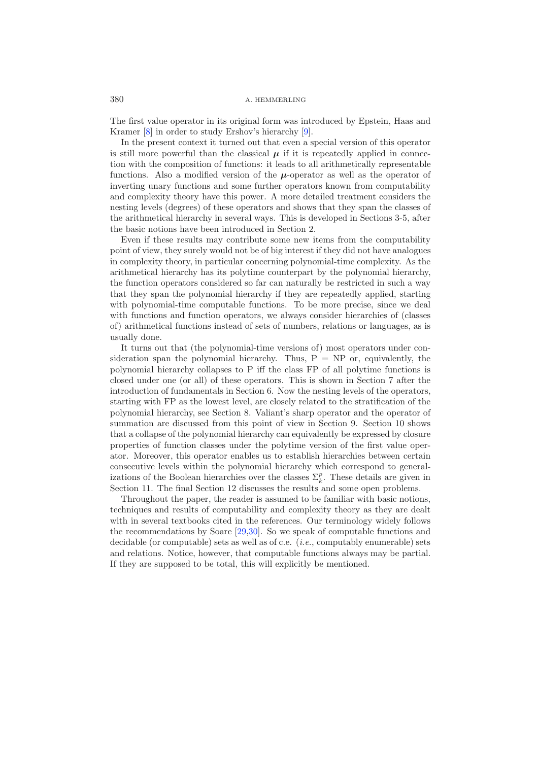The first value operator in its original form was introduced by Epstein, Haas and Kramer [8] in order to study Ershov's hierarchy [9].

In the present context it turned out that even a special version of this operator is still more powerful than the classical $\boldsymbol{\mu}$ if it is repeatedly applied in connection with the composition of functions: it leads to all arithmetically representable functions. Also a modified version of the $\boldsymbol{\mu}$-operator as well as the operator of inverting unary functions and some further operators known from computability and complexity theory have this power. A more detailed treatment considers the nesting levels (degrees) of these operators and shows that they span the classes of the arithmetical hierarchy in several ways. This is developed in Sections 3-5, after the basic notions have been introduced in Section 2.

Even if these results may contribute some new items from the computability point of view, they surely would not be of big interest if they did not have analogues in complexity theory, in particular concerning polynomial-time complexity. As the arithmetical hierarchy has its polytime counterpart by the polynomial hierarchy, the function operators considered so far can naturally be restricted in such a way that they span the polynomial hierarchy if they are repeatedly applied, starting with polynomial-time computable functions. To be more precise, since we deal with functions and function operators, we always consider hierarchies of (classes of) arithmetical functions instead of sets of numbers, relations or languages, as is usually done.

It turns out that (the polynomial-time versions of) most operators under consideration span the polynomial hierarchy. Thus, P = NP or, equivalently, the polynomial hierarchy collapses to P iff the class FP of all polytime functions is closed under one (or all) of these operators. This is shown in Section 7 after the introduction of fundamentals in Section 6. Now the nesting levels of the operators, starting with FP as the lowest level, are closely related to the stratification of the polynomial hierarchy, see Section 8. Valiant's sharp operator and the operator of summation are discussed from this point of view in Section 9. Section 10 shows that a collapse of the polynomial hierarchy can equivalently be expressed by closure properties of function classes under the polytime version of the first value operator. Moreover, this operator enables us to establish hierarchies between certain consecutive levels within the polynomial hierarchy which correspond to generalizations of the Boolean hierarchies over the classes $\Sigma_k^p$. These details are given in Section 11. The final Section 12 discusses the results and some open problems.

Throughout the paper, the reader is assumed to be familiar with basic notions, techniques and results of computability and complexity theory as they are dealt with in several textbooks cited in the references. Our terminology widely follows the recommendations by Soare [29,30]. So we speak of computable functions and decidable (or computable) sets as well as of c.e. (*i.e.*, computably enumerable) sets and relations. Notice, however, that computable functions always may be partial. If they are supposed to be total, this will explicitly be mentioned.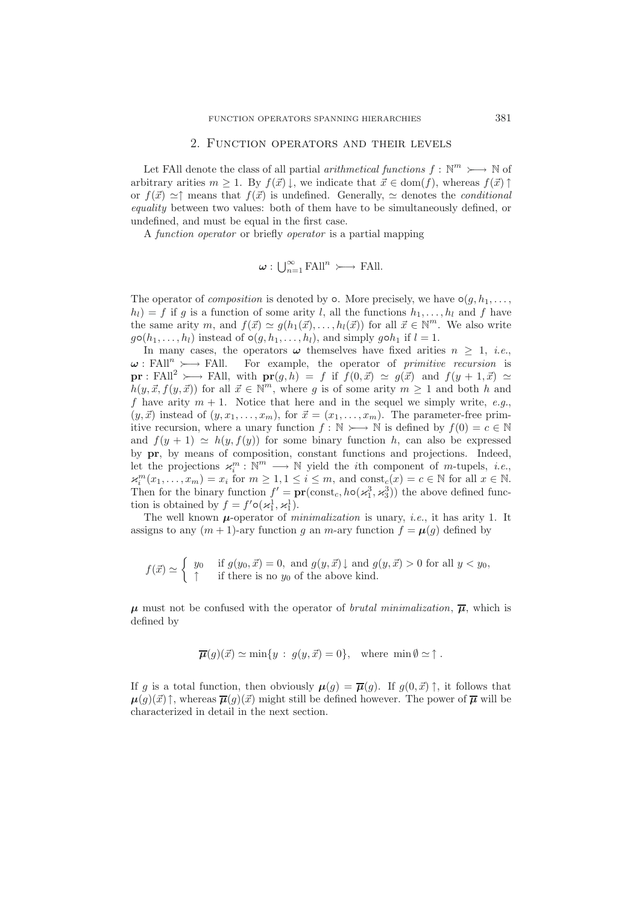## 2. Function operators and their levels

Let FAll denote the class of all partial *arithmetical functions* $f : \mathbb{N}^m \rightarrowtail \mathbb{N}$ of arbitrary arities $m \geq 1$. By $f(\vec{x})\downarrow$, we indicate that $\vec{x} \in \mathrm{dom}(f)$, whereas $f(\vec{x})\uparrow$ or $f(\vec{x}) \simeq\uparrow$ means that $f(\vec{x})$ is undefined. Generally, $\simeq$ denotes the *conditional equality* between two values: both of them have to be simultaneously defined, or undefined, and must be equal in the first case.

A *function operator* or briefly *operator* is a partial mapping

$$\boldsymbol{\omega} : \bigcup_{n=1}^{\infty} \mathrm{FAll}^n \rightarrowtail \mathrm{FAll}.$$

The operator of *composition* is denoted by $\circ$. More precisely, we have $\circ(g, h_1, \ldots, h_l) = f$ if $g$ is a function of some arity $l$, all the functions $h_1, \ldots, h_l$ and $f$ have the same arity $m$, and $f(\vec{x}) \simeq g(h_1(\vec{x}), \ldots, h_l(\vec{x}))$ for all $\vec{x} \in \mathbb{N}^m$. We also write $g\circ(h_1, \ldots, h_l)$ instead of $\circ(g, h_1, \ldots, h_l)$, and simply $g\circ h_1$ if $l = 1$.

In many cases, the operators $\boldsymbol{\omega}$ themselves have fixed arities $n \geq 1$, *i.e.*, $\boldsymbol{\omega} : \mathrm{FAll}^n \rightarrowtail \mathrm{FAll}$. For example, the operator of *primitive recursion* is $\mathbf{pr} : \mathrm{FAll}^2 \rightarrowtail \mathrm{FAll}$, with $\mathbf{pr}(g, h) = f$ if $f(0, \vec{x}) \simeq g(\vec{x})$ and $f(y + 1, \vec{x}) \simeq h(y, \vec{x}, f(y, \vec{x}))$ for all $\vec{x} \in \mathbb{N}^m$, where $g$ is of some arity $m \geq 1$ and both $h$ and $f$ have arity $m + 1$. Notice that here and in the sequel we simply write, *e.g.*, $(y, \vec{x})$ instead of $(y, x_1, \ldots, x_m)$, for $\vec{x} = (x_1, \ldots, x_m)$. The parameter-free primitive recursion, where a unary function $f : \mathbb{N} \rightarrowtail \mathbb{N}$ is defined by $f(0) = c \in \mathbb{N}$ and $f(y + 1) \simeq h(y, f(y))$ for some binary function $h$, can also be expressed by $\mathbf{pr}$, by means of composition, constant functions and projections. Indeed, let the projections $\varkappa_i^m : \mathbb{N}^m \longrightarrow \mathbb{N}$ yield the $i$th component of $m$-tupels, *i.e.*, $\varkappa_i^m(x_1, \ldots, x_m) = x_i$ for $m \geq 1, 1 \leq i \leq m$, and $\mathrm{const}_c(x) = c \in \mathbb{N}$ for all $x \in \mathbb{N}$. Then for the binary function $f' = \mathbf{pr}(\mathrm{const}_c, h\circ(\varkappa_1^3, \varkappa_3^3))$ the above defined function is obtained by $f = f'\circ(\varkappa_1^1, \varkappa_1^1)$.

The well known $\boldsymbol{\mu}$-operator of *minimalization* is unary, *i.e.*, it has arity 1. It assigns to any $(m + 1)$-ary function $g$ an $m$-ary function $f = \boldsymbol{\mu}(g)$ defined by

$$f(\vec{x}) \simeq \begin{cases} y_0 & \text{if } g(y_0, \vec{x}) = 0, \text{ and } g(y, \vec{x})\downarrow \text{ and } g(y, \vec{x}) > 0 \text{ for all } y < y_0, \\ \uparrow & \text{if there is no } y_0 \text{ of the above kind.} \end{cases}$$

$\boldsymbol{\mu}$ must not be confused with the operator of *brutal minimalization*, $\overline{\boldsymbol{\mu}}$, which is defined by

$$\overline{\boldsymbol{\mu}}(g)(\vec{x}) \simeq \min\{y : g(y, \vec{x}) = 0\}, \quad \text{where } \min \emptyset \simeq \uparrow.$$

If $g$ is a total function, then obviously $\boldsymbol{\mu}(g) = \overline{\boldsymbol{\mu}}(g)$. If $g(0, \vec{x})\uparrow$, it follows that $\boldsymbol{\mu}(g)(\vec{x})\uparrow$, whereas $\overline{\boldsymbol{\mu}}(g)(\vec{x})$ might still be defined however. The power of $\overline{\boldsymbol{\mu}}$ will be characterized in detail in the next section.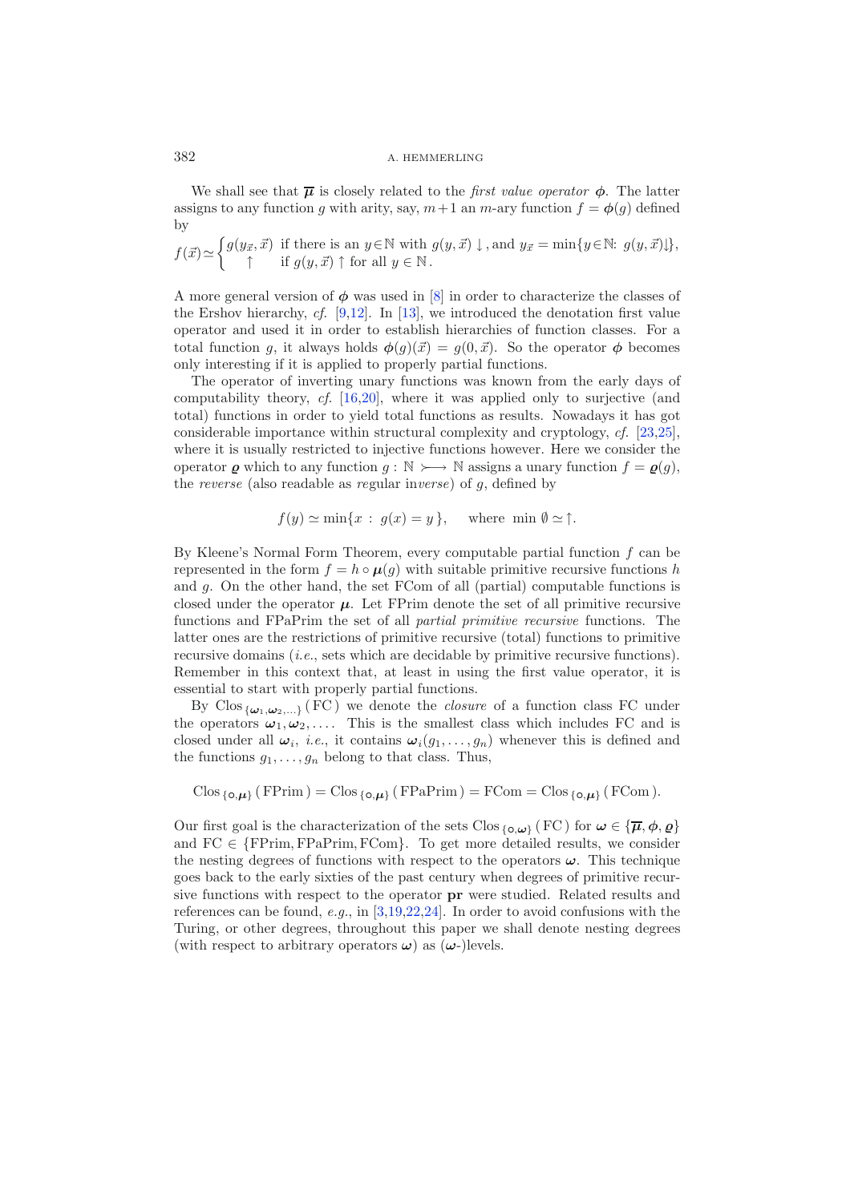We shall see that $\overline{\boldsymbol{\mu}}$ is closely related to the *first value operator* $\boldsymbol{\phi}$. The latter assigns to any function $g$ with arity, say, $m+1$ an $m$-ary function $f = \boldsymbol{\phi}(g)$ defined by

$$f(\vec{x}) \simeq \begin{cases} g(y_{\vec{x}}, \vec{x}) & \text{if there is an } y \in \mathbb{N} \text{ with } g(y, \vec{x}) \downarrow, \text{and } y_{\vec{x}} = \min\{y \in \mathbb{N}\colon\ g(y, \vec{x}) \downarrow\}, \\ \quad\uparrow & \text{if } g(y, \vec{x}) \uparrow \text{ for all } y \in \mathbb{N}. \end{cases}$$

A more general version of $\boldsymbol{\phi}$ was used in [8] in order to characterize the classes of the Ershov hierarchy, *cf.* [9,12]. In [13], we introduced the denotation first value operator and used it in order to establish hierarchies of function classes. For a total function $g$, it always holds $\boldsymbol{\phi}(g)(\vec{x}) = g(0, \vec{x})$. So the operator $\boldsymbol{\phi}$ becomes only interesting if it is applied to properly partial functions.

The operator of inverting unary functions was known from the early days of computability theory, *cf.* [16,20], where it was applied only to surjective (and total) functions in order to yield total functions as results. Nowadays it has got considerable importance within structural complexity and cryptology, *cf.* [23,25], where it is usually restricted to injective functions however. Here we consider the operator $\boldsymbol{\varrho}$ which to any function $g : \mathbb{N} \rightarrowtail \mathbb{N}$ assigns a unary function $f = \boldsymbol{\varrho}(g)$, the *reverse* (also readable as *re*gular in*verse*) of $g$, defined by

$$f(y) \simeq \min\{x \ :\ g(x) = y\}, \quad \text{ where } \min\emptyset \simeq \uparrow.$$

By Kleene's Normal Form Theorem, every computable partial function $f$ can be represented in the form $f = h \circ \boldsymbol{\mu}(g)$ with suitable primitive recursive functions $h$ and $g$. On the other hand, the set FCom of all (partial) computable functions is closed under the operator $\boldsymbol{\mu}$. Let FPrim denote the set of all primitive recursive functions and FPaPrim the set of all *partial primitive recursive* functions. The latter ones are the restrictions of primitive recursive (total) functions to primitive recursive domains (*i.e.*, sets which are decidable by primitive recursive functions). Remember in this context that, at least in using the first value operator, it is essential to start with properly partial functions.

By $\mathrm{Clos}_{\{\boldsymbol{\omega}_1, \boldsymbol{\omega}_2, \ldots\}}(\mathrm{FC})$ we denote the *closure* of a function class FC under the operators $\boldsymbol{\omega}_1, \boldsymbol{\omega}_2, \ldots$. This is the smallest class which includes FC and is closed under all $\boldsymbol{\omega}_i$, *i.e.*, it contains $\boldsymbol{\omega}_i(g_1, \ldots, g_n)$ whenever this is defined and the functions $g_1, \ldots, g_n$ belong to that class. Thus,

$$\mathrm{Clos}_{\{\circ, \boldsymbol{\mu}\}}(\mathrm{FPrim}) = \mathrm{Clos}_{\{\circ, \boldsymbol{\mu}\}}(\mathrm{FPaPrim}) = \mathrm{FCom} = \mathrm{Clos}_{\{\circ, \boldsymbol{\mu}\}}(\mathrm{FCom}).$$

Our first goal is the characterization of the sets $\mathrm{Clos}_{\{\circ, \boldsymbol{\omega}\}}(\mathrm{FC})$ for $\boldsymbol{\omega} \in \{\overline{\boldsymbol{\mu}}, \boldsymbol{\phi}, \boldsymbol{\varrho}\}$ and $\mathrm{FC} \in \{\mathrm{FPrim}, \mathrm{FPaPrim}, \mathrm{FCom}\}$. To get more detailed results, we consider the nesting degrees of functions with respect to the operators $\boldsymbol{\omega}$. This technique goes back to the early sixties of the past century when degrees of primitive recursive functions with respect to the operator $\mathbf{pr}$ were studied. Related results and references can be found, *e.g.*, in [3,19,22,24]. In order to avoid confusions with the Turing, or other degrees, throughout this paper we shall denote nesting degrees (with respect to arbitrary operators $\boldsymbol{\omega}$) as ($\boldsymbol{\omega}$-)levels.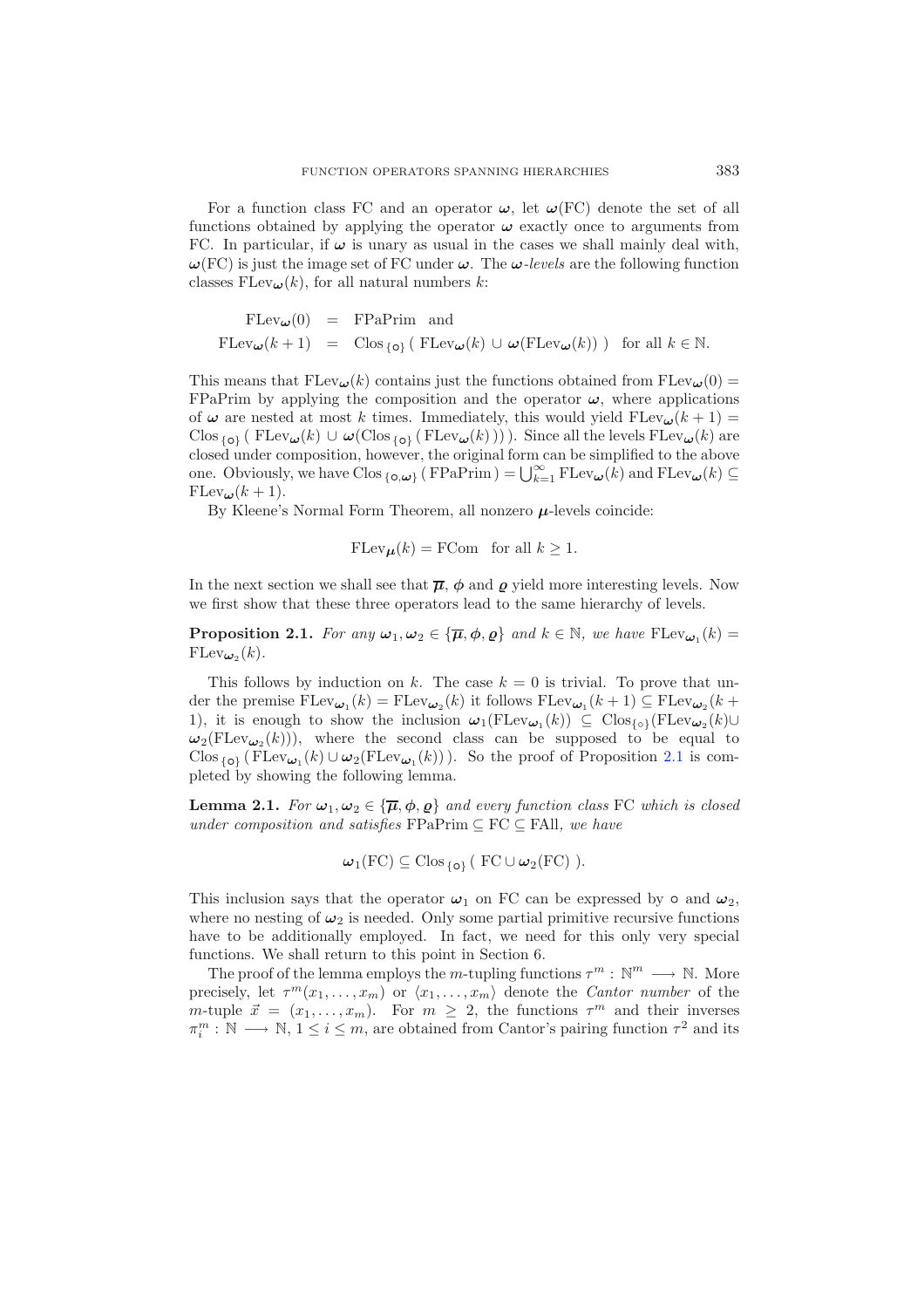For a function class FC and an operator $\boldsymbol{\omega}$, let $\boldsymbol{\omega}(\mathrm{FC})$ denote the set of all functions obtained by applying the operator $\boldsymbol{\omega}$ exactly once to arguments from FC. In particular, if $\boldsymbol{\omega}$ is unary as usual in the cases we shall mainly deal with, $\boldsymbol{\omega}(\mathrm{FC})$ is just the image set of FC under $\boldsymbol{\omega}$. The *$\boldsymbol{\omega}$-levels* are the following function classes $\mathrm{FLev}_{\boldsymbol{\omega}}(k)$, for all natural numbers $k$:

$$
\begin{aligned}
\mathrm{FLev}_{\boldsymbol{\omega}}(0) &= \mathrm{FPaPrim} \quad \text{and} \\
\mathrm{FLev}_{\boldsymbol{\omega}}(k+1) &= \mathrm{Clos}_{\{\circ\}}\,(\,\mathrm{FLev}_{\boldsymbol{\omega}}(k) \cup \boldsymbol{\omega}(\mathrm{FLev}_{\boldsymbol{\omega}}(k))\,) \quad \text{for all } k \in \mathbb{N}.
\end{aligned}
$$

This means that $\mathrm{FLev}_{\boldsymbol{\omega}}(k)$ contains just the functions obtained from $\mathrm{FLev}_{\boldsymbol{\omega}}(0) = \mathrm{FPaPrim}$ by applying the composition and the operator $\boldsymbol{\omega}$, where applications of $\boldsymbol{\omega}$ are nested at most $k$ times. Immediately, this would yield $\mathrm{FLev}_{\boldsymbol{\omega}}(k+1) = \mathrm{Clos}_{\{\circ\}}\,(\,\mathrm{FLev}_{\boldsymbol{\omega}}(k) \cup \boldsymbol{\omega}(\mathrm{Clos}_{\{\circ\}}\,(\,\mathrm{FLev}_{\boldsymbol{\omega}}(k)\,))\,)$. Since all the levels $\mathrm{FLev}_{\boldsymbol{\omega}}(k)$ are closed under composition, however, the original form can be simplified to the above one. Obviously, we have $\mathrm{Clos}_{\{\circ,\boldsymbol{\omega}\}}\,(\,\mathrm{FPaPrim}\,) = \bigcup_{k=1}^{\infty} \mathrm{FLev}_{\boldsymbol{\omega}}(k)$ and $\mathrm{FLev}_{\boldsymbol{\omega}}(k) \subseteq \mathrm{FLev}_{\boldsymbol{\omega}}(k+1)$.

By Kleene's Normal Form Theorem, all nonzero $\boldsymbol{\mu}$-levels coincide:

$$
\mathrm{FLev}_{\boldsymbol{\mu}}(k) = \mathrm{FCom} \quad \text{for all } k \geq 1.
$$

In the next section we shall see that $\overline{\boldsymbol{\mu}}$, $\boldsymbol{\phi}$ and $\boldsymbol{\varrho}$ yield more interesting levels. Now we first show that these three operators lead to the same hierarchy of levels.

**Proposition 2.1.** *For any $\boldsymbol{\omega}_1, \boldsymbol{\omega}_2 \in \{\overline{\boldsymbol{\mu}}, \boldsymbol{\phi}, \boldsymbol{\varrho}\}$ and $k \in \mathbb{N}$, we have $\mathrm{FLev}_{\boldsymbol{\omega}_1}(k) = \mathrm{FLev}_{\boldsymbol{\omega}_2}(k)$.*

This follows by induction on $k$. The case $k = 0$ is trivial. To prove that under the premise $\mathrm{FLev}_{\boldsymbol{\omega}_1}(k) = \mathrm{FLev}_{\boldsymbol{\omega}_2}(k)$ it follows $\mathrm{FLev}_{\boldsymbol{\omega}_1}(k+1) \subseteq \mathrm{FLev}_{\boldsymbol{\omega}_2}(k+1)$, it is enough to show the inclusion $\boldsymbol{\omega}_1(\mathrm{FLev}_{\boldsymbol{\omega}_1}(k)) \subseteq \mathrm{Clos}_{\{\circ\}}(\mathrm{FLev}_{\boldsymbol{\omega}_2}(k) \cup \boldsymbol{\omega}_2(\mathrm{FLev}_{\boldsymbol{\omega}_2}(k)))$, where the second class can be supposed to be equal to $\mathrm{Clos}_{\{\circ\}}\,(\,\mathrm{FLev}_{\boldsymbol{\omega}_1}(k) \cup \boldsymbol{\omega}_2(\mathrm{FLev}_{\boldsymbol{\omega}_1}(k))\,)$. So the proof of Proposition 2.1 is completed by showing the following lemma.

**Lemma 2.1.** *For $\boldsymbol{\omega}_1, \boldsymbol{\omega}_2 \in \{\overline{\boldsymbol{\mu}}, \boldsymbol{\phi}, \boldsymbol{\varrho}\}$ and every function class FC which is closed under composition and satisfies $\mathrm{FPaPrim} \subseteq \mathrm{FC} \subseteq \mathrm{FAll}$, we have*

$$
\boldsymbol{\omega}_1(\mathrm{FC}) \subseteq \mathrm{Clos}_{\{\circ\}}\,(\,\mathrm{FC} \cup \boldsymbol{\omega}_2(\mathrm{FC})\,).
$$

This inclusion says that the operator $\boldsymbol{\omega}_1$ on FC can be expressed by $\circ$ and $\boldsymbol{\omega}_2$, where no nesting of $\boldsymbol{\omega}_2$ is needed. Only some partial primitive recursive functions have to be additionally employed. In fact, we need for this only very special functions. We shall return to this point in Section 6.

The proof of the lemma employs the $m$-tupling functions $\tau^m : \mathbb{N}^m \longrightarrow \mathbb{N}$. More precisely, let $\tau^m(x_1, \ldots, x_m)$ or $\langle x_1, \ldots, x_m \rangle$ denote the *Cantor number* of the $m$-tuple $\vec{x} = (x_1, \ldots, x_m)$. For $m \geq 2$, the functions $\tau^m$ and their inverses $\pi_i^m : \mathbb{N} \longrightarrow \mathbb{N}$, $1 \leq i \leq m$, are obtained from Cantor's pairing function $\tau^2$ and its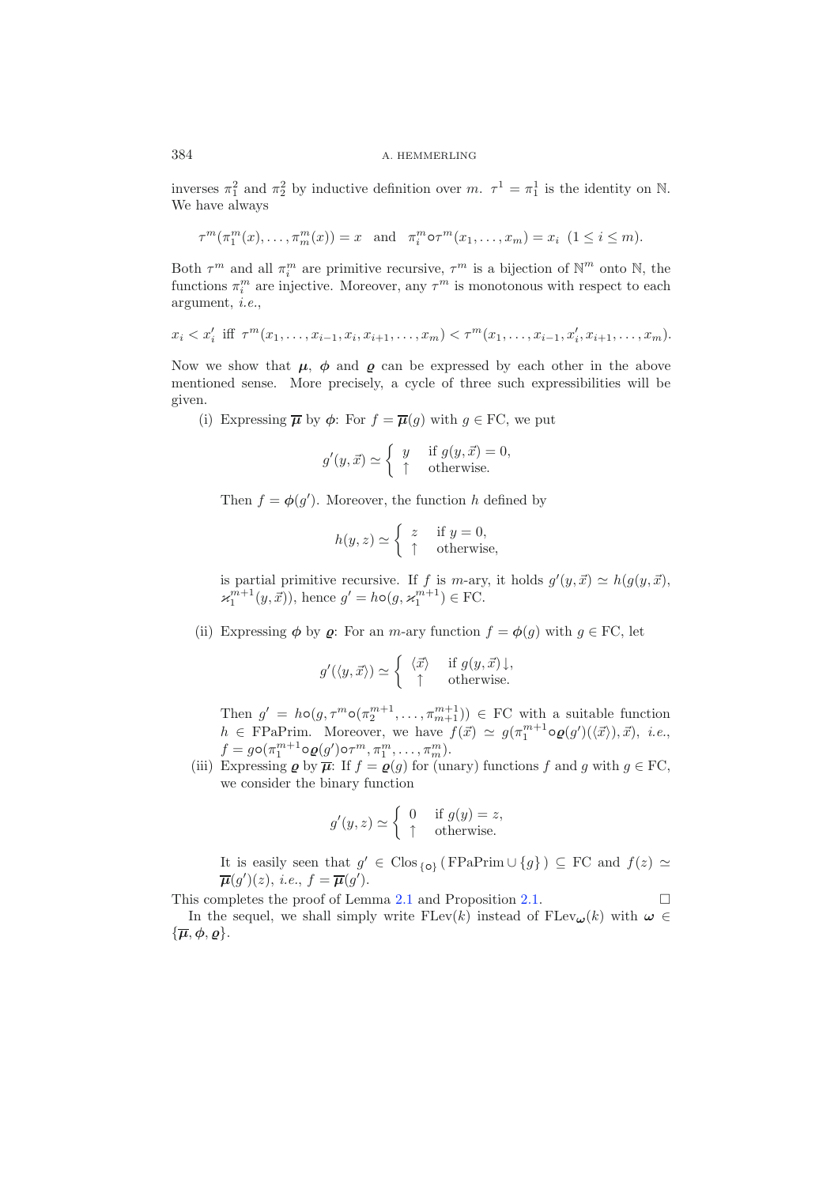inverses $\pi_1^2$ and $\pi_2^2$ by inductive definition over $m$. $\tau^1 = \pi_1^1$ is the identity on $\mathbb{N}$. We have always

$$\tau^m(\pi_1^m(x), \ldots, \pi_m^m(x)) = x \quad \text{and} \quad \pi_i^m \circ \tau^m(x_1, \ldots, x_m) = x_i \ \ (1 \leq i \leq m).$$

Both $\tau^m$ and all $\pi_i^m$ are primitive recursive, $\tau^m$ is a bijection of $\mathbb{N}^m$ onto $\mathbb{N}$, the functions $\pi_i^m$ are injective. Moreover, any $\tau^m$ is monotonous with respect to each argument, *i.e.*,

$$x_i < x_i' \text{ iff } \tau^m(x_1, \ldots, x_{i-1}, x_i, x_{i+1}, \ldots, x_m) < \tau^m(x_1, \ldots, x_{i-1}, x_i', x_{i+1}, \ldots, x_m).$$

Now we show that $\boldsymbol{\mu}$, $\boldsymbol{\phi}$ and $\boldsymbol{\varrho}$ can be expressed by each other in the above mentioned sense. More precisely, a cycle of three such expressibilities will be given.

(i) Expressing $\overline{\boldsymbol{\mu}}$ by $\boldsymbol{\phi}$: For $f = \overline{\boldsymbol{\mu}}(g)$ with $g \in \text{FC}$, we put

$$g'(y, \vec{x}) \simeq \begin{cases} y & \text{if } g(y, \vec{x}) = 0, \\ \uparrow & \text{otherwise.} \end{cases}$$

Then $f = \boldsymbol{\phi}(g')$. Moreover, the function $h$ defined by

$$h(y, z) \simeq \begin{cases} z & \text{if } y = 0, \\ \uparrow & \text{otherwise,} \end{cases}$$

is partial primitive recursive. If $f$ is $m$-ary, it holds $g'(y, \vec{x}) \simeq h(g(y, \vec{x}), \varkappa_1^{m+1}(y, \vec{x}))$, hence $g' = h \circ (g, \varkappa_1^{m+1}) \in \text{FC}$.

(ii) Expressing $\boldsymbol{\phi}$ by $\boldsymbol{\varrho}$: For an $m$-ary function $f = \boldsymbol{\phi}(g)$ with $g \in \text{FC}$, let

$$g'(\langle y, \vec{x} \rangle) \simeq \begin{cases} \langle \vec{x} \rangle & \text{if } g(y, \vec{x}) \downarrow, \\ \uparrow & \text{otherwise.} \end{cases}$$

Then $g' = h \circ (g, \tau^m \circ (\pi_2^{m+1}, \ldots, \pi_{m+1}^{m+1})) \in \text{FC}$ with a suitable function $h \in \text{FPaPrim}$. Moreover, we have $f(\vec{x}) \simeq g(\pi_1^{m+1} \circ \boldsymbol{\varrho}(g')(\langle \vec{x} \rangle), \vec{x})$, *i.e.*, $f = g \circ (\pi_1^{m+1} \circ \boldsymbol{\varrho}(g') \circ \tau^m, \pi_1^m, \ldots, \pi_m^m)$.

(iii) Expressing $\boldsymbol{\varrho}$ by $\overline{\boldsymbol{\mu}}$: If $f = \boldsymbol{\varrho}(g)$ for (unary) functions $f$ and $g$ with $g \in \text{FC}$, we consider the binary function

$$g'(y, z) \simeq \begin{cases} 0 & \text{if } g(y) = z, \\ \uparrow & \text{otherwise.} \end{cases}$$

It is easily seen that $g' \in \text{Clos}_{\{\circ\}}(\text{FPaPrim} \cup \{g\}) \subseteq \text{FC}$ and $f(z) \simeq \overline{\boldsymbol{\mu}}(g')(z)$, *i.e.*, $f = \overline{\boldsymbol{\mu}}(g')$.

This completes the proof of Lemma 2.1 and Proposition 2.1. $\square$

In the sequel, we shall simply write $\text{FLev}(k)$ instead of $\text{FLev}_{\boldsymbol{\omega}}(k)$ with $\boldsymbol{\omega} \in \{\overline{\boldsymbol{\mu}}, \boldsymbol{\phi}, \boldsymbol{\varrho}\}$.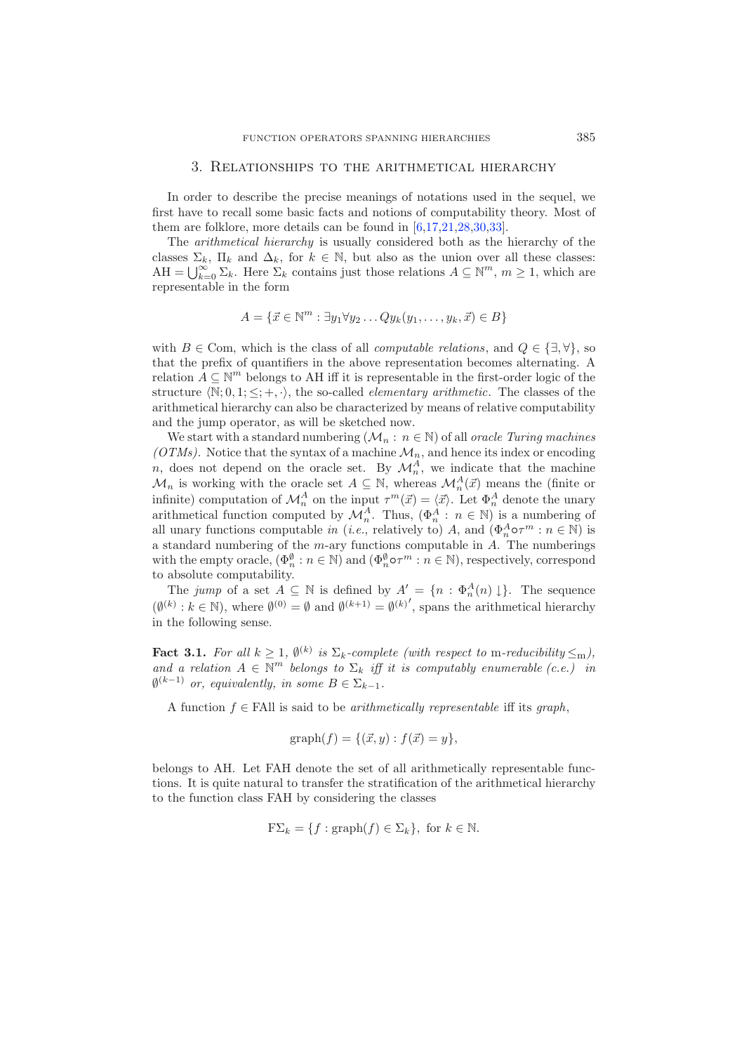## 3. Relationships to the arithmetical hierarchy

In order to describe the precise meanings of notations used in the sequel, we first have to recall some basic facts and notions of computability theory. Most of them are folklore, more details can be found in [6,17,21,28,30,33].

The *arithmetical hierarchy* is usually considered both as the hierarchy of the classes $\Sigma_k$, $\Pi_k$ and $\Delta_k$, for $k \in \mathbb{N}$, but also as the union over all these classes: $\mathrm{AH} = \bigcup_{k=0}^{\infty} \Sigma_k$. Here $\Sigma_k$ contains just those relations $A \subseteq \mathbb{N}^m$, $m \geq 1$, which are representable in the form

$$A = \{\vec{x} \in \mathbb{N}^m : \exists y_1 \forall y_2 \ldots Q y_k (y_1, \ldots, y_k, \vec{x}) \in B\}$$

with $B \in \mathrm{Com}$, which is the class of all *computable relations*, and $Q \in \{\exists, \forall\}$, so that the prefix of quantifiers in the above representation becomes alternating. A relation $A \subseteq \mathbb{N}^m$ belongs to AH iff it is representable in the first-order logic of the structure $\langle \mathbb{N}; 0, 1; \leq; +, \cdot \rangle$, the so-called *elementary arithmetic*. The classes of the arithmetical hierarchy can also be characterized by means of relative computability and the jump operator, as will be sketched now.

We start with a standard numbering $(\mathcal{M}_n : n \in \mathbb{N})$ of all *oracle Turing machines (OTMs)*. Notice that the syntax of a machine $\mathcal{M}_n$, and hence its index or encoding $n$, does not depend on the oracle set. By $\mathcal{M}_n^A$, we indicate that the machine $\mathcal{M}_n$ is working with the oracle set $A \subseteq \mathbb{N}$, whereas $\mathcal{M}_n^A(\vec{x})$ means the (finite or infinite) computation of $\mathcal{M}_n^A$ on the input $\tau^m(\vec{x}) = \langle \vec{x} \rangle$. Let $\Phi_n^A$ denote the unary arithmetical function computed by $\mathcal{M}_n^A$. Thus, $(\Phi_n^A : n \in \mathbb{N})$ is a numbering of all unary functions computable *in* (*i.e.*, relatively to) $A$, and $(\Phi_n^A \circ \tau^m : n \in \mathbb{N})$ is a standard numbering of the $m$-ary functions computable in $A$. The numberings with the empty oracle, $(\Phi_n^{\emptyset} : n \in \mathbb{N})$ and $(\Phi_n^{\emptyset} \circ \tau^m : n \in \mathbb{N})$, respectively, correspond to absolute computability.

The *jump* of a set $A \subseteq \mathbb{N}$ is defined by $A' = \{n : \Phi_n^A(n) \downarrow\}$. The sequence $(\emptyset^{(k)} : k \in \mathbb{N})$, where $\emptyset^{(0)} = \emptyset$ and $\emptyset^{(k+1)} = {\emptyset^{(k)}}'$, spans the arithmetical hierarchy in the following sense.

**Fact 3.1.** *For all $k \geq 1$, $\emptyset^{(k)}$ is $\Sigma_k$-complete (with respect to m-reducibility $\leq_{\mathrm{m}}$), and a relation $A \in \mathbb{N}^m$ belongs to $\Sigma_k$ iff it is computably enumerable (c.e.) in $\emptyset^{(k-1)}$ or, equivalently, in some $B \in \Sigma_{k-1}$.*

A function $f \in \mathrm{FAll}$ is said to be *arithmetically representable* iff its *graph*,

$$\mathrm{graph}(f) = \{(\vec{x}, y) : f(\vec{x}) = y\},$$

belongs to AH. Let FAH denote the set of all arithmetically representable functions. It is quite natural to transfer the stratification of the arithmetical hierarchy to the function class FAH by considering the classes

$$\mathrm{F}\Sigma_k = \{f : \mathrm{graph}(f) \in \Sigma_k\}, \text{ for } k \in \mathbb{N}.$$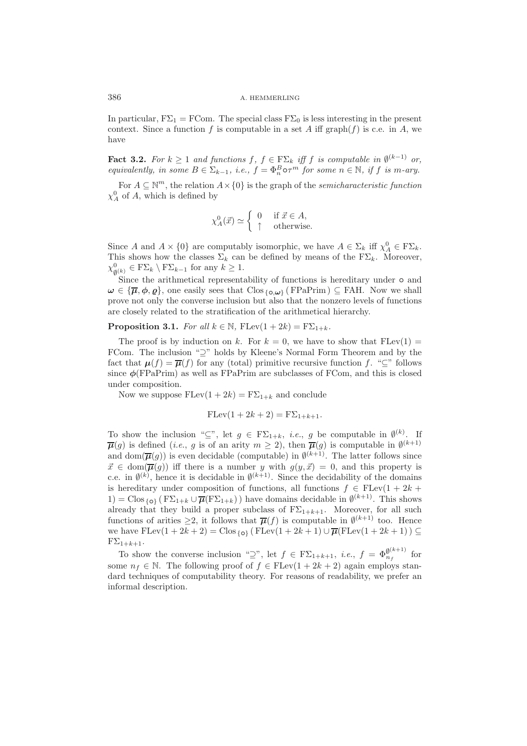In particular, $\mathrm{F}\Sigma_1 = \mathrm{FCom}$. The special class $\mathrm{F}\Sigma_0$ is less interesting in the present context. Since a function $f$ is computable in a set $A$ iff $\mathrm{graph}(f)$ is c.e. in $A$, we have

**Fact 3.2.** *For $k \geq 1$ and functions $f$, $f \in \mathrm{F}\Sigma_k$ iff $f$ is computable in $\emptyset^{(k-1)}$ or, equivalently, in some $B \in \Sigma_{k-1}$, i.e., $f = \Phi_n^B \circ \tau^m$ for some $n \in \mathbb{N}$, if $f$ is $m$-ary.*

For $A \subseteq \mathbb{N}^m$, the relation $A \times \{0\}$ is the graph of the *semicharacteristic function* $\chi_A^0$ of $A$, which is defined by

$$\chi_A^0(\vec{x}) \simeq \begin{cases} 0 & \text{if } \vec{x} \in A, \\ \uparrow & \text{otherwise.} \end{cases}$$

Since $A$ and $A \times \{0\}$ are computably isomorphic, we have $A \in \Sigma_k$ iff $\chi_A^0 \in \mathrm{F}\Sigma_k$. This shows how the classes $\Sigma_k$ can be defined by means of the $\mathrm{F}\Sigma_k$. Moreover, $\chi_{\emptyset^{(k)}}^0 \in \mathrm{F}\Sigma_k \setminus \mathrm{F}\Sigma_{k-1}$ for any $k \geq 1$.

Since the arithmetical representability of functions is hereditary under $\circ$ and $\boldsymbol{\omega} \in \{\overline{\boldsymbol{\mu}}, \boldsymbol{\phi}, \boldsymbol{\varrho}\}$, one easily sees that $\mathrm{Clos}_{\{\circ,\boldsymbol{\omega}\}}(\mathrm{FPaPrim}) \subseteq \mathrm{FAH}$. Now we shall prove not only the converse inclusion but also that the nonzero levels of functions are closely related to the stratification of the arithmetical hierarchy.

**Proposition 3.1.** *For all $k \in \mathbb{N}$, $\mathrm{FLev}(1+2k) = \mathrm{F}\Sigma_{1+k}$.*

The proof is by induction on $k$. For $k = 0$, we have to show that $\mathrm{FLev}(1) = \mathrm{FCom}$. The inclusion "$\supseteq$" holds by Kleene's Normal Form Theorem and by the fact that $\boldsymbol{\mu}(f) = \overline{\boldsymbol{\mu}}(f)$ for any (total) primitive recursive function $f$. "$\subseteq$" follows since $\boldsymbol{\phi}(\mathrm{FPaPrim})$ as well as FPaPrim are subclasses of FCom, and this is closed under composition.

Now we suppose $\mathrm{FLev}(1+2k) = \mathrm{F}\Sigma_{1+k}$ and conclude

$$\mathrm{FLev}(1+2k+2) = \mathrm{F}\Sigma_{1+k+1}.$$

To show the inclusion "$\subseteq$", let $g \in \mathrm{F}\Sigma_{1+k}$, *i.e.*, $g$ be computable in $\emptyset^{(k)}$. If $\overline{\boldsymbol{\mu}}(g)$ is defined (*i.e.*, $g$ is of an arity $m \geq 2$), then $\overline{\boldsymbol{\mu}}(g)$ is computable in $\emptyset^{(k+1)}$ and $\mathrm{dom}(\overline{\boldsymbol{\mu}}(g))$ is even decidable (computable) in $\emptyset^{(k+1)}$. The latter follows since $\vec{x} \in \mathrm{dom}(\overline{\boldsymbol{\mu}}(g))$ iff there is a number $y$ with $g(y, \vec{x}) = 0$, and this property is c.e. in $\emptyset^{(k)}$, hence it is decidable in $\emptyset^{(k+1)}$. Since the decidability of the domains is hereditary under composition of functions, all functions $f \in \mathrm{FLev}(1+2k+1) = \mathrm{Clos}_{\{\circ\}}(\mathrm{F}\Sigma_{1+k} \cup \overline{\boldsymbol{\mu}}(\mathrm{F}\Sigma_{1+k}))$ have domains decidable in $\emptyset^{(k+1)}$. This shows already that they build a proper subclass of $\mathrm{F}\Sigma_{1+k+1}$. Moreover, for all such functions of arities $\geq 2$, it follows that $\overline{\boldsymbol{\mu}}(f)$ is computable in $\emptyset^{(k+1)}$ too. Hence we have $\mathrm{FLev}(1+2k+2) = \mathrm{Clos}_{\{\circ\}}(\mathrm{FLev}(1+2k+1) \cup \overline{\boldsymbol{\mu}}(\mathrm{FLev}(1+2k+1))) \subseteq \mathrm{F}\Sigma_{1+k+1}$.

To show the converse inclusion "$\supseteq$", let $f \in \mathrm{F}\Sigma_{1+k+1}$, *i.e.*, $f = \Phi_{n_f}^{\emptyset^{(k+1)}}$ for some $n_f \in \mathbb{N}$. The following proof of $f \in \mathrm{FLev}(1+2k+2)$ again employs standard techniques of computability theory. For reasons of readability, we prefer an informal description.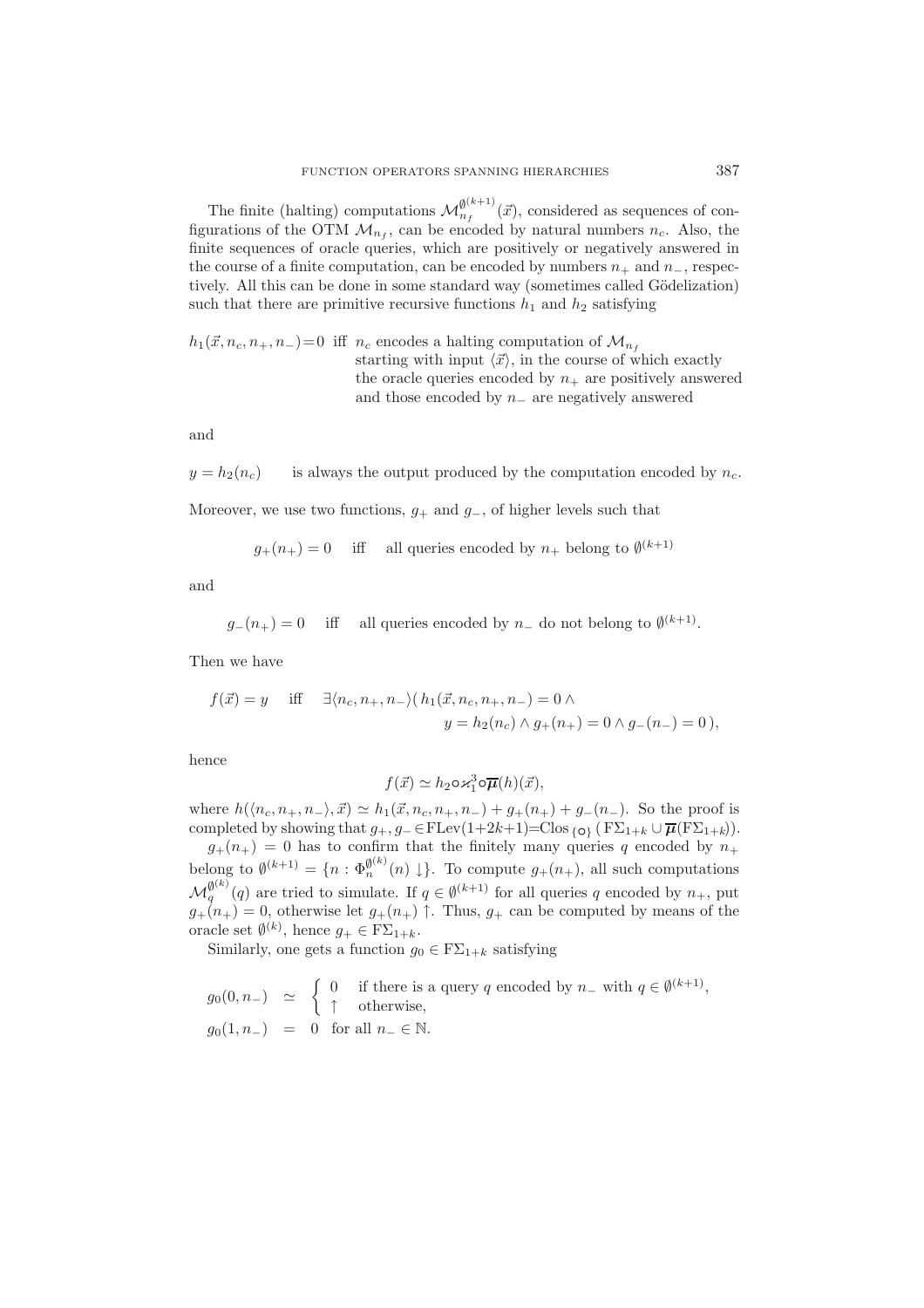The finite (halting) computations $\mathcal{M}_{n_f}^{\emptyset^{(k+1)}}(\vec{x})$, considered as sequences of configurations of the OTM $\mathcal{M}_{n_f}$, can be encoded by natural numbers $n_c$. Also, the finite sequences of oracle queries, which are positively or negatively answered in the course of a finite computation, can be encoded by numbers $n_+$ and $n_-$, respectively. All this can be done in some standard way (sometimes called Gödelization) such that there are primitive recursive functions $h_1$ and $h_2$ satisfying

$h_1(\vec{x}, n_c, n_+, n_-) = 0$ iff $n_c$ encodes a halting computation of $\mathcal{M}_{n_f}$ starting with input $\langle \vec{x} \rangle$, in the course of which exactly the oracle queries encoded by $n_+$ are positively answered and those encoded by $n_-$ are negatively answered

and

$y = h_2(n_c)$ is always the output produced by the computation encoded by $n_c$.

Moreover, we use two functions, $g_+$ and $g_-$, of higher levels such that

$$g_+(n_+) = 0 \quad \text{iff} \quad \text{all queries encoded by } n_+ \text{ belong to } \emptyset^{(k+1)}$$

and

$$g_-(n_+) = 0 \quad \text{iff} \quad \text{all queries encoded by } n_- \text{ do not belong to } \emptyset^{(k+1)}.$$

Then we have

$$f(\vec{x}) = y \quad \text{iff} \quad \exists \langle n_c, n_+, n_- \rangle ( h_1(\vec{x}, n_c, n_+, n_-) = 0 \wedge y = h_2(n_c) \wedge g_+(n_+) = 0 \wedge g_-(n_-) = 0 ),$$

hence

$$f(\vec{x}) \simeq h_2 \circ \varkappa_1^3 \circ \overline{\boldsymbol{\mu}}(h)(\vec{x}),$$

where $h(\langle n_c, n_+, n_- \rangle, \vec{x}) \simeq h_1(\vec{x}, n_c, n_+, n_-) + g_+(n_+) + g_-(n_-)$. So the proof is completed by showing that $g_+, g_- \in \mathrm{FLev}(1+2k+1) = \mathrm{Clos}_{\{\circ\}}(\mathrm{F}\Sigma_{1+k} \cup \overline{\boldsymbol{\mu}}(\mathrm{F}\Sigma_{1+k}))$.

$g_+(n_+) = 0$ has to confirm that the finitely many queries $q$ encoded by $n_+$ belong to $\emptyset^{(k+1)} = \{ n : \Phi_n^{\emptyset^{(k)}}(n) \downarrow \}$. To compute $g_+(n_+)$, all such computations $\mathcal{M}_q^{\emptyset^{(k)}}(q)$ are tried to simulate. If $q \in \emptyset^{(k+1)}$ for all queries $q$ encoded by $n_+$, put $g_+(n_+) = 0$, otherwise let $g_+(n_+) \uparrow$. Thus, $g_+$ can be computed by means of the oracle set $\emptyset^{(k)}$, hence $g_+ \in \mathrm{F}\Sigma_{1+k}$.

Similarly, one gets a function $g_0 \in \mathrm{F}\Sigma_{1+k}$ satisfying

$$\begin{aligned}
g_0(0, n_-) &\simeq \begin{cases} 0 & \text{if there is a query } q \text{ encoded by } n_- \text{ with } q \in \emptyset^{(k+1)}, \\ \uparrow & \text{otherwise,} \end{cases} \\
g_0(1, n_-) &= 0 \quad \text{for all } n_- \in \mathbb{N}.
\end{aligned}$$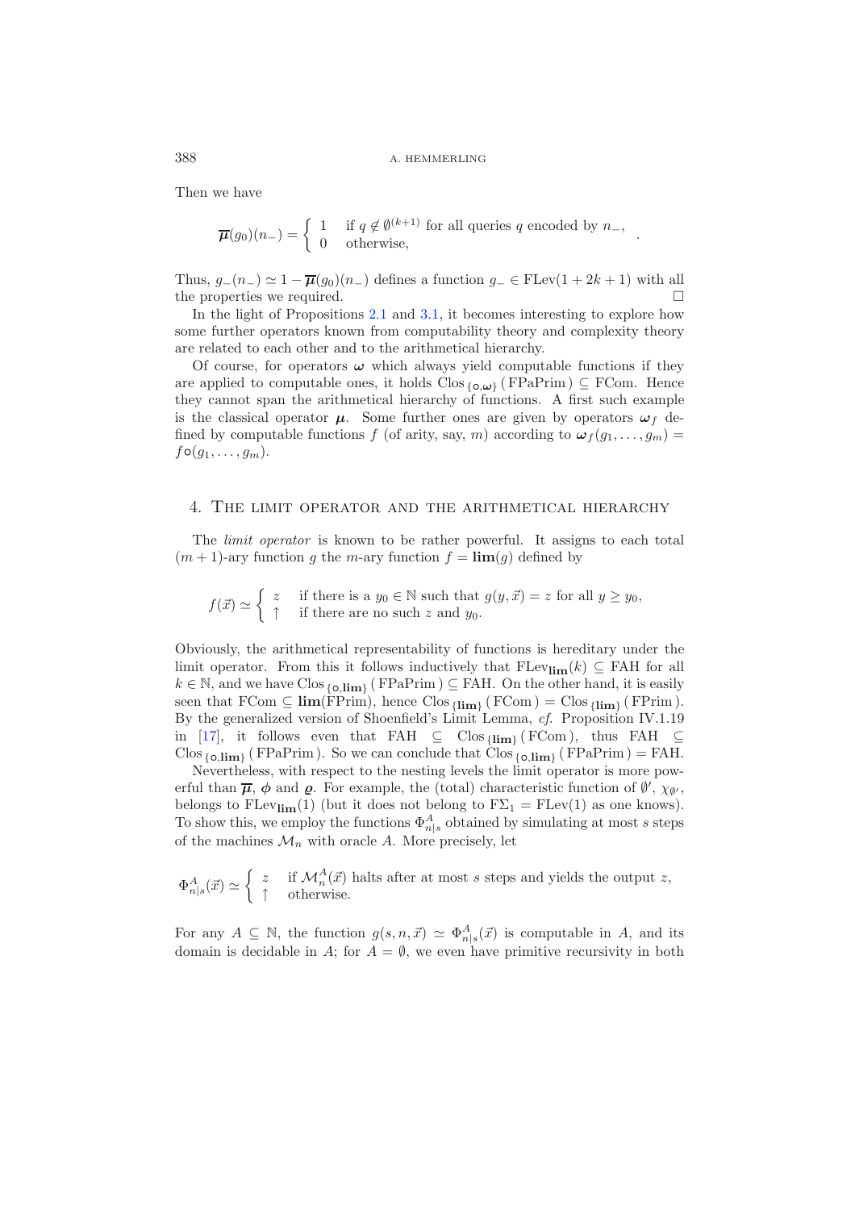Then we have

$$\overline{\boldsymbol{\mu}}(g_0)(n_-) = \begin{cases} 1 & \text{if } q \notin \emptyset^{(k+1)} \text{ for all queries } q \text{ encoded by } n_-, \\ 0 & \text{otherwise,} \end{cases} .$$

Thus, $g_-(n_-) \simeq 1 - \overline{\boldsymbol{\mu}}(g_0)(n_-)$ defines a function $g_- \in \mathrm{FLev}(1+2k+1)$ with all the properties we required. □

In the light of Propositions 2.1 and 3.1, it becomes interesting to explore how some further operators known from computability theory and complexity theory are related to each other and to the arithmetical hierarchy.

Of course, for operators $\boldsymbol{\omega}$ which always yield computable functions if they are applied to computable ones, it holds $\mathrm{Clos}_{\{\circ,\boldsymbol{\omega}\}}(\mathrm{FPaPrim}) \subseteq \mathrm{FCom}$. Hence they cannot span the arithmetical hierarchy of functions. A first such example is the classical operator $\boldsymbol{\mu}$. Some further ones are given by operators $\boldsymbol{\omega}_f$ defined by computable functions $f$ (of arity, say, $m$) according to $\boldsymbol{\omega}_f(g_1, \ldots, g_m) = f \circ (g_1, \ldots, g_m)$.

## 4. The limit operator and the arithmetical hierarchy

The *limit operator* is known to be rather powerful. It assigns to each total $(m+1)$-ary function $g$ the $m$-ary function $f = \mathbf{lim}(g)$ defined by

$$f(\vec{x}) \simeq \begin{cases} z & \text{if there is a } y_0 \in \mathbb{N} \text{ such that } g(y, \vec{x}) = z \text{ for all } y \geq y_0, \\ \uparrow & \text{if there are no such } z \text{ and } y_0. \end{cases}$$

Obviously, the arithmetical representability of functions is hereditary under the limit operator. From this it follows inductively that $\mathrm{FLev}_{\mathbf{lim}}(k) \subseteq \mathrm{FAH}$ for all $k \in \mathbb{N}$, and we have $\mathrm{Clos}_{\{\circ,\mathbf{lim}\}}(\mathrm{FPaPrim}) \subseteq \mathrm{FAH}$. On the other hand, it is easily seen that $\mathrm{FCom} \subseteq \mathbf{lim}(\mathrm{FPrim})$, hence $\mathrm{Clos}_{\{\mathbf{lim}\}}(\mathrm{FCom}) = \mathrm{Clos}_{\{\mathbf{lim}\}}(\mathrm{FPrim})$. By the generalized version of Shoenfield's Limit Lemma, *cf.* Proposition IV.1.19 in [17], it follows even that $\mathrm{FAH} \subseteq \mathrm{Clos}_{\{\mathbf{lim}\}}(\mathrm{FCom})$, thus $\mathrm{FAH} \subseteq \mathrm{Clos}_{\{\circ,\mathbf{lim}\}}(\mathrm{FPaPrim})$. So we can conclude that $\mathrm{Clos}_{\{\circ,\mathbf{lim}\}}(\mathrm{FPaPrim}) = \mathrm{FAH}$.

Nevertheless, with respect to the nesting levels the limit operator is more powerful than $\overline{\boldsymbol{\mu}}$, $\boldsymbol{\phi}$ and $\boldsymbol{\varrho}$. For example, the (total) characteristic function of $\emptyset'$, $\chi_{\emptyset'}$, belongs to $\mathrm{FLev}_{\mathbf{lim}}(1)$ (but it does not belong to $\mathrm{F}\Sigma_1 = \mathrm{FLev}(1)$ as one knows). To show this, we employ the functions $\Phi^A_{n|s}$ obtained by simulating at most $s$ steps of the machines $\mathcal{M}_n$ with oracle $A$. More precisely, let

$$\Phi^A_{n|s}(\vec{x}) \simeq \begin{cases} z & \text{if } \mathcal{M}^A_n(\vec{x}) \text{ halts after at most } s \text{ steps and yields the output } z, \\ \uparrow & \text{otherwise.} \end{cases}$$

For any $A \subseteq \mathbb{N}$, the function $g(s, n, \vec{x}) \simeq \Phi^A_{n|s}(\vec{x})$ is computable in $A$, and its domain is decidable in $A$; for $A = \emptyset$, we even have primitive recursivity in both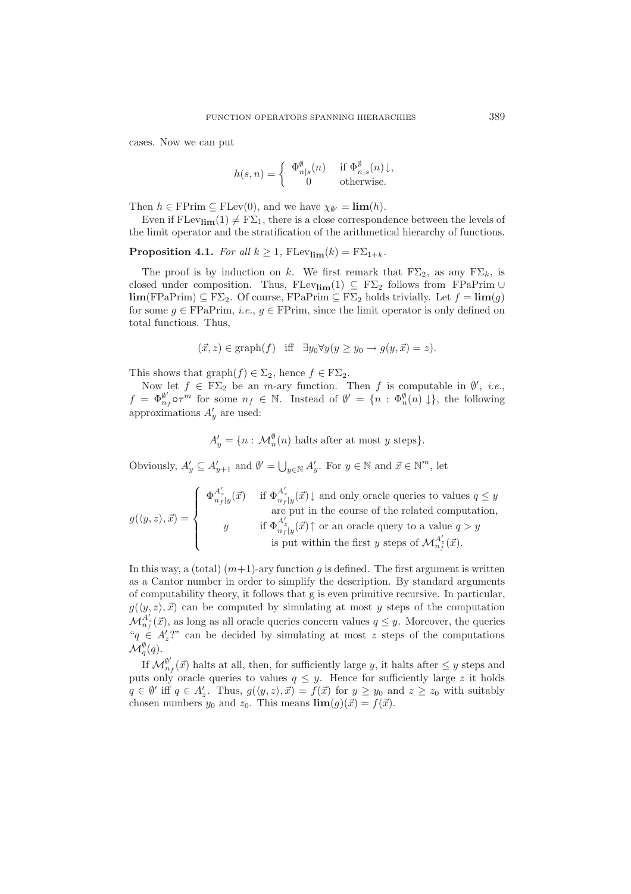cases. Now we can put

$$h(s,n) = \begin{cases} \Phi^{\emptyset}_{n|s}(n) & \text{if } \Phi^{\emptyset}_{n|s}(n)\downarrow, \\ 0 & \text{otherwise.} \end{cases}$$

Then $h \in \mathrm{FPrim} \subseteq \mathrm{FLev}(0)$, and we have $\chi_{\emptyset'} = \mathbf{lim}(h)$.

Even if $\mathrm{FLev}_{\mathbf{lim}}(1) \neq \mathrm{F}\Sigma_1$, there is a close correspondence between the levels of the limit operator and the stratification of the arithmetical hierarchy of functions.

**Proposition 4.1.** *For all $k \geq 1$, $\mathrm{FLev}_{\mathbf{lim}}(k) = \mathrm{F}\Sigma_{1+k}$.*

The proof is by induction on $k$. We first remark that $\mathrm{F}\Sigma_2$, as any $\mathrm{F}\Sigma_k$, is closed under composition. Thus, $\mathrm{FLev}_{\mathbf{lim}}(1) \subseteq \mathrm{F}\Sigma_2$ follows from $\mathrm{FPaPrim} \cup \mathbf{lim}(\mathrm{FPaPrim}) \subseteq \mathrm{F}\Sigma_2$. Of course, $\mathrm{FPaPrim} \subseteq \mathrm{F}\Sigma_2$ holds trivially. Let $f = \mathbf{lim}(g)$ for some $g \in \mathrm{FPaPrim}$, *i.e.*, $g \in \mathrm{FPrim}$, since the limit operator is only defined on total functions. Thus,

$$(\vec{x}, z) \in \mathrm{graph}(f) \quad \text{iff} \quad \exists y_0 \forall y (y \geq y_0 \rightarrow g(y, \vec{x}) = z).$$

This shows that $\mathrm{graph}(f) \in \Sigma_2$, hence $f \in \mathrm{F}\Sigma_2$.

Now let $f \in \mathrm{F}\Sigma_2$ be an $m$-ary function. Then $f$ is computable in $\emptyset'$, *i.e.*, $f = \Phi^{\emptyset'}_{n_f} \circ \tau^m$ for some $n_f \in \mathbb{N}$. Instead of $\emptyset' = \{n : \Phi^{\emptyset}_n(n)\downarrow\}$, the following approximations $A'_y$ are used:

$$A'_y = \{n : \mathcal{M}^{\emptyset}_n(n) \text{ halts after at most } y \text{ steps}\}.$$

Obviously, $A'_y \subseteq A'_{y+1}$ and $\emptyset' = \bigcup_{y \in \mathbb{N}} A'_y$. For $y \in \mathbb{N}$ and $\vec{x} \in \mathbb{N}^m$, let

$$g(\langle y, z\rangle, \vec{x}) = \begin{cases} \Phi^{A'_z}_{n_f|y}(\vec{x}) & \text{if } \Phi^{A'_z}_{n_f|y}(\vec{x})\downarrow \text{ and only oracle queries to values } q \leq y \\ & \quad \text{are put in the course of the related computation,} \\ y & \text{if } \Phi^{A'_z}_{n_f|y}(\vec{x})\uparrow \text{ or an oracle query to a value } q > y \\ & \quad \text{is put within the first } y \text{ steps of } \mathcal{M}^{A'_z}_{n_f}(\vec{x}). \end{cases}$$

In this way, a (total) $(m+1)$-ary function $g$ is defined. The first argument is written as a Cantor number in order to simplify the description. By standard arguments of computability theory, it follows that g is even primitive recursive. In particular, $g(\langle y, z\rangle, \vec{x})$ can be computed by simulating at most $y$ steps of the computation $\mathcal{M}^{A'_z}_{n_f}(\vec{x})$, as long as all oracle queries concern values $q \leq y$. Moreover, the queries "$q \in A'_z$?" can be decided by simulating at most $z$ steps of the computations $\mathcal{M}^{\emptyset}_q(q)$.

If $\mathcal{M}^{\emptyset'}_{n_f}(\vec{x})$ halts at all, then, for sufficiently large $y$, it halts after $\leq y$ steps and puts only oracle queries to values $q \leq y$. Hence for sufficiently large $z$ it holds $q \in \emptyset'$ iff $q \in A'_z$. Thus, $g(\langle y, z\rangle, \vec{x}) = f(\vec{x})$ for $y \geq y_0$ and $z \geq z_0$ with suitably chosen numbers $y_0$ and $z_0$. This means $\mathbf{lim}(g)(\vec{x}) = f(\vec{x})$.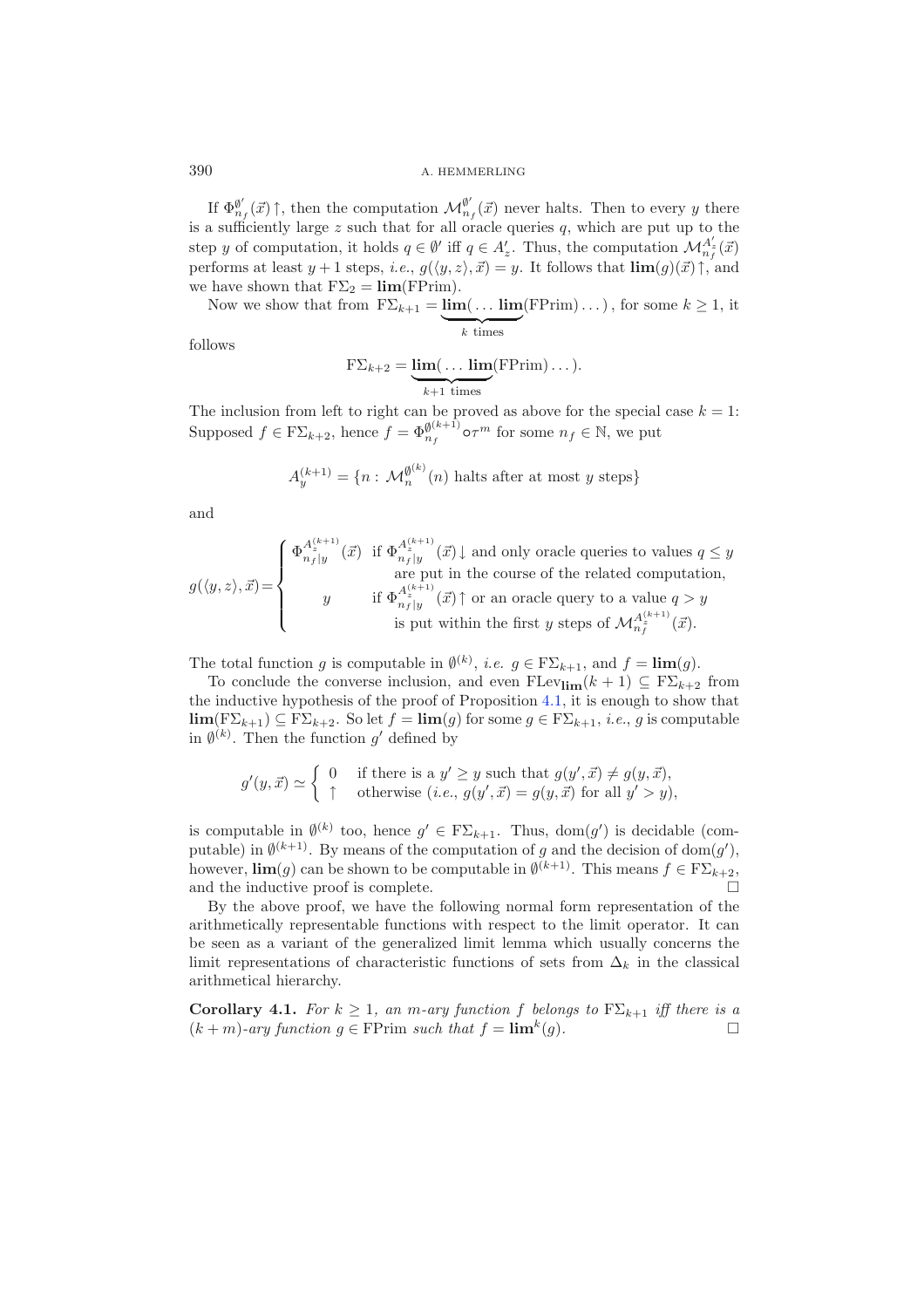If $\Phi_{n_f}^{\emptyset'}(\vec{x})\uparrow$, then the computation $\mathcal{M}_{n_f}^{\emptyset'}(\vec{x})$ never halts. Then to every $y$ there is a sufficiently large $z$ such that for all oracle queries $q$, which are put up to the step $y$ of computation, it holds $q \in \emptyset'$ iff $q \in A'_z$. Thus, the computation $\mathcal{M}_{n_f}^{A'_z}(\vec{x})$ performs at least $y+1$ steps, *i.e.*, $g(\langle y,z\rangle,\vec{x}) = y$. It follows that $\mathbf{lim}(g)(\vec{x})\uparrow$, and we have shown that $\mathrm{F}\Sigma_2 = \mathbf{lim}(\mathrm{FPrim})$.

Now we show that from $\mathrm{F}\Sigma_{k+1} = \underbrace{\mathbf{lim}(\dots\mathbf{lim}}_{k \text{ times}}(\mathrm{FPrim})\dots)$, for some $k \geq 1$, it follows

$$\mathrm{F}\Sigma_{k+2} = \underbrace{\mathbf{lim}(\dots\mathbf{lim}}_{k+1 \text{ times}}(\mathrm{FPrim})\dots).$$

The inclusion from left to right can be proved as above for the special case $k=1$: Supposed $f \in \mathrm{F}\Sigma_{k+2}$, hence $f = \Phi_{n_f}^{\emptyset^{(k+1)}} \circ \tau^m$ for some $n_f \in \mathbb{N}$, we put

$$A_y^{(k+1)} = \{n : \mathcal{M}_n^{\emptyset^{(k)}}(n) \text{ halts after at most } y \text{ steps}\}$$

and

$$g(\langle y,z\rangle,\vec{x}) = \begin{cases} \Phi_{n_f|y}^{A_z^{(k+1)}}(\vec{x}) & \text{if } \Phi_{n_f|y}^{A_z^{(k+1)}}(\vec{x})\downarrow \text{ and only oracle queries to values } q \leq y \\ & \text{are put in the course of the related computation,} \\ y & \text{if } \Phi_{n_f|y}^{A_z^{(k+1)}}(\vec{x})\uparrow \text{ or an oracle query to a value } q > y \\ & \text{is put within the first } y \text{ steps of } \mathcal{M}_{n_f}^{A_z^{(k+1)}}(\vec{x}). \end{cases}$$

The total function $g$ is computable in $\emptyset^{(k)}$, *i.e.* $g \in \mathrm{F}\Sigma_{k+1}$, and $f = \mathbf{lim}(g)$.

To conclude the converse inclusion, and even $\mathrm{FLev}_{\mathbf{lim}}(k+1) \subseteq \mathrm{F}\Sigma_{k+2}$ from the inductive hypothesis of the proof of Proposition 4.1, it is enough to show that $\mathbf{lim}(\mathrm{F}\Sigma_{k+1}) \subseteq \mathrm{F}\Sigma_{k+2}$. So let $f = \mathbf{lim}(g)$ for some $g \in \mathrm{F}\Sigma_{k+1}$, *i.e.*, $g$ is computable in $\emptyset^{(k)}$. Then the function $g'$ defined by

$$g'(y,\vec{x}) \simeq \begin{cases} 0 & \text{if there is a } y' \geq y \text{ such that } g(y',\vec{x}) \neq g(y,\vec{x}), \\ \uparrow & \text{otherwise } (\textit{i.e.}, g(y',\vec{x}) = g(y,\vec{x}) \text{ for all } y' > y), \end{cases}$$

is computable in $\emptyset^{(k)}$ too, hence $g' \in \mathrm{F}\Sigma_{k+1}$. Thus, $\mathrm{dom}(g')$ is decidable (computable) in $\emptyset^{(k+1)}$. By means of the computation of $g$ and the decision of $\mathrm{dom}(g')$, however, $\mathbf{lim}(g)$ can be shown to be computable in $\emptyset^{(k+1)}$. This means $f \in \mathrm{F}\Sigma_{k+2}$, and the inductive proof is complete. □

By the above proof, we have the following normal form representation of the arithmetically representable functions with respect to the limit operator. It can be seen as a variant of the generalized limit lemma which usually concerns the limit representations of characteristic functions of sets from $\Delta_k$ in the classical arithmetical hierarchy.

**Corollary 4.1.** *For $k \geq 1$, an $m$-ary function $f$ belongs to $\mathrm{F}\Sigma_{k+1}$ iff there is a $(k+m)$-ary function $g \in \mathrm{FPrim}$ such that $f = \mathbf{lim}^k(g)$.* □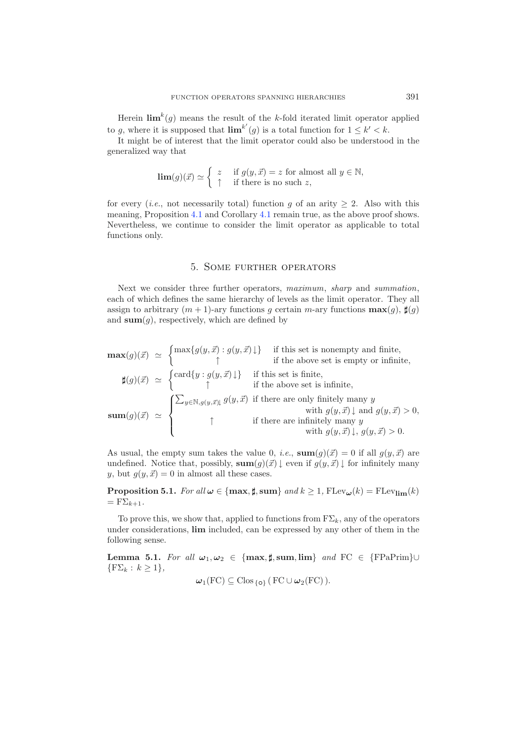Herein $\mathbf{lim}^k(g)$ means the result of the $k$-fold iterated limit operator applied to $g$, where it is supposed that $\mathbf{lim}^{k'}(g)$ is a total function for $1 \leq k' < k$.

It might be of interest that the limit operator could also be understood in the generalized way that

$$\mathbf{lim}(g)(\vec{x}) \simeq \begin{cases} z & \text{if } g(y, \vec{x}) = z \text{ for almost all } y \in \mathbb{N}, \\ \uparrow & \text{if there is no such } z, \end{cases}$$

for every (*i.e.*, not necessarily total) function $g$ of an arity $\geq 2$. Also with this meaning, Proposition 4.1 and Corollary 4.1 remain true, as the above proof shows. Nevertheless, we continue to consider the limit operator as applicable to total functions only.

## 5. Some further operators

Next we consider three further operators, *maximum*, *sharp* and *summation*, each of which defines the same hierarchy of levels as the limit operator. They all assign to arbitrary $(m+1)$-ary functions $g$ certain $m$-ary functions $\mathbf{max}(g)$, $\sharp(g)$ and $\mathbf{sum}(g)$, respectively, which are defined by

$$\mathbf{max}(g)(\vec{x}) \simeq \begin{cases} \max\{g(y,\vec{x}) : g(y,\vec{x})\downarrow\} & \text{if this set is nonempty and finite,} \\ \uparrow & \text{if the above set is empty or infinite,} \end{cases}$$

$$\sharp(g)(\vec{x}) \simeq \begin{cases} \mathrm{card}\{y : g(y,\vec{x})\downarrow\} & \text{if this set is finite,} \\ \uparrow & \text{if the above set is infinite,} \end{cases}$$

$$\mathbf{sum}(g)(\vec{x}) \simeq \begin{cases} \sum_{y \in \mathbb{N}, g(y,\vec{x})\downarrow} g(y,\vec{x}) & \text{if there are only finitely many } y \text{ with } g(y,\vec{x})\downarrow \text{ and } g(y,\vec{x}) > 0, \\ \uparrow & \text{if there are infinitely many } y \text{ with } g(y,\vec{x})\downarrow,\ g(y,\vec{x}) > 0. \end{cases}$$

As usual, the empty sum takes the value 0, *i.e.*, $\mathbf{sum}(g)(\vec{x}) = 0$ if all $g(y,\vec{x})$ are undefined. Notice that, possibly, $\mathbf{sum}(g)(\vec{x})\downarrow$ even if $g(y,\vec{x})\downarrow$ for infinitely many $y$, but $g(y,\vec{x}) = 0$ in almost all these cases.

**Proposition 5.1.** *For all* $\boldsymbol{\omega} \in \{\mathbf{max}, \sharp, \mathbf{sum}\}$ *and* $k \geq 1$, $\mathrm{FLev}_{\boldsymbol{\omega}}(k) = \mathrm{FLev}_{\mathbf{lim}}(k) = \mathrm{F}\Sigma_{k+1}$.

To prove this, we show that, applied to functions from $\mathrm{F}\Sigma_k$, any of the operators under considerations, $\mathbf{lim}$ included, can be expressed by any other of them in the following sense.

**Lemma 5.1.** *For all* $\boldsymbol{\omega}_1, \boldsymbol{\omega}_2 \in \{\mathbf{max}, \sharp, \mathbf{sum}, \mathbf{lim}\}$ *and* $\mathrm{FC} \in \{\mathrm{FPaPrim}\} \cup \{\mathrm{F}\Sigma_k : k \geq 1\}$,

$$\boldsymbol{\omega}_1(\mathrm{FC}) \subseteq \mathrm{Clos}_{\{\circ\}}(\,\mathrm{FC} \cup \boldsymbol{\omega}_2(\mathrm{FC})\,).$$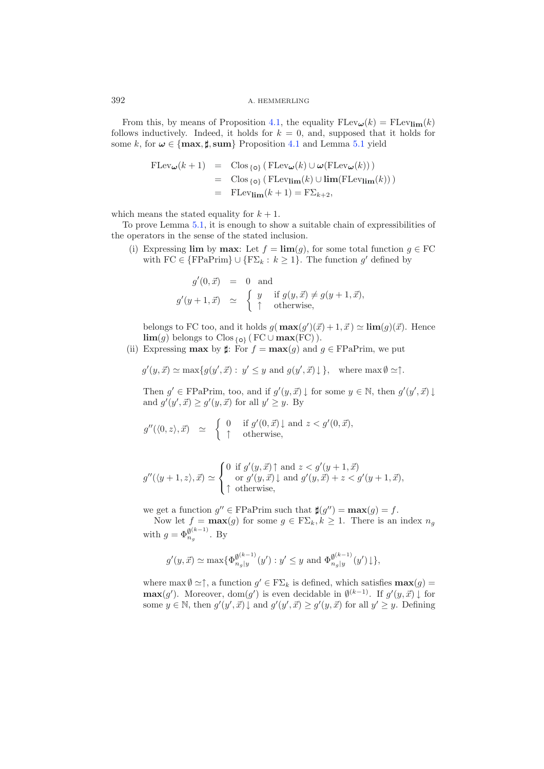From this, by means of Proposition 4.1, the equality $\mathrm{FLev}_{\boldsymbol{\omega}}(k) = \mathrm{FLev}_{\mathbf{lim}}(k)$ follows inductively. Indeed, it holds for $k = 0$, and, supposed that it holds for some $k$, for $\boldsymbol{\omega} \in \{\mathbf{max}, \sharp, \mathbf{sum}\}$ Proposition 4.1 and Lemma 5.1 yield

$$
\begin{aligned}
\mathrm{FLev}_{\boldsymbol{\omega}}(k+1) &= \mathrm{Clos}_{\{\circ\}}\,(\,\mathrm{FLev}_{\boldsymbol{\omega}}(k) \cup \boldsymbol{\omega}(\mathrm{FLev}_{\boldsymbol{\omega}}(k))\,) \\
&= \mathrm{Clos}_{\{\circ\}}\,(\,\mathrm{FLev}_{\mathbf{lim}}(k) \cup \mathbf{lim}(\mathrm{FLev}_{\mathbf{lim}}(k))\,) \\
&= \mathrm{FLev}_{\mathbf{lim}}(k+1) = \mathrm{F}\Sigma_{k+2},
\end{aligned}
$$

which means the stated equality for $k+1$.

To prove Lemma 5.1, it is enough to show a suitable chain of expressibilities of the operators in the sense of the stated inclusion.

(i) Expressing **lim** by **max**: Let $f = \mathbf{lim}(g)$, for some total function $g \in \mathrm{FC}$ with $\mathrm{FC} \in \{\mathrm{FPaPrim}\} \cup \{\mathrm{F}\Sigma_k : k \geq 1\}$. The function $g'$ defined by

$$
\begin{aligned}
g'(0,\vec{x}) &= 0 \quad \text{and} \\
g'(y+1,\vec{x}) &\simeq \begin{cases} y & \text{if } g(y,\vec{x}) \neq g(y+1,\vec{x}), \\ \uparrow & \text{otherwise,} \end{cases}
\end{aligned}
$$

belongs to FC too, and it holds $g(\,\mathbf{max}(g')(\vec{x})+1, \vec{x}\,) \simeq \mathbf{lim}(g)(\vec{x})$. Hence $\mathbf{lim}(g)$ belongs to $\mathrm{Clos}_{\{\circ\}}\,(\,\mathrm{FC} \cup \mathbf{max}(\mathrm{FC})\,)$.

(ii) Expressing **max** by $\sharp$: For $f = \mathbf{max}(g)$ and $g \in \mathrm{FPaPrim}$, we put

$$
g'(y,\vec{x}) \simeq \max\{g(y',\vec{x}) :\, y' \leq y \text{ and } g(y',\vec{x})\!\downarrow\}, \quad \text{where } \max\emptyset \simeq\uparrow.
$$

Then $g' \in \mathrm{FPaPrim}$, too, and if $g'(y,\vec{x})\!\downarrow$ for some $y \in \mathbb{N}$, then $g'(y',\vec{x})\!\downarrow$ and $g'(y',\vec{x}) \geq g'(y,\vec{x})$ for all $y' \geq y$. By

$$
g''(\langle 0,z\rangle,\vec{x}) \;\simeq\; \begin{cases} 0 & \text{if } g'(0,\vec{x})\!\downarrow \text{ and } z < g'(0,\vec{x}), \\ \uparrow & \text{otherwise,} \end{cases}
$$

$$
g''(\langle y+1,z\rangle,\vec{x}) \simeq \begin{cases} 0 \;\text{ if } g'(y,\vec{x})\!\uparrow \text{ and } z < g'(y+1,\vec{x}) \\ \quad\text{or } g'(y,\vec{x})\!\downarrow \text{ and } g'(y,\vec{x}) + z < g'(y+1,\vec{x}), \\ \uparrow \;\text{ otherwise,} \end{cases}
$$

we get a function $g'' \in \mathrm{FPaPrim}$ such that $\sharp(g'') = \mathbf{max}(g) = f$.

Now let $f = \mathbf{max}(g)$ for some $g \in \mathrm{F}\Sigma_k, k \geq 1$. There is an index $n_g$ with $g = \Phi_{n_g}^{\emptyset^{(k-1)}}$. By

$$
g'(y,\vec{x}) \simeq \max\{\Phi_{n_g|y}^{\emptyset^{(k-1)}}(y') : y' \leq y \text{ and } \Phi_{n_g|y}^{\emptyset^{(k-1)}}(y')\!\downarrow\},
$$

where $\max\emptyset \simeq\uparrow$, a function $g' \in \mathrm{F}\Sigma_k$ is defined, which satisfies $\mathbf{max}(g) = \mathbf{max}(g')$. Moreover, $\mathrm{dom}(g')$ is even decidable in $\emptyset^{(k-1)}$. If $g'(y,\vec{x})\!\downarrow$ for some $y \in \mathbb{N}$, then $g'(y',\vec{x})\!\downarrow$ and $g'(y',\vec{x}) \geq g'(y,\vec{x})$ for all $y' \geq y$. Defining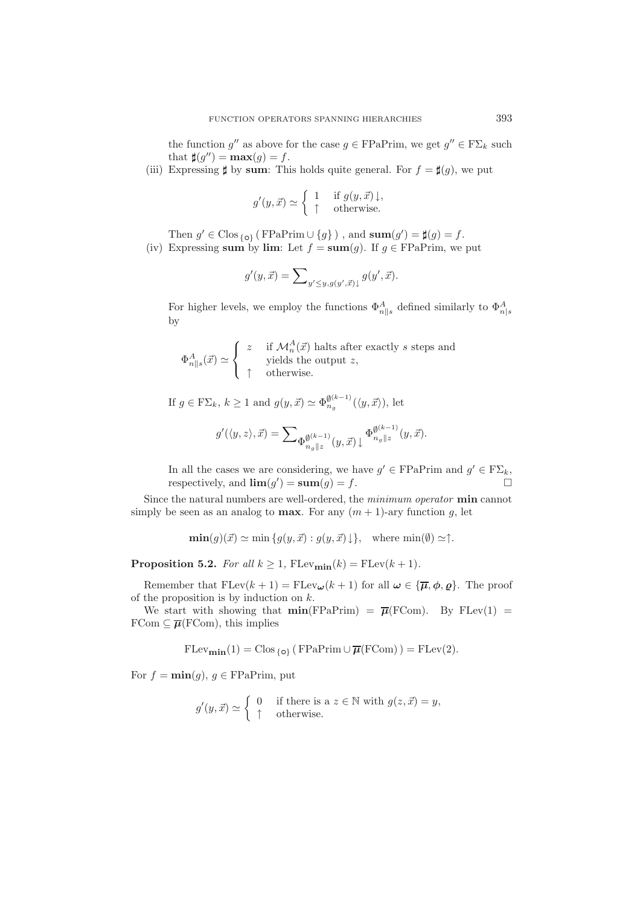the function $g''$ as above for the case $g \in \mathrm{FPaPrim}$, we get $g'' \in \mathrm{F}\Sigma_k$ such that $\sharp(g'') = \mathbf{max}(g) = f$.

(iii) Expressing $\sharp$ by **sum**: This holds quite general. For $f = \sharp(g)$, we put

$$g'(y, \vec{x}) \simeq \begin{cases} 1 & \text{if } g(y, \vec{x})\downarrow, \\ \uparrow & \text{otherwise.} \end{cases}$$

Then $g' \in \mathrm{Clos}_{\{\circ\}}(\,\mathrm{FPaPrim} \cup \{g\}\,)$ , and $\mathbf{sum}(g') = \sharp(g) = f$.

(iv) Expressing **sum** by **lim**: Let $f = \mathbf{sum}(g)$. If $g \in \mathrm{FPaPrim}$, we put

$$g'(y, \vec{x}) = \sum\nolimits_{y' \leq y, g(y', \vec{x})\downarrow} g(y', \vec{x}).$$

For higher levels, we employ the functions $\Phi^A_{n\|s}$ defined similarly to $\Phi^A_{n|s}$ by

$$\Phi^A_{n\|s}(\vec{x}) \simeq \begin{cases} z & \text{if } \mathcal{M}^A_n(\vec{x}) \text{ halts after exactly } s \text{ steps and} \\ & \text{yields the output } z, \\ \uparrow & \text{otherwise.} \end{cases}$$

If $g \in \mathrm{F}\Sigma_k$, $k \geq 1$ and $g(y, \vec{x}) \simeq \Phi^{\emptyset^{(k-1)}}_{n_g}(\langle y, \vec{x}\rangle)$, let

$$g'(\langle y, z\rangle, \vec{x}) = \sum\nolimits_{\Phi^{\emptyset^{(k-1)}}_{n_g\|z}(y, \vec{x})\downarrow} \Phi^{\emptyset^{(k-1)}}_{n_g\|z}(y, \vec{x}).$$

In all the cases we are considering, we have $g' \in \mathrm{FPaPrim}$ and $g' \in \mathrm{F}\Sigma_k$, respectively, and $\mathbf{lim}(g') = \mathbf{sum}(g) = f$. $\square$

Since the natural numbers are well-ordered, the *minimum operator* **min** cannot simply be seen as an analog to **max**. For any $(m+1)$-ary function $g$, let

$$\mathbf{min}(g)(\vec{x}) \simeq \min\{g(y, \vec{x}) : g(y, \vec{x})\downarrow\}, \quad \text{where } \min(\emptyset) \simeq\uparrow.$$

**Proposition 5.2.** *For all $k \geq 1$, $\mathrm{FLev}_{\mathbf{min}}(k) = \mathrm{FLev}(k+1)$.*

Remember that $\mathrm{FLev}(k+1) = \mathrm{FLev}_{\boldsymbol{\omega}}(k+1)$ for all $\boldsymbol{\omega} \in \{\overline{\boldsymbol{\mu}}, \boldsymbol{\phi}, \boldsymbol{\varrho}\}$. The proof of the proposition is by induction on $k$.

We start with showing that $\mathbf{min}(\mathrm{FPaPrim}) = \overline{\boldsymbol{\mu}}(\mathrm{FCom})$. By $\mathrm{FLev}(1) = \mathrm{FCom} \subseteq \overline{\boldsymbol{\mu}}(\mathrm{FCom})$, this implies

$$\mathrm{FLev}_{\mathbf{min}}(1) = \mathrm{Clos}_{\{\circ\}}(\,\mathrm{FPaPrim} \cup \overline{\boldsymbol{\mu}}(\mathrm{FCom})\,) = \mathrm{FLev}(2).$$

For $f = \mathbf{min}(g)$, $g \in \mathrm{FPaPrim}$, put

$$g'(y, \vec{x}) \simeq \begin{cases} 0 & \text{if there is a } z \in \mathbb{N} \text{ with } g(z, \vec{x}) = y, \\ \uparrow & \text{otherwise.} \end{cases}$$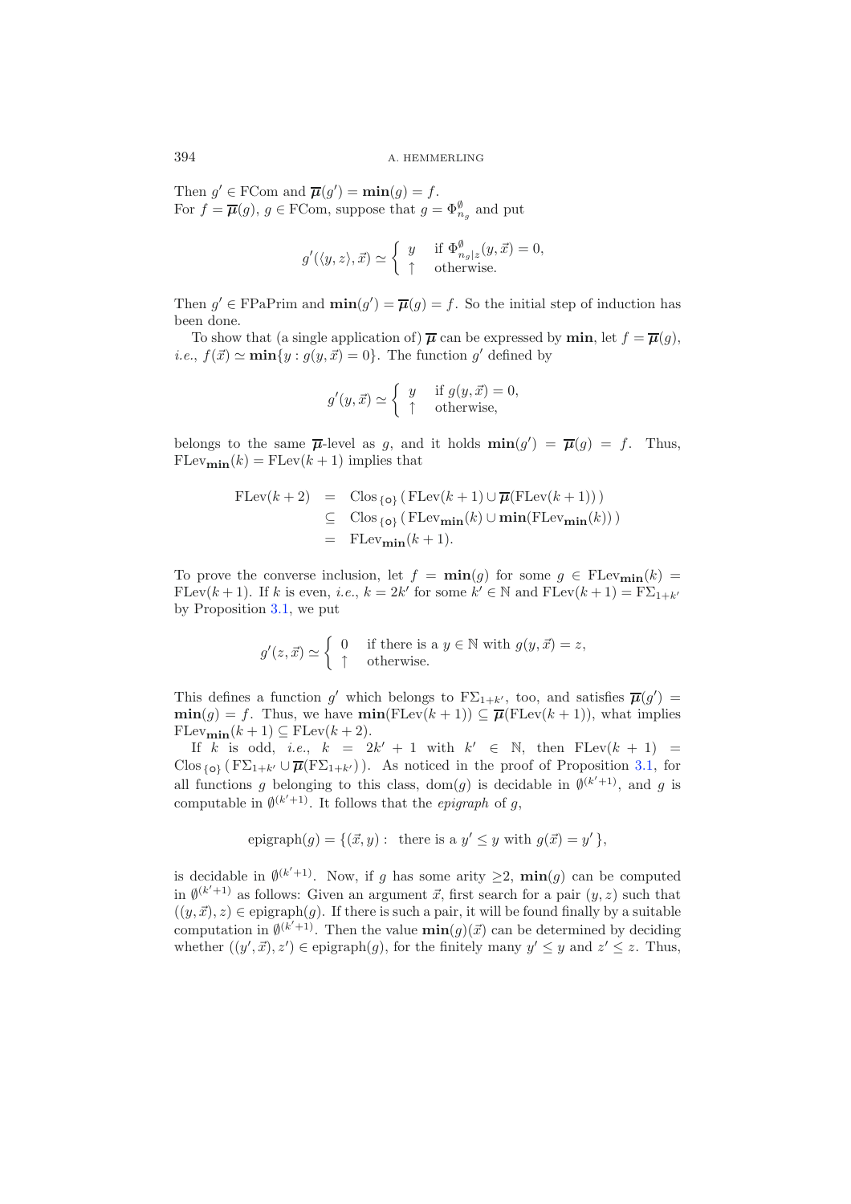Then $g' \in \mathrm{FCom}$ and $\overline{\boldsymbol{\mu}}(g') = \mathbf{min}(g) = f$.
For $f = \overline{\boldsymbol{\mu}}(g)$, $g \in \mathrm{FCom}$, suppose that $g = \Phi^{\emptyset}_{n_g}$ and put

$$g'(\langle y, z\rangle, \vec{x}) \simeq \begin{cases} y & \text{if } \Phi^{\emptyset}_{n_g|z}(y, \vec{x}) = 0, \\ \uparrow & \text{otherwise.} \end{cases}$$

Then $g' \in \mathrm{FPaPrim}$ and $\mathbf{min}(g') = \overline{\boldsymbol{\mu}}(g) = f$. So the initial step of induction has been done.

To show that (a single application of) $\overline{\boldsymbol{\mu}}$ can be expressed by $\mathbf{min}$, let $f = \overline{\boldsymbol{\mu}}(g)$, *i.e.*, $f(\vec{x}) \simeq \mathbf{min}\{y : g(y, \vec{x}) = 0\}$. The function $g'$ defined by

$$g'(y, \vec{x}) \simeq \begin{cases} y & \text{if } g(y, \vec{x}) = 0, \\ \uparrow & \text{otherwise,} \end{cases}$$

belongs to the same $\overline{\boldsymbol{\mu}}$-level as $g$, and it holds $\mathbf{min}(g') = \overline{\boldsymbol{\mu}}(g) = f$. Thus, $\mathrm{FLev}_{\mathbf{min}}(k) = \mathrm{FLev}(k+1)$ implies that

$$\begin{aligned} \mathrm{FLev}(k+2) &= \mathrm{Clos}_{\{\circ\}}\,(\mathrm{FLev}(k+1) \cup \overline{\boldsymbol{\mu}}(\mathrm{FLev}(k+1))\,) \\ &\subseteq \mathrm{Clos}_{\{\circ\}}\,(\mathrm{FLev}_{\mathbf{min}}(k) \cup \mathbf{min}(\mathrm{FLev}_{\mathbf{min}}(k))\,) \\ &= \mathrm{FLev}_{\mathbf{min}}(k+1). \end{aligned}$$

To prove the converse inclusion, let $f = \mathbf{min}(g)$ for some $g \in \mathrm{FLev}_{\mathbf{min}}(k) = \mathrm{FLev}(k+1)$. If $k$ is even, *i.e.*, $k = 2k'$ for some $k' \in \mathbb{N}$ and $\mathrm{FLev}(k+1) = \mathrm{F}\Sigma_{1+k'}$ by Proposition 3.1, we put

$$g'(z, \vec{x}) \simeq \begin{cases} 0 & \text{if there is a } y \in \mathbb{N} \text{ with } g(y, \vec{x}) = z, \\ \uparrow & \text{otherwise.} \end{cases}$$

This defines a function $g'$ which belongs to $\mathrm{F}\Sigma_{1+k'}$, too, and satisfies $\overline{\boldsymbol{\mu}}(g') = \mathbf{min}(g) = f$. Thus, we have $\mathbf{min}(\mathrm{FLev}(k+1)) \subseteq \overline{\boldsymbol{\mu}}(\mathrm{FLev}(k+1))$, what implies $\mathrm{FLev}_{\mathbf{min}}(k+1) \subseteq \mathrm{FLev}(k+2)$.

If $k$ is odd, *i.e.*, $k = 2k' + 1$ with $k' \in \mathbb{N}$, then $\mathrm{FLev}(k+1) = \mathrm{Clos}_{\{\circ\}}\,(\mathrm{F}\Sigma_{1+k'} \cup \overline{\boldsymbol{\mu}}(\mathrm{F}\Sigma_{1+k'})\,)$. As noticed in the proof of Proposition 3.1, for all functions $g$ belonging to this class, $\mathrm{dom}(g)$ is decidable in $\emptyset^{(k'+1)}$, and $g$ is computable in $\emptyset^{(k'+1)}$. It follows that the *epigraph* of $g$,

$$\mathrm{epigraph}(g) = \{(\vec{x}, y) : \text{ there is a } y' \leq y \text{ with } g(\vec{x}) = y'\,\},$$

is decidable in $\emptyset^{(k'+1)}$. Now, if $g$ has some arity $\geq 2$, $\mathbf{min}(g)$ can be computed in $\emptyset^{(k'+1)}$ as follows: Given an argument $\vec{x}$, first search for a pair $(y, z)$ such that $((y, \vec{x}), z) \in \mathrm{epigraph}(g)$. If there is such a pair, it will be found finally by a suitable computation in $\emptyset^{(k'+1)}$. Then the value $\mathbf{min}(g)(\vec{x})$ can be determined by deciding whether $((y', \vec{x}), z') \in \mathrm{epigraph}(g)$, for the finitely many $y' \leq y$ and $z' \leq z$. Thus,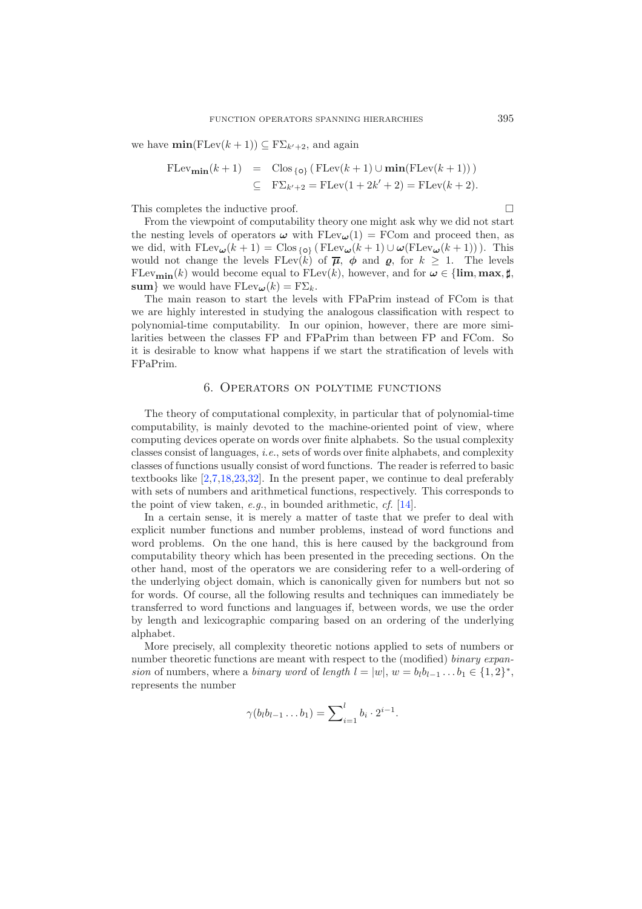we have $\mathbf{min}(\text{FLev}(k+1)) \subseteq \text{F}\Sigma_{k'+2}$, and again

$$\begin{aligned} \text{FLev}_{\mathbf{min}}(k+1) &= \text{Clos}_{\{\circ\}}\left(\text{FLev}(k+1) \cup \mathbf{min}(\text{FLev}(k+1))\right) \\ &\subseteq \text{F}\Sigma_{k'+2} = \text{FLev}(1+2k'+2) = \text{FLev}(k+2). \end{aligned}$$

This completes the inductive proof. □

From the viewpoint of computability theory one might ask why we did not start the nesting levels of operators $\boldsymbol{\omega}$ with $\text{FLev}_{\boldsymbol{\omega}}(1) = \text{FCom}$ and proceed then, as we did, with $\text{FLev}_{\boldsymbol{\omega}}(k+1) = \text{Clos}_{\{\circ\}}\left(\text{FLev}_{\boldsymbol{\omega}}(k+1) \cup \boldsymbol{\omega}(\text{FLev}_{\boldsymbol{\omega}}(k+1))\right)$. This would not change the levels $\text{FLev}(k)$ of $\overline{\boldsymbol{\mu}}$, $\boldsymbol{\phi}$ and $\boldsymbol{\varrho}$, for $k \geq 1$. The levels $\text{FLev}_{\mathbf{min}}(k)$ would become equal to $\text{FLev}(k)$, however, and for $\boldsymbol{\omega} \in \{\mathbf{lim}, \mathbf{max}, \sharp, \mathbf{sum}\}$ we would have $\text{FLev}_{\boldsymbol{\omega}}(k) = \text{F}\Sigma_k$.

The main reason to start the levels with FPaPrim instead of FCom is that we are highly interested in studying the analogous classification with respect to polynomial-time computability. In our opinion, however, there are more similarities between the classes FP and FPaPrim than between FP and FCom. So it is desirable to know what happens if we start the stratification of levels with FPaPrim.

## 6. Operators on polytime functions

The theory of computational complexity, in particular that of polynomial-time computability, is mainly devoted to the machine-oriented point of view, where computing devices operate on words over finite alphabets. So the usual complexity classes consist of languages, *i.e.*, sets of words over finite alphabets, and complexity classes of functions usually consist of word functions. The reader is referred to basic textbooks like [2,7,18,23,32]. In the present paper, we continue to deal preferably with sets of numbers and arithmetical functions, respectively. This corresponds to the point of view taken, *e.g.*, in bounded arithmetic, *cf.* [14].

In a certain sense, it is merely a matter of taste that we prefer to deal with explicit number functions and number problems, instead of word functions and word problems. On the one hand, this is here caused by the background from computability theory which has been presented in the preceding sections. On the other hand, most of the operators we are considering refer to a well-ordering of the underlying object domain, which is canonically given for numbers but not so for words. Of course, all the following results and techniques can immediately be transferred to word functions and languages if, between words, we use the order by length and lexicographic comparing based on an ordering of the underlying alphabet.

More precisely, all complexity theoretic notions applied to sets of numbers or number theoretic functions are meant with respect to the (modified) *binary expansion* of numbers, where a *binary word* of *length* $l = |w|$, $w = b_l b_{l-1} \ldots b_1 \in \{1,2\}^*$, represents the number

$$\gamma(b_l b_{l-1} \ldots b_1) = \sum_{i=1}^{l} b_i \cdot 2^{i-1}.$$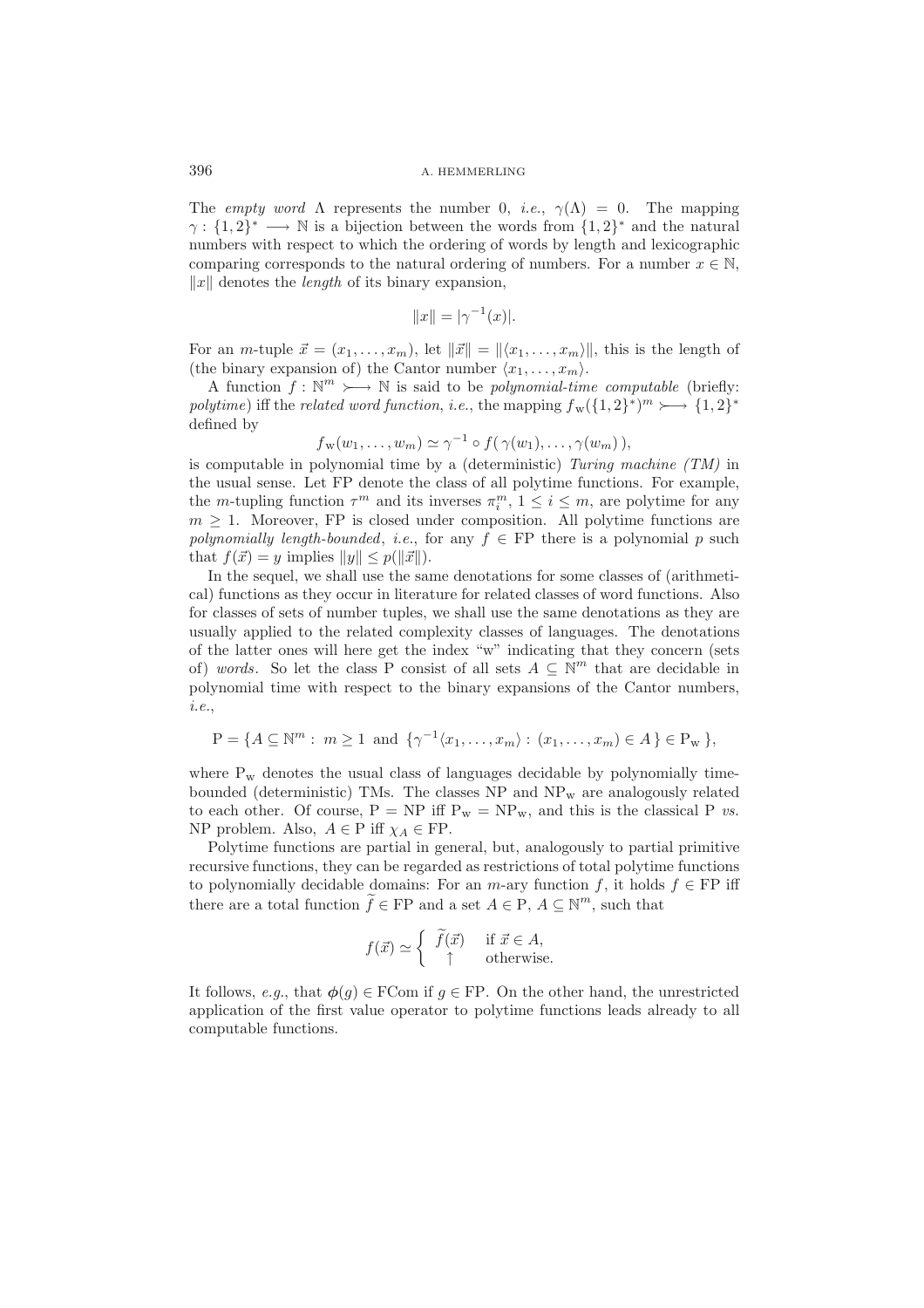The *empty word* $\Lambda$ represents the number 0, *i.e.*, $\gamma(\Lambda) = 0$. The mapping $\gamma : \{1,2\}^* \longrightarrow \mathbb{N}$ is a bijection between the words from $\{1,2\}^*$ and the natural numbers with respect to which the ordering of words by length and lexicographic comparing corresponds to the natural ordering of numbers. For a number $x \in \mathbb{N}$, $\|x\|$ denotes the *length* of its binary expansion,

$$\|x\| = |\gamma^{-1}(x)|.$$

For an $m$-tuple $\vec{x} = (x_1, \ldots, x_m)$, let $\|\vec{x}\| = \|\langle x_1, \ldots, x_m\rangle\|$, this is the length of (the binary expansion of) the Cantor number $\langle x_1, \ldots, x_m\rangle$.

A function $f : \mathbb{N}^m \rightarrowtail \mathbb{N}$ is said to be *polynomial-time computable* (briefly: *polytime*) iff the *related word function*, *i.e.*, the mapping $f_{\mathrm{w}}(\{1,2\}^*)^m \rightarrowtail \{1,2\}^*$ defined by

$$f_{\mathrm{w}}(w_1, \ldots, w_m) \simeq \gamma^{-1} \circ f(\,\gamma(w_1), \ldots, \gamma(w_m)\,),$$

is computable in polynomial time by a (deterministic) *Turing machine (TM)* in the usual sense. Let FP denote the class of all polytime functions. For example, the $m$-tupling function $\tau^m$ and its inverses $\pi_i^m$, $1 \leq i \leq m$, are polytime for any $m \geq 1$. Moreover, FP is closed under composition. All polytime functions are *polynomially length-bounded*, *i.e.*, for any $f \in \mathrm{FP}$ there is a polynomial $p$ such that $f(\vec{x}) = y$ implies $\|y\| \leq p(\|\vec{x}\|)$.

In the sequel, we shall use the same denotations for some classes of (arithmetical) functions as they occur in literature for related classes of word functions. Also for classes of sets of number tuples, we shall use the same denotations as they are usually applied to the related complexity classes of languages. The denotations of the latter ones will here get the index "w" indicating that they concern (sets of) *words*. So let the class P consist of all sets $A \subseteq \mathbb{N}^m$ that are decidable in polynomial time with respect to the binary expansions of the Cantor numbers, *i.e.*,

$$\mathrm{P} = \{A \subseteq \mathbb{N}^m :\ m \geq 1 \ \text{and}\ \{\gamma^{-1}\langle x_1, \ldots, x_m\rangle : (x_1, \ldots, x_m) \in A\} \in \mathrm{P_w}\},$$

where $\mathrm{P_w}$ denotes the usual class of languages decidable by polynomially time-bounded (deterministic) TMs. The classes NP and $\mathrm{NP_w}$ are analogously related to each other. Of course, $\mathrm{P} = \mathrm{NP}$ iff $\mathrm{P_w} = \mathrm{NP_w}$, and this is the classical P *vs.* NP problem. Also, $A \in \mathrm{P}$ iff $\chi_A \in \mathrm{FP}$.

Polytime functions are partial in general, but, analogously to partial primitive recursive functions, they can be regarded as restrictions of total polytime functions to polynomially decidable domains: For an $m$-ary function $f$, it holds $f \in \mathrm{FP}$ iff there are a total function $\widetilde{f} \in \mathrm{FP}$ and a set $A \in \mathrm{P}$, $A \subseteq \mathbb{N}^m$, such that

$$f(\vec{x}) \simeq \begin{cases} \widetilde{f}(\vec{x}) & \text{if } \vec{x} \in A, \\ \uparrow & \text{otherwise.} \end{cases}$$

It follows, *e.g.*, that $\boldsymbol{\phi}(g) \in \mathrm{FCom}$ if $g \in \mathrm{FP}$. On the other hand, the unrestricted application of the first value operator to polytime functions leads already to all computable functions.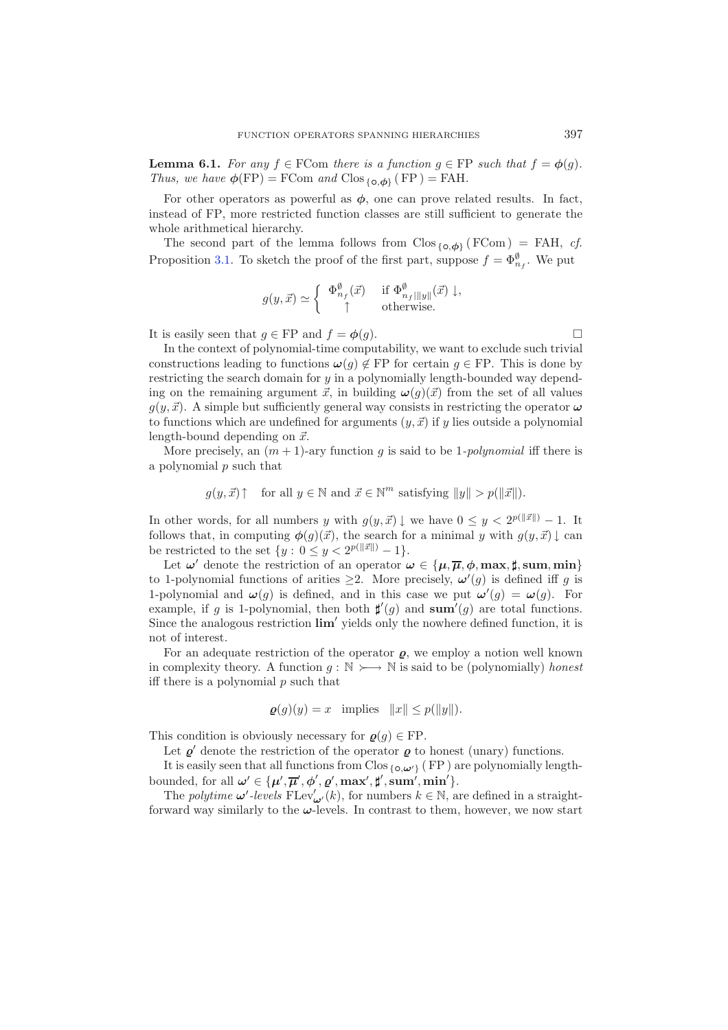**Lemma 6.1.** *For any $f \in \mathrm{FCom}$ there is a function $g \in \mathrm{FP}$ such that $f = \boldsymbol{\phi}(g)$. Thus, we have $\boldsymbol{\phi}(\mathrm{FP}) = \mathrm{FCom}$ and $\mathrm{Clos}_{\{\circ,\boldsymbol{\phi}\}}(\mathrm{FP}) = \mathrm{FAH}$.*

For other operators as powerful as $\boldsymbol{\phi}$, one can prove related results. In fact, instead of FP, more restricted function classes are still sufficient to generate the whole arithmetical hierarchy.

The second part of the lemma follows from $\mathrm{Clos}_{\{\circ,\boldsymbol{\phi}\}}(\mathrm{FCom}) = \mathrm{FAH}$, *cf.* Proposition 3.1. To sketch the proof of the first part, suppose $f = \Phi^{\emptyset}_{n_f}$. We put

$$g(y, \vec{x}) \simeq \begin{cases} \Phi^{\emptyset}_{n_f}(\vec{x}) & \text{if } \Phi^{\emptyset}_{n_f|\|y\|}(\vec{x})\downarrow, \\ \uparrow & \text{otherwise.} \end{cases}$$

It is easily seen that $g \in \mathrm{FP}$ and $f = \boldsymbol{\phi}(g)$. $\square$

In the context of polynomial-time computability, we want to exclude such trivial constructions leading to functions $\boldsymbol{\omega}(g) \notin \mathrm{FP}$ for certain $g \in \mathrm{FP}$. This is done by restricting the search domain for $y$ in a polynomially length-bounded way depending on the remaining argument $\vec{x}$, in building $\boldsymbol{\omega}(g)(\vec{x})$ from the set of all values $g(y, \vec{x})$. A simple but sufficiently general way consists in restricting the operator $\boldsymbol{\omega}$ to functions which are undefined for arguments $(y, \vec{x})$ if $y$ lies outside a polynomial length-bound depending on $\vec{x}$.

More precisely, an $(m+1)$-ary function $g$ is said to be 1-*polynomial* iff there is a polynomial $p$ such that

$$g(y, \vec{x})\uparrow \quad \text{for all } y \in \mathbb{N} \text{ and } \vec{x} \in \mathbb{N}^m \text{ satisfying } \|y\| > p(\|\vec{x}\|).$$

In other words, for all numbers $y$ with $g(y, \vec{x})\downarrow$ we have $0 \le y < 2^{p(\|\vec{x}\|)} - 1$. It follows that, in computing $\boldsymbol{\phi}(g)(\vec{x})$, the search for a minimal $y$ with $g(y, \vec{x})\downarrow$ can be restricted to the set $\{y : 0 \le y < 2^{p(\|\vec{x}\|)} - 1\}$.

Let $\boldsymbol{\omega}'$ denote the restriction of an operator $\boldsymbol{\omega} \in \{\boldsymbol{\mu}, \overline{\boldsymbol{\mu}}, \boldsymbol{\phi}, \mathbf{max}, \sharp, \mathbf{sum}, \mathbf{min}\}$ to 1-polynomial functions of arities $\ge 2$. More precisely, $\boldsymbol{\omega}'(g)$ is defined iff $g$ is 1-polynomial and $\boldsymbol{\omega}(g)$ is defined, and in this case we put $\boldsymbol{\omega}'(g) = \boldsymbol{\omega}(g)$. For example, if $g$ is 1-polynomial, then both $\sharp'(g)$ and $\mathbf{sum}'(g)$ are total functions. Since the analogous restriction $\mathbf{lim}'$ yields only the nowhere defined function, it is not of interest.

For an adequate restriction of the operator $\boldsymbol{\varrho}$, we employ a notion well known in complexity theory. A function $g : \mathbb{N} \rightarrowtail \mathbb{N}$ is said to be (polynomially) *honest* iff there is a polynomial $p$ such that

$$\boldsymbol{\varrho}(g)(y) = x \quad \text{implies} \quad \|x\| \le p(\|y\|).$$

This condition is obviously necessary for $\boldsymbol{\varrho}(g) \in \mathrm{FP}$.

Let $\boldsymbol{\varrho}'$ denote the restriction of the operator $\boldsymbol{\varrho}$ to honest (unary) functions.

It is easily seen that all functions from $\mathrm{Clos}_{\{\circ,\boldsymbol{\omega}'\}}(\mathrm{FP})$ are polynomially length-bounded, for all $\boldsymbol{\omega}' \in \{\boldsymbol{\mu}', \overline{\boldsymbol{\mu}}', \boldsymbol{\phi}', \boldsymbol{\varrho}', \mathbf{max}', \sharp', \mathbf{sum}', \mathbf{min}'\}$.

The *polytime* $\boldsymbol{\omega}'$-*levels* $\mathrm{FLev}'_{\boldsymbol{\omega}'}(k)$, for numbers $k \in \mathbb{N}$, are defined in a straightforward way similarly to the $\boldsymbol{\omega}$-levels. In contrast to them, however, we now start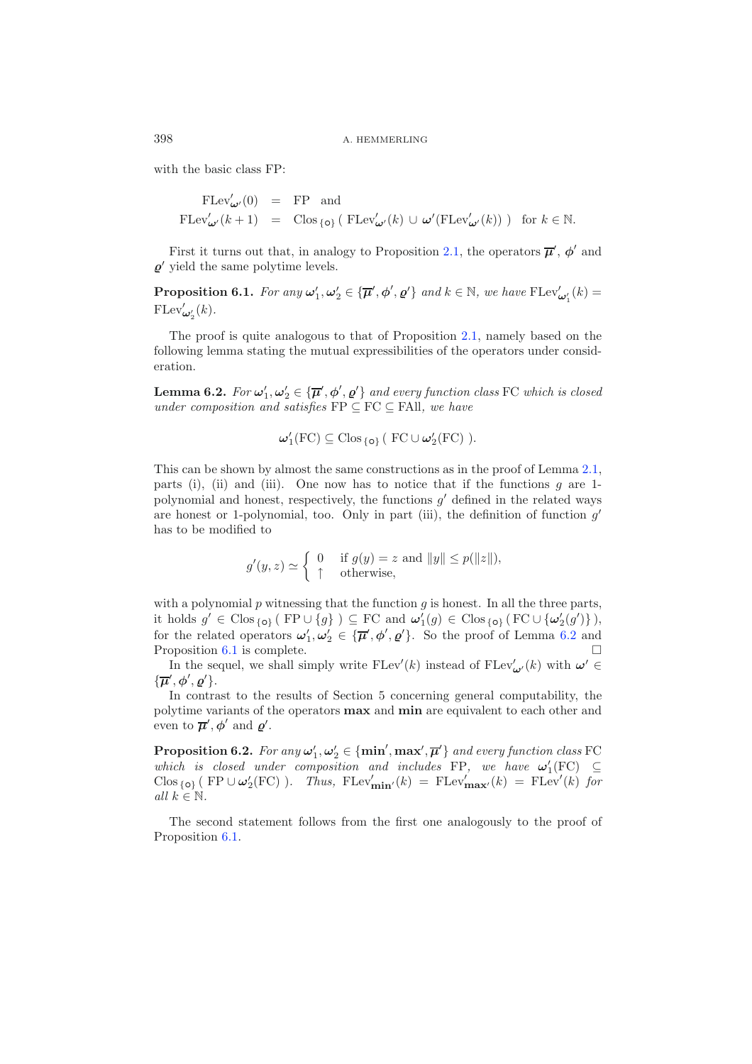with the basic class FP:

$$\begin{aligned}
\mathrm{FLev}'_{\boldsymbol{\omega}'}(0) &= \mathrm{FP} \quad \text{and} \\
\mathrm{FLev}'_{\boldsymbol{\omega}'}(k+1) &= \mathrm{Clos}_{\{\circ\}}\,(\,\mathrm{FLev}'_{\boldsymbol{\omega}'}(k) \cup \boldsymbol{\omega}'(\mathrm{FLev}'_{\boldsymbol{\omega}'}(k))\,) \quad \text{for } k \in \mathbb{N}.
\end{aligned}$$

First it turns out that, in analogy to Proposition 2.1, the operators $\overline{\boldsymbol{\mu}}'$, $\boldsymbol{\phi}'$ and $\boldsymbol{\varrho}'$ yield the same polytime levels.

**Proposition 6.1.** *For any $\boldsymbol{\omega}'_1, \boldsymbol{\omega}'_2 \in \{\overline{\boldsymbol{\mu}}', \boldsymbol{\phi}', \boldsymbol{\varrho}'\}$ and $k \in \mathbb{N}$, we have $\mathrm{FLev}'_{\boldsymbol{\omega}'_1}(k) = \mathrm{FLev}'_{\boldsymbol{\omega}'_2}(k)$.*

The proof is quite analogous to that of Proposition 2.1, namely based on the following lemma stating the mutual expressibilities of the operators under consideration.

**Lemma 6.2.** *For $\boldsymbol{\omega}'_1, \boldsymbol{\omega}'_2 \in \{\overline{\boldsymbol{\mu}}', \boldsymbol{\phi}', \boldsymbol{\varrho}'\}$ and every function class FC which is closed under composition and satisfies $\mathrm{FP} \subseteq \mathrm{FC} \subseteq \mathrm{FAll}$, we have*

$$\boldsymbol{\omega}'_1(\mathrm{FC}) \subseteq \mathrm{Clos}_{\{\circ\}}\,(\,\mathrm{FC} \cup \boldsymbol{\omega}'_2(\mathrm{FC})\,).$$

This can be shown by almost the same constructions as in the proof of Lemma 2.1, parts (i), (ii) and (iii). One now has to notice that if the functions $g$ are 1-polynomial and honest, respectively, the functions $g'$ defined in the related ways are honest or 1-polynomial, too. Only in part (iii), the definition of function $g'$ has to be modified to

$$g'(y,z) \simeq \begin{cases} 0 & \text{if } g(y) = z \text{ and } \|y\| \le p(\|z\|), \\ \uparrow & \text{otherwise,} \end{cases}$$

with a polynomial $p$ witnessing that the function $g$ is honest. In all the three parts, it holds $g' \in \mathrm{Clos}_{\{\circ\}}\,(\,\mathrm{FP} \cup \{g\}\,) \subseteq \mathrm{FC}$ and $\boldsymbol{\omega}'_1(g) \in \mathrm{Clos}_{\{\circ\}}\,(\,\mathrm{FC} \cup \{\boldsymbol{\omega}'_2(g')\}\,)$, for the related operators $\boldsymbol{\omega}'_1, \boldsymbol{\omega}'_2 \in \{\overline{\boldsymbol{\mu}}', \boldsymbol{\phi}', \boldsymbol{\varrho}'\}$. So the proof of Lemma 6.2 and Proposition 6.1 is complete. □

In the sequel, we shall simply write $\mathrm{FLev}'(k)$ instead of $\mathrm{FLev}'_{\boldsymbol{\omega}'}(k)$ with $\boldsymbol{\omega}' \in \{\overline{\boldsymbol{\mu}}', \boldsymbol{\phi}', \boldsymbol{\varrho}'\}$.

In contrast to the results of Section 5 concerning general computability, the polytime variants of the operators **max** and **min** are equivalent to each other and even to $\overline{\boldsymbol{\mu}}'$, $\boldsymbol{\phi}'$ and $\boldsymbol{\varrho}'$.

**Proposition 6.2.** *For any $\boldsymbol{\omega}'_1, \boldsymbol{\omega}'_2 \in \{\mathbf{min}', \mathbf{max}', \overline{\boldsymbol{\mu}}'\}$ and every function class FC which is closed under composition and includes FP, we have $\boldsymbol{\omega}'_1(\mathrm{FC}) \subseteq \mathrm{Clos}_{\{\circ\}}\,(\,\mathrm{FP} \cup \boldsymbol{\omega}'_2(\mathrm{FC})\,)$. Thus, $\mathrm{FLev}'_{\mathbf{min}'}(k) = \mathrm{FLev}'_{\mathbf{max}'}(k) = \mathrm{FLev}'(k)$ for all $k \in \mathbb{N}$.*

The second statement follows from the first one analogously to the proof of Proposition 6.1.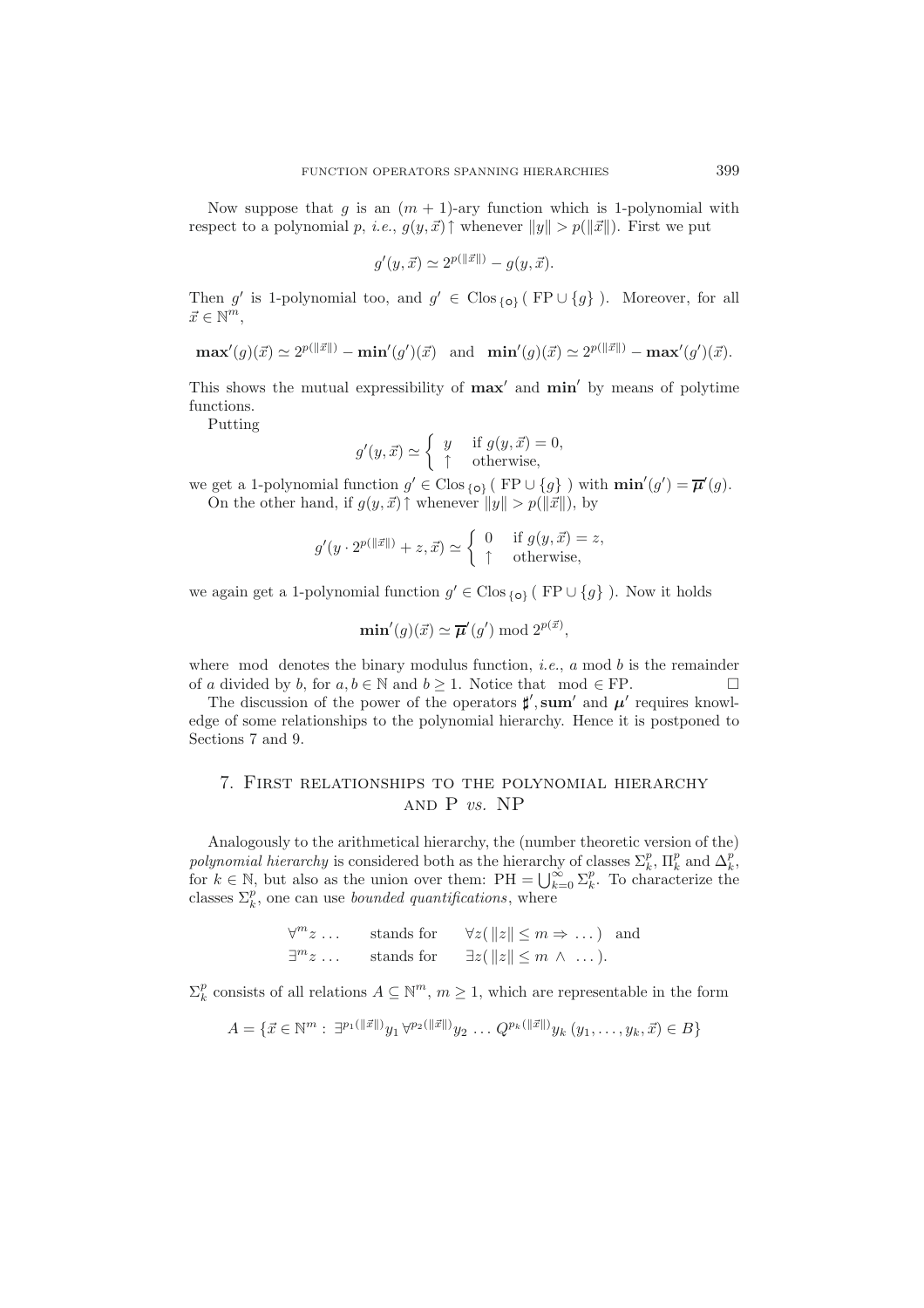Now suppose that $g$ is an $(m+1)$-ary function which is 1-polynomial with respect to a polynomial $p$, *i.e.*, $g(y,\vec{x})\uparrow$ whenever $\|y\| > p(\|\vec{x}\|)$. First we put

$$g'(y,\vec{x}) \simeq 2^{p(\|\vec{x}\|)} - g(y,\vec{x}).$$

Then $g'$ is 1-polynomial too, and $g' \in \mathrm{Clos}_{\{\circ\}}(\ \mathrm{FP} \cup \{g\}\ )$. Moreover, for all $\vec{x} \in \mathbb{N}^m$,

$$\mathbf{max}'(g)(\vec{x}) \simeq 2^{p(\|\vec{x}\|)} - \mathbf{min}'(g')(\vec{x}) \quad \text{and} \quad \mathbf{min}'(g)(\vec{x}) \simeq 2^{p(\|\vec{x}\|)} - \mathbf{max}'(g')(\vec{x}).$$

This shows the mutual expressibility of $\mathbf{max}'$ and $\mathbf{min}'$ by means of polytime functions.

Putting

$$g'(y,\vec{x}) \simeq \begin{cases} y & \text{if } g(y,\vec{x}) = 0, \\ \uparrow & \text{otherwise,} \end{cases}$$

we get a 1-polynomial function $g' \in \mathrm{Clos}_{\{\circ\}}(\ \mathrm{FP} \cup \{g\}\ )$ with $\mathbf{min}'(g') = \overline{\boldsymbol{\mu}}'(g)$.

On the other hand, if $g(y,\vec{x})\uparrow$ whenever $\|y\| > p(\|\vec{x}\|)$, by

$$g'(y \cdot 2^{p(\|\vec{x}\|)} + z, \vec{x}) \simeq \begin{cases} 0 & \text{if } g(y,\vec{x}) = z, \\ \uparrow & \text{otherwise,} \end{cases}$$

we again get a 1-polynomial function $g' \in \mathrm{Clos}_{\{\circ\}}(\ \mathrm{FP} \cup \{g\}\ )$. Now it holds

$$\mathbf{min}'(g)(\vec{x}) \simeq \overline{\boldsymbol{\mu}}'(g') \bmod 2^{p(\vec{x})},$$

where mod denotes the binary modulus function, *i.e.*, $a \bmod b$ is the remainder of $a$ divided by $b$, for $a,b \in \mathbb{N}$ and $b \geq 1$. Notice that $\bmod \in \mathrm{FP}$. □

The discussion of the power of the operators $\sharp', \mathbf{sum}'$ and $\boldsymbol{\mu}'$ requires knowledge of some relationships to the polynomial hierarchy. Hence it is postponed to Sections 7 and 9.

## 7. First relationships to the polynomial hierarchy and P *vs.* NP

Analogously to the arithmetical hierarchy, the (number theoretic version of the) *polynomial hierarchy* is considered both as the hierarchy of classes $\Sigma_k^p$, $\Pi_k^p$ and $\Delta_k^p$, for $k \in \mathbb{N}$, but also as the union over them: $\mathrm{PH} = \bigcup_{k=0}^{\infty} \Sigma_k^p$. To characterize the classes $\Sigma_k^p$, one can use *bounded quantifications*, where

$$\begin{array}{lll} \forall^m z \ldots & \text{stands for} & \forall z(\ \|z\| \leq m \Rightarrow \ldots\ ) \quad \text{and} \\ \exists^m z \ldots & \text{stands for} & \exists z(\ \|z\| \leq m\ \wedge\ \ldots\ ). \end{array}$$

$\Sigma_k^p$ consists of all relations $A \subseteq \mathbb{N}^m$, $m \geq 1$, which are representable in the form

$$A = \{\vec{x} \in \mathbb{N}^m : \exists^{p_1(\|\vec{x}\|)} y_1\, \forall^{p_2(\|\vec{x}\|)} y_2\, \ldots\, Q^{p_k(\|\vec{x}\|)} y_k\, (y_1,\ldots,y_k,\vec{x}) \in B\}$$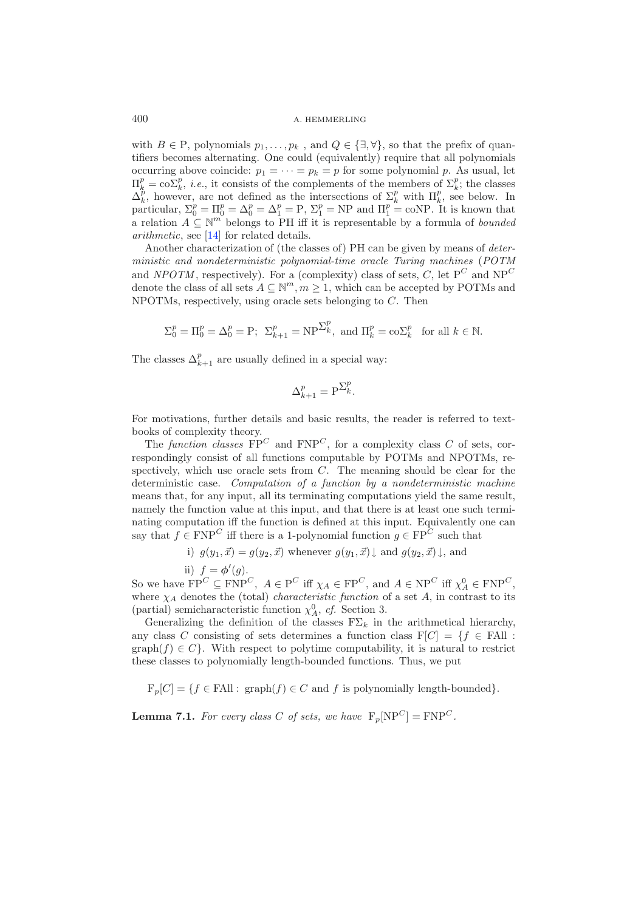with $B \in \mathrm{P}$, polynomials $p_1, \ldots, p_k$ , and $Q \in \{\exists, \forall\}$, so that the prefix of quantifiers becomes alternating. One could (equivalently) require that all polynomials occurring above coincide: $p_1 = \cdots = p_k = p$ for some polynomial $p$. As usual, let $\Pi_k^p = \mathrm{co}\Sigma_k^p$, *i.e.*, it consists of the complements of the members of $\Sigma_k^p$; the classes $\Delta_k^p$, however, are not defined as the intersections of $\Sigma_k^p$ with $\Pi_k^p$, see below. In particular, $\Sigma_0^p = \Pi_0^p = \Delta_0^p = \Delta_1^p = \mathrm{P}$, $\Sigma_1^p = \mathrm{NP}$ and $\Pi_1^p = \mathrm{coNP}$. It is known that a relation $A \subseteq \mathbb{N}^m$ belongs to PH iff it is representable by a formula of *bounded arithmetic*, see [14] for related details.

Another characterization of (the classes of) PH can be given by means of *deterministic and nondeterministic polynomial-time oracle Turing machines* (*POTM* and *NPOTM*, respectively). For a (complexity) class of sets, $C$, let $\mathrm{P}^C$ and $\mathrm{NP}^C$ denote the class of all sets $A \subseteq \mathbb{N}^m, m \geq 1$, which can be accepted by POTMs and NPOTMs, respectively, using oracle sets belonging to $C$. Then

$$\Sigma_0^p = \Pi_0^p = \Delta_0^p = \mathrm{P};\ \Sigma_{k+1}^p = \mathrm{NP}^{\Sigma_k^p},\ \text{and } \Pi_k^p = \mathrm{co}\Sigma_k^p \quad \text{for all } k \in \mathbb{N}.$$

The classes $\Delta_{k+1}^p$ are usually defined in a special way:

$$\Delta_{k+1}^p = \mathrm{P}^{\Sigma_k^p}.$$

For motivations, further details and basic results, the reader is referred to textbooks of complexity theory.

The *function classes* $\mathrm{FP}^C$ and $\mathrm{FNP}^C$, for a complexity class $C$ of sets, correspondingly consist of all functions computable by POTMs and NPOTMs, respectively, which use oracle sets from $C$. The meaning should be clear for the deterministic case. *Computation of a function by a nondeterministic machine* means that, for any input, all its terminating computations yield the same result, namely the function value at this input, and that there is at least one such terminating computation iff the function is defined at this input. Equivalently one can say that $f \in \mathrm{FNP}^C$ iff there is a 1-polynomial function $g \in \mathrm{FP}^C$ such that

i) $g(y_1, \vec{x}) = g(y_2, \vec{x})$ whenever $g(y_1, \vec{x})\downarrow$ and $g(y_2, \vec{x})\downarrow$, and

ii) $f = \boldsymbol{\phi}'(g)$.

So we have $\mathrm{FP}^C \subseteq \mathrm{FNP}^C$, $A \in \mathrm{P}^C$ iff $\chi_A \in \mathrm{FP}^C$, and $A \in \mathrm{NP}^C$ iff $\chi_A^0 \in \mathrm{FNP}^C$, where $\chi_A$ denotes the (total) *characteristic function* of a set $A$, in contrast to its (partial) semicharacteristic function $\chi_A^0$, *cf.* Section 3.

Generalizing the definition of the classes $\mathrm{F}\Sigma_k$ in the arithmetical hierarchy, any class $C$ consisting of sets determines a function class $\mathrm{F}[C] = \{f \in \mathrm{FAll} : \mathrm{graph}(f) \in C\}$. With respect to polytime computability, it is natural to restrict these classes to polynomially length-bounded functions. Thus, we put

$$\mathrm{F}_p[C] = \{f \in \mathrm{FAll} :\ \mathrm{graph}(f) \in C \text{ and } f \text{ is polynomially length-bounded}\}.$$

**Lemma 7.1.** *For every class $C$ of sets, we have* $\mathrm{F}_p[\mathrm{NP}^C] = \mathrm{FNP}^C$.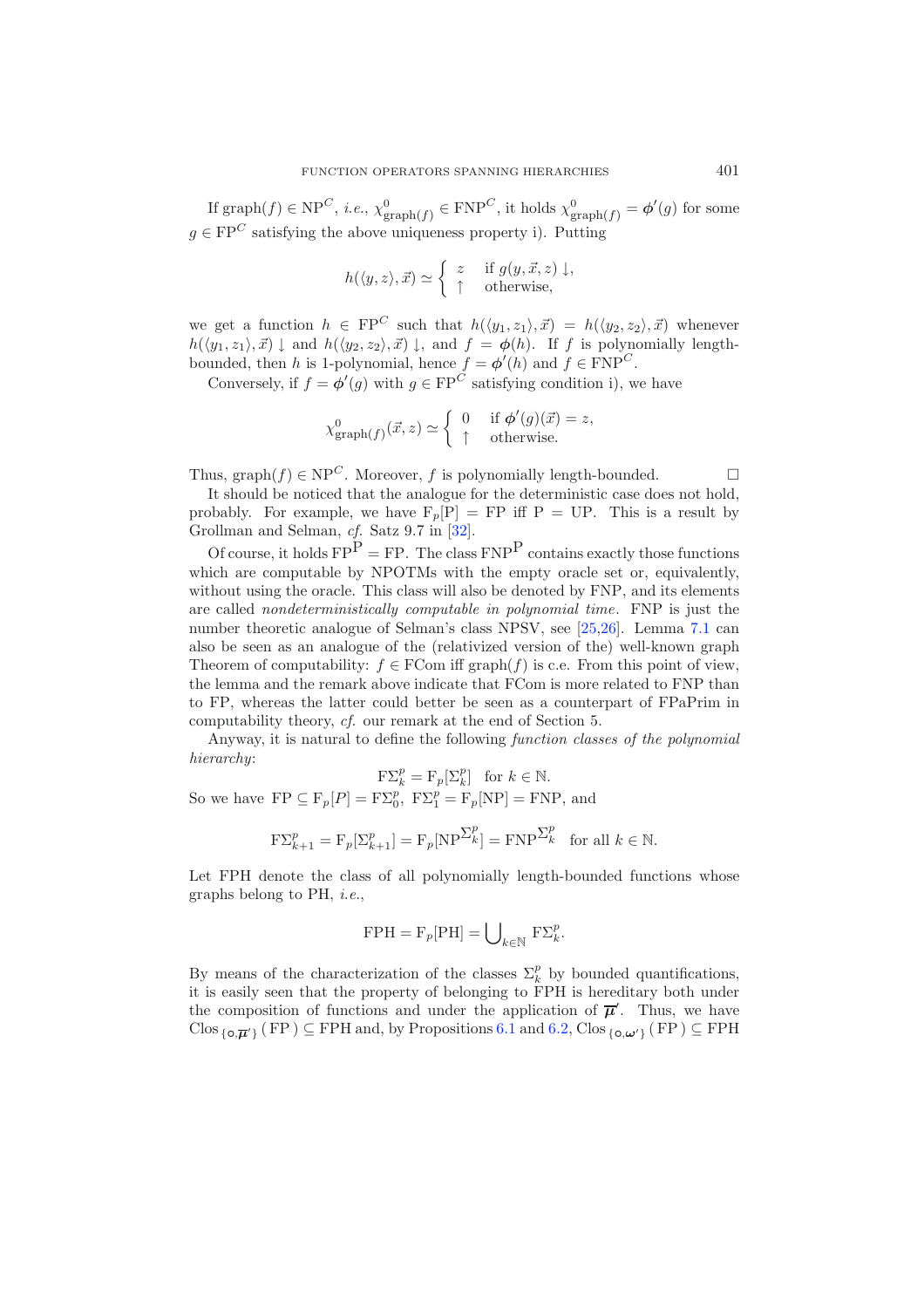If $\text{graph}(f) \in \text{NP}^C$, *i.e.*, $\chi^0_{\text{graph}(f)} \in \text{FNP}^C$, it holds $\chi^0_{\text{graph}(f)} = \boldsymbol{\phi}'(g)$ for some $g \in \text{FP}^C$ satisfying the above uniqueness property i). Putting

$$h(\langle y, z\rangle, \vec{x}) \simeq \begin{cases} z & \text{if } g(y, \vec{x}, z)\downarrow, \\ \uparrow & \text{otherwise,} \end{cases}$$

we get a function $h \in \text{FP}^C$ such that $h(\langle y_1, z_1\rangle, \vec{x}) = h(\langle y_2, z_2\rangle, \vec{x})$ whenever $h(\langle y_1, z_1\rangle, \vec{x})\downarrow$ and $h(\langle y_2, z_2\rangle, \vec{x})\downarrow$, and $f = \boldsymbol{\phi}(h)$. If $f$ is polynomially length-bounded, then $h$ is 1-polynomial, hence $f = \boldsymbol{\phi}'(h)$ and $f \in \text{FNP}^C$.

Conversely, if $f = \boldsymbol{\phi}'(g)$ with $g \in \text{FP}^C$ satisfying condition i), we have

$$\chi^0_{\text{graph}(f)}(\vec{x}, z) \simeq \begin{cases} 0 & \text{if } \boldsymbol{\phi}'(g)(\vec{x}) = z, \\ \uparrow & \text{otherwise.} \end{cases}$$

Thus, $\text{graph}(f) \in \text{NP}^C$. Moreover, $f$ is polynomially length-bounded. $\square$

It should be noticed that the analogue for the deterministic case does not hold, probably. For example, we have $\text{F}_p[\text{P}] = \text{FP}$ iff $\text{P} = \text{UP}$. This is a result by Grollman and Selman, *cf.* Satz 9.7 in [32].

Of course, it holds $\text{FP}^{\text{P}} = \text{FP}$. The class $\text{FNP}^{\text{P}}$ contains exactly those functions which are computable by NPOTMs with the empty oracle set or, equivalently, without using the oracle. This class will also be denoted by FNP, and its elements are called *nondeterministically computable in polynomial time*. FNP is just the number theoretic analogue of Selman's class NPSV, see [25,26]. Lemma 7.1 can also be seen as an analogue of the (relativized version of the) well-known graph Theorem of computability: $f \in \text{FCom}$ iff $\text{graph}(f)$ is c.e. From this point of view, the lemma and the remark above indicate that FCom is more related to FNP than to FP, whereas the latter could better be seen as a counterpart of FPaPrim in computability theory, *cf.* our remark at the end of Section 5.

Anyway, it is natural to define the following *function classes of the polynomial hierarchy*:

$$\text{F}\Sigma^p_k = \text{F}_p[\Sigma^p_k] \quad \text{for } k \in \mathbb{N}.$$

So we have $\text{FP} \subseteq \text{F}_p[P] = \text{F}\Sigma^p_0$, $\text{F}\Sigma^p_1 = \text{F}_p[\text{NP}] = \text{FNP}$, and

$$\text{F}\Sigma^p_{k+1} = \text{F}_p[\Sigma^p_{k+1}] = \text{F}_p[\text{NP}^{\Sigma^p_k}] = \text{FNP}^{\Sigma^p_k} \quad \text{for all } k \in \mathbb{N}.$$

Let FPH denote the class of all polynomially length-bounded functions whose graphs belong to PH, *i.e.*,

$$\text{FPH} = \text{F}_p[\text{PH}] = \bigcup\nolimits_{k\in\mathbb{N}} \text{F}\Sigma^p_k.$$

By means of the characterization of the classes $\Sigma^p_k$ by bounded quantifications, it is easily seen that the property of belonging to FPH is hereditary both under the composition of functions and under the application of $\overline{\boldsymbol{\mu}}'$. Thus, we have $\text{Clos}_{\{\circ,\overline{\boldsymbol{\mu}}'\}}(\text{FP}) \subseteq \text{FPH}$ and, by Propositions 6.1 and 6.2, $\text{Clos}_{\{\circ,\boldsymbol{\omega}'\}}(\text{FP}) \subseteq \text{FPH}$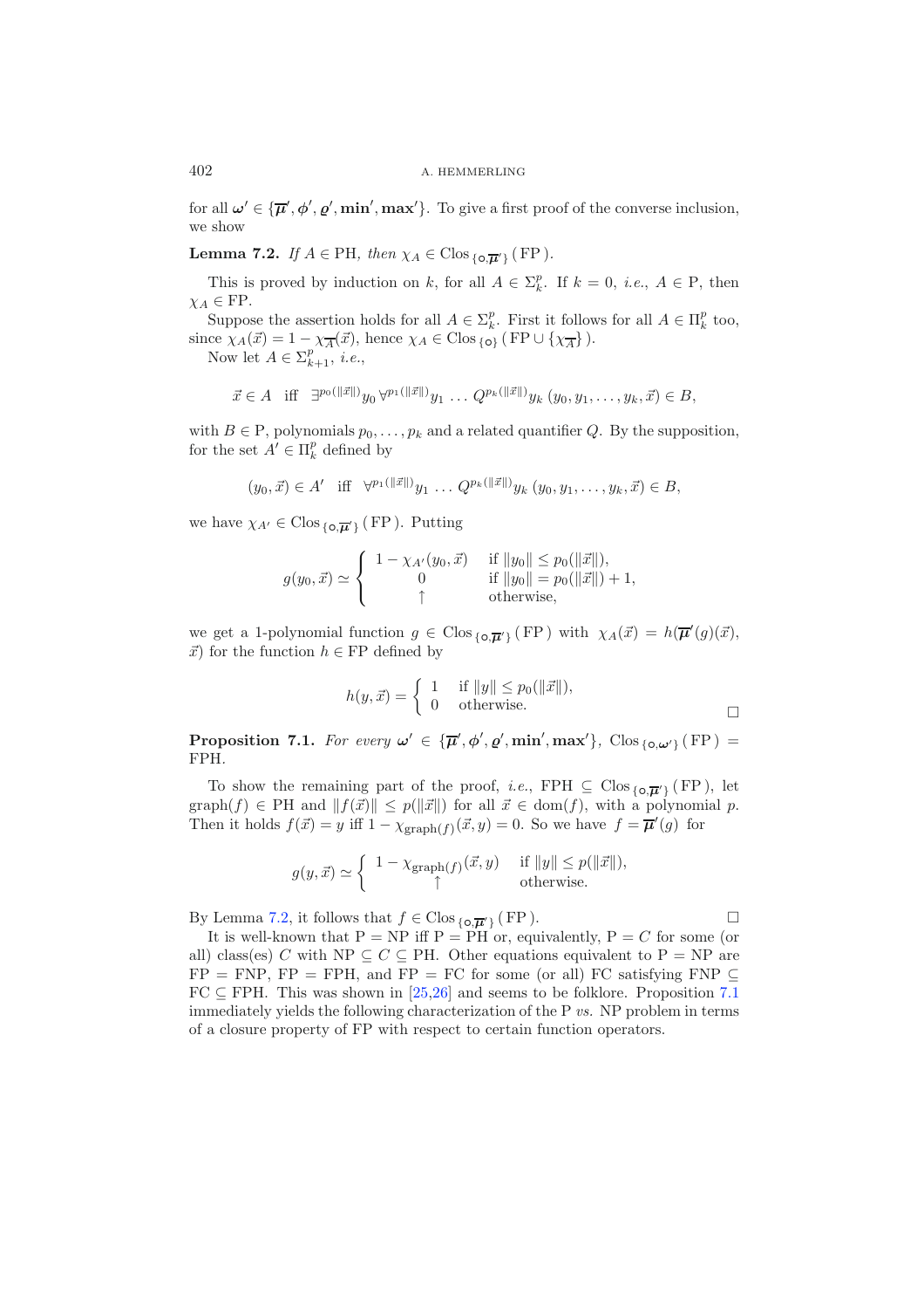for all $\boldsymbol{\omega}' \in \{\overline{\boldsymbol{\mu}}', \boldsymbol{\phi}', \boldsymbol{\varrho}', \mathbf{min}', \mathbf{max}'\}$. To give a first proof of the converse inclusion, we show

**Lemma 7.2.** *If $A \in \mathrm{PH}$, then $\chi_A \in \mathrm{Clos}_{\{\mathsf{o},\overline{\boldsymbol{\mu}}'\}}(\mathrm{FP})$.*

This is proved by induction on $k$, for all $A \in \Sigma_k^p$. If $k = 0$, *i.e.*, $A \in \mathrm{P}$, then $\chi_A \in \mathrm{FP}$.

Suppose the assertion holds for all $A \in \Sigma_k^p$. First it follows for all $A \in \Pi_k^p$ too, since $\chi_A(\vec{x}) = 1 - \chi_{\overline{A}}(\vec{x})$, hence $\chi_A \in \mathrm{Clos}_{\{\mathsf{o}\}}(\mathrm{FP} \cup \{\chi_{\overline{A}}\})$.

Now let $A \in \Sigma_{k+1}^p$, *i.e.*,

$$\vec{x} \in A \quad \text{iff} \quad \exists^{p_0(\|\vec{x}\|)} y_0\, \forall^{p_1(\|\vec{x}\|)} y_1 \,\ldots\, Q^{p_k(\|\vec{x}\|)} y_k\, (y_0, y_1, \ldots, y_k, \vec{x}) \in B,$$

with $B \in \mathrm{P}$, polynomials $p_0, \ldots, p_k$ and a related quantifier $Q$. By the supposition, for the set $A' \in \Pi_k^p$ defined by

$$(y_0, \vec{x}) \in A' \quad \text{iff} \quad \forall^{p_1(\|\vec{x}\|)} y_1 \,\ldots\, Q^{p_k(\|\vec{x}\|)} y_k\, (y_0, y_1, \ldots, y_k, \vec{x}) \in B,$$

we have $\chi_{A'} \in \mathrm{Clos}_{\{\mathsf{o},\overline{\boldsymbol{\mu}}'\}}(\mathrm{FP})$. Putting

$$g(y_0, \vec{x}) \simeq \begin{cases} 1 - \chi_{A'}(y_0, \vec{x}) & \text{if } \|y_0\| \le p_0(\|\vec{x}\|), \\ 0 & \text{if } \|y_0\| = p_0(\|\vec{x}\|) + 1, \\ \uparrow & \text{otherwise,} \end{cases}$$

we get a 1-polynomial function $g \in \mathrm{Clos}_{\{\mathsf{o},\overline{\boldsymbol{\mu}}'\}}(\mathrm{FP})$ with $\chi_A(\vec{x}) = h(\overline{\boldsymbol{\mu}}'(g)(\vec{x}), \vec{x})$ for the function $h \in \mathrm{FP}$ defined by

$$h(y, \vec{x}) = \begin{cases} 1 & \text{if } \|y\| \le p_0(\|\vec{x}\|), \\ 0 & \text{otherwise.} \end{cases}$$

□

**Proposition 7.1.** *For every $\boldsymbol{\omega}' \in \{\overline{\boldsymbol{\mu}}', \boldsymbol{\phi}', \boldsymbol{\varrho}', \mathbf{min}', \mathbf{max}'\}$, $\mathrm{Clos}_{\{\mathsf{o},\boldsymbol{\omega}'\}}(\mathrm{FP}) = \mathrm{FPH}$.*

To show the remaining part of the proof, *i.e.*, $\mathrm{FPH} \subseteq \mathrm{Clos}_{\{\mathsf{o},\overline{\boldsymbol{\mu}}'\}}(\mathrm{FP})$, let $\mathrm{graph}(f) \in \mathrm{PH}$ and $\|f(\vec{x})\| \le p(\|\vec{x}\|)$ for all $\vec{x} \in \mathrm{dom}(f)$, with a polynomial $p$. Then it holds $f(\vec{x}) = y$ iff $1 - \chi_{\mathrm{graph}(f)}(\vec{x}, y) = 0$. So we have $f = \overline{\boldsymbol{\mu}}'(g)$ for

$$g(y, \vec{x}) \simeq \begin{cases} 1 - \chi_{\mathrm{graph}(f)}(\vec{x}, y) & \text{if } \|y\| \le p(\|\vec{x}\|), \\ \uparrow & \text{otherwise.} \end{cases}$$

By Lemma 7.2, it follows that $f \in \mathrm{Clos}_{\{\mathsf{o},\overline{\boldsymbol{\mu}}'\}}(\mathrm{FP})$. □

It is well-known that $\mathrm{P} = \mathrm{NP}$ iff $\mathrm{P} = \mathrm{PH}$ or, equivalently, $\mathrm{P} = C$ for some (or all) class(es) $C$ with $\mathrm{NP} \subseteq C \subseteq \mathrm{PH}$. Other equations equivalent to $\mathrm{P} = \mathrm{NP}$ are $\mathrm{FP} = \mathrm{FNP}$, $\mathrm{FP} = \mathrm{FPH}$, and $\mathrm{FP} = \mathrm{FC}$ for some (or all) FC satisfying $\mathrm{FNP} \subseteq \mathrm{FC} \subseteq \mathrm{FPH}$. This was shown in [25,26] and seems to be folklore. Proposition 7.1 immediately yields the following characterization of the P *vs.* NP problem in terms of a closure property of FP with respect to certain function operators.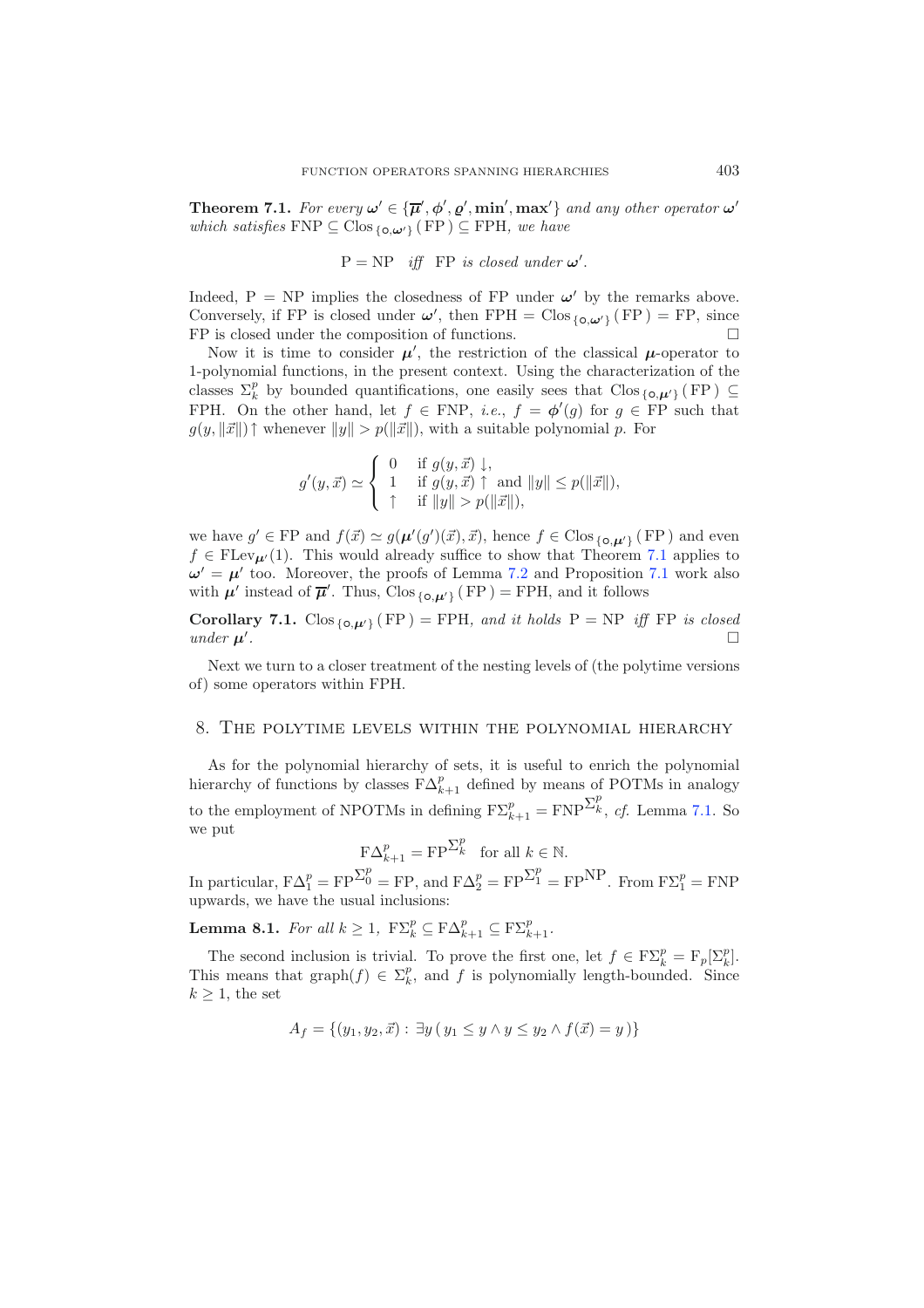**Theorem 7.1.** *For every* $\boldsymbol{\omega}' \in \{\overline{\boldsymbol{\mu}}', \boldsymbol{\phi}', \boldsymbol{\varrho}', \mathbf{min}', \mathbf{max}'\}$ *and any other operator* $\boldsymbol{\omega}'$ *which satisfies* $\mathrm{FNP} \subseteq \mathrm{Clos}_{\{\circ,\boldsymbol{\omega}'\}}(\mathrm{FP}) \subseteq \mathrm{FPH}$*, we have*

$$\mathrm{P} = \mathrm{NP} \quad \textit{iff} \quad \mathrm{FP} \textit{ is closed under } \boldsymbol{\omega}'.$$

Indeed, $\mathrm{P} = \mathrm{NP}$ implies the closedness of FP under $\boldsymbol{\omega}'$ by the remarks above. Conversely, if FP is closed under $\boldsymbol{\omega}'$, then $\mathrm{FPH} = \mathrm{Clos}_{\{\circ,\boldsymbol{\omega}'\}}(\mathrm{FP}) = \mathrm{FP}$, since FP is closed under the composition of functions. □

Now it is time to consider $\boldsymbol{\mu}'$, the restriction of the classical $\boldsymbol{\mu}$-operator to 1-polynomial functions, in the present context. Using the characterization of the classes $\Sigma_k^p$ by bounded quantifications, one easily sees that $\mathrm{Clos}_{\{\circ,\boldsymbol{\mu}'\}}(\mathrm{FP}) \subseteq \mathrm{FPH}$. On the other hand, let $f \in \mathrm{FNP}$, *i.e.*, $f = \boldsymbol{\phi}'(g)$ for $g \in \mathrm{FP}$ such that $g(y, \|\vec{x}\|)\uparrow$ whenever $\|y\| > p(\|\vec{x}\|)$, with a suitable polynomial $p$. For

$$g'(y,\vec{x}) \simeq \begin{cases} 0 & \text{if } g(y,\vec{x})\downarrow, \\ 1 & \text{if } g(y,\vec{x})\uparrow \text{ and } \|y\| \le p(\|\vec{x}\|), \\ \uparrow & \text{if } \|y\| > p(\|\vec{x}\|), \end{cases}$$

we have $g' \in \mathrm{FP}$ and $f(\vec{x}) \simeq g(\boldsymbol{\mu}'(g')(\vec{x}), \vec{x})$, hence $f \in \mathrm{Clos}_{\{\circ,\boldsymbol{\mu}'\}}(\mathrm{FP})$ and even $f \in \mathrm{FLev}_{\boldsymbol{\mu}'}(1)$. This would already suffice to show that Theorem 7.1 applies to $\boldsymbol{\omega}' = \boldsymbol{\mu}'$ too. Moreover, the proofs of Lemma 7.2 and Proposition 7.1 work also with $\boldsymbol{\mu}'$ instead of $\overline{\boldsymbol{\mu}}'$. Thus, $\mathrm{Clos}_{\{\circ,\boldsymbol{\mu}'\}}(\mathrm{FP}) = \mathrm{FPH}$, and it follows

**Corollary 7.1.** $\mathrm{Clos}_{\{\circ,\boldsymbol{\mu}'\}}(\mathrm{FP}) = \mathrm{FPH}$*, and it holds* $\mathrm{P} = \mathrm{NP}$ *iff* FP *is closed under* $\boldsymbol{\mu}'$. □

Next we turn to a closer treatment of the nesting levels of (the polytime versions of) some operators within FPH.

## 8. The polytime levels within the polynomial hierarchy

As for the polynomial hierarchy of sets, it is useful to enrich the polynomial hierarchy of functions by classes $\mathrm{F}\Delta_{k+1}^p$ defined by means of POTMs in analogy to the employment of NPOTMs in defining $\mathrm{F}\Sigma_{k+1}^p = \mathrm{FNP}^{\Sigma_k^p}$, *cf.* Lemma 7.1. So we put

$$\mathrm{F}\Delta_{k+1}^p = \mathrm{FP}^{\Sigma_k^p} \quad \text{for all } k \in \mathbb{N}.$$

In particular, $\mathrm{F}\Delta_1^p = \mathrm{FP}^{\Sigma_0^p} = \mathrm{FP}$, and $\mathrm{F}\Delta_2^p = \mathrm{FP}^{\Sigma_1^p} = \mathrm{FP}^{\mathrm{NP}}$. From $\mathrm{F}\Sigma_1^p = \mathrm{FNP}$ upwards, we have the usual inclusions:

**Lemma 8.1.** *For all* $k \ge 1$, $\mathrm{F}\Sigma_k^p \subseteq \mathrm{F}\Delta_{k+1}^p \subseteq \mathrm{F}\Sigma_{k+1}^p$.

The second inclusion is trivial. To prove the first one, let $f \in \mathrm{F}\Sigma_k^p = \mathrm{F}_p[\Sigma_k^p]$. This means that $\mathrm{graph}(f) \in \Sigma_k^p$, and $f$ is polynomially length-bounded. Since $k \ge 1$, the set

$$A_f = \{(y_1, y_2, \vec{x}) : \exists y\,(\, y_1 \le y \wedge y \le y_2 \wedge f(\vec{x}) = y\,)\}$$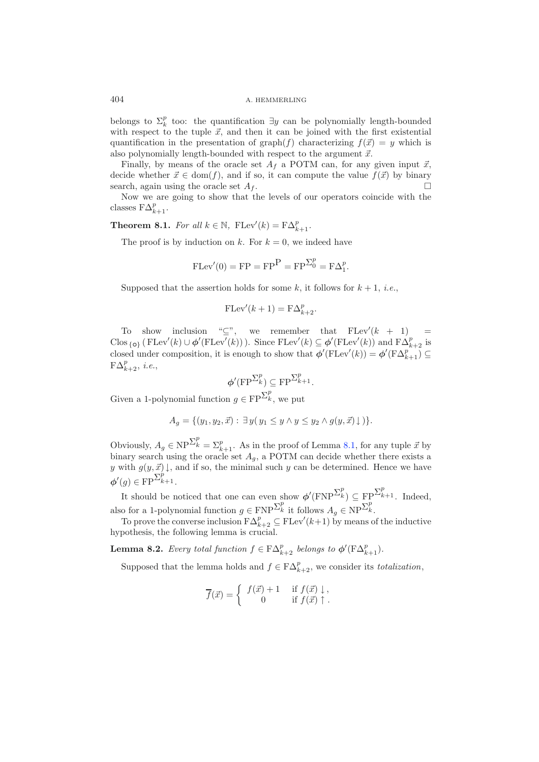belongs to $\Sigma^p_k$ too: the quantification $\exists y$ can be polynomially length-bounded with respect to the tuple $\vec{x}$, and then it can be joined with the first existential quantification in the presentation of graph($f$) characterizing $f(\vec{x}) = y$ which is also polynomially length-bounded with respect to the argument $\vec{x}$.

Finally, by means of the oracle set $A_f$ a POTM can, for any given input $\vec{x}$, decide whether $\vec{x} \in \mathrm{dom}(f)$, and if so, it can compute the value $f(\vec{x})$ by binary search, again using the oracle set $A_f$. □

Now we are going to show that the levels of our operators coincide with the classes $\mathrm{F}\Delta^p_{k+1}$.

**Theorem 8.1.** *For all $k \in \mathbb{N}$, $\mathrm{FLev}'(k) = \mathrm{F}\Delta^p_{k+1}$.*

The proof is by induction on $k$. For $k = 0$, we indeed have

$$\mathrm{FLev}'(0) = \mathrm{FP} = \mathrm{FP}^{\mathrm{P}} = \mathrm{FP}^{\Sigma^p_0} = \mathrm{F}\Delta^p_1.$$

Supposed that the assertion holds for some $k$, it follows for $k+1$, *i.e.*,

$$\mathrm{FLev}'(k+1) = \mathrm{F}\Delta^p_{k+2}.$$

To show inclusion "$\subseteq$", we remember that $\mathrm{FLev}'(k+1) = \mathrm{Clos}_{\{\circ\}}\,(\,\mathrm{FLev}'(k) \cup \boldsymbol{\phi}'(\mathrm{FLev}'(k))\,)$. Since $\mathrm{FLev}'(k) \subseteq \boldsymbol{\phi}'(\mathrm{FLev}'(k))$ and $\mathrm{F}\Delta^p_{k+2}$ is closed under composition, it is enough to show that $\boldsymbol{\phi}'(\mathrm{FLev}'(k)) = \boldsymbol{\phi}'(\mathrm{F}\Delta^p_{k+1}) \subseteq \mathrm{F}\Delta^p_{k+2}$, *i.e.*,

$$\boldsymbol{\phi}'(\mathrm{FP}^{\Sigma^p_k}) \subseteq \mathrm{FP}^{\Sigma^p_{k+1}}.$$

Given a 1-polynomial function $g \in \mathrm{FP}^{\Sigma^p_k}$, we put

$$A_g = \{(y_1, y_2, \vec{x}) : \exists\, y(\, y_1 \leq y \wedge y \leq y_2 \wedge g(y, \vec{x})\!\downarrow)\}.$$

Obviously, $A_g \in \mathrm{NP}^{\Sigma^p_k} = \Sigma^p_{k+1}$. As in the proof of Lemma 8.1, for any tuple $\vec{x}$ by binary search using the oracle set $A_g$, a POTM can decide whether there exists a $y$ with $g(y, \vec{x})\!\downarrow$, and if so, the minimal such $y$ can be determined. Hence we have $\boldsymbol{\phi}'(g) \in \mathrm{FP}^{\Sigma^p_{k+1}}$.

It should be noticed that one can even show $\boldsymbol{\phi}'(\mathrm{FNP}^{\Sigma^p_k}) \subseteq \mathrm{FP}^{\Sigma^p_{k+1}}$. Indeed, also for a 1-polynomial function $g \in \mathrm{FNP}^{\Sigma^p_k}$ it follows $A_g \in \mathrm{NP}^{\Sigma^p_k}$.

To prove the converse inclusion $\mathrm{F}\Delta^p_{k+2} \subseteq \mathrm{FLev}'(k+1)$ by means of the inductive hypothesis, the following lemma is crucial.

**Lemma 8.2.** *Every total function $f \in \mathrm{F}\Delta^p_{k+2}$ belongs to $\boldsymbol{\phi}'(\mathrm{F}\Delta^p_{k+1})$.*

Supposed that the lemma holds and $f \in \mathrm{F}\Delta^p_{k+2}$, we consider its *totalization*,

$$\overline{f}(\vec{x}) = \begin{cases} f(\vec{x}) + 1 & \text{if } f(\vec{x})\downarrow, \\ 0 & \text{if } f(\vec{x})\uparrow. \end{cases}$$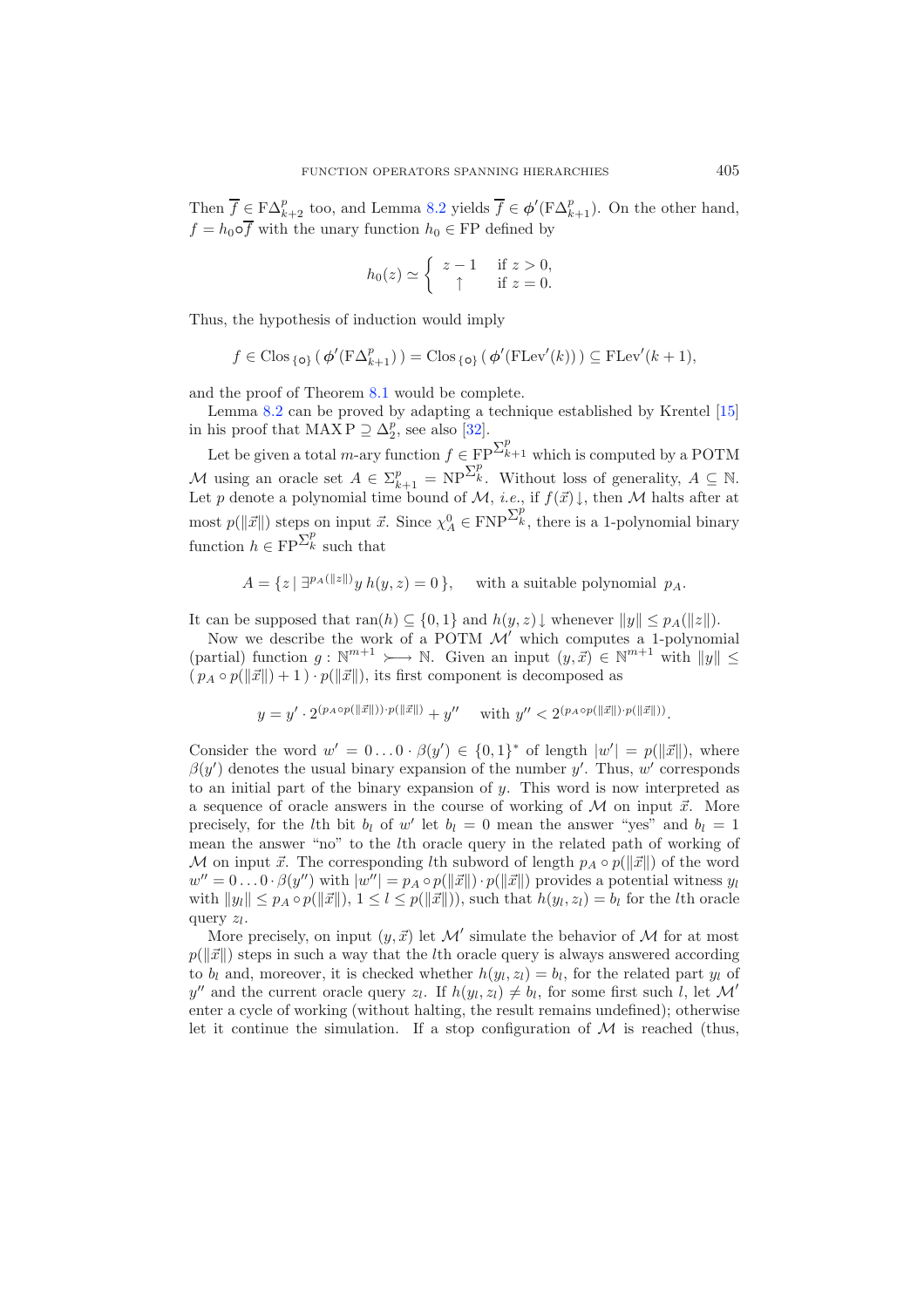Then $\overline{f} \in \mathrm{F}\Delta^p_{k+2}$ too, and Lemma 8.2 yields $\overline{f} \in \phi'(\mathrm{F}\Delta^p_{k+1})$. On the other hand, $f = h_0 \circ \overline{f}$ with the unary function $h_0 \in \mathrm{FP}$ defined by

$$h_0(z) \simeq \begin{cases} z-1 & \text{if } z > 0, \\ \uparrow & \text{if } z = 0. \end{cases}$$

Thus, the hypothesis of induction would imply

$$f \in \mathrm{Clos}_{\{\circ\}}\left(\phi'(\mathrm{F}\Delta^p_{k+1})\right) = \mathrm{Clos}_{\{\circ\}}\left(\phi'(\mathrm{FLev}'(k))\right) \subseteq \mathrm{FLev}'(k+1),$$

and the proof of Theorem 8.1 would be complete.

Lemma 8.2 can be proved by adapting a technique established by Krentel [15] in his proof that $\mathrm{MAX\,P} \supseteq \Delta^p_2$, see also [32].

Let be given a total $m$-ary function $f \in \mathrm{FP}^{\Sigma^p_{k+1}}$ which is computed by a POTM $\mathcal{M}$ using an oracle set $A \in \Sigma^p_{k+1} = \mathrm{NP}^{\Sigma^p_k}$. Without loss of generality, $A \subseteq \mathbb{N}$. Let $p$ denote a polynomial time bound of $\mathcal{M}$, *i.e.*, if $f(\vec{x})\downarrow$, then $\mathcal{M}$ halts after at most $p(\|\vec{x}\|)$ steps on input $\vec{x}$. Since $\chi^0_A \in \mathrm{FNP}^{\Sigma^p_k}$, there is a 1-polynomial binary function $h \in \mathrm{FP}^{\Sigma^p_k}$ such that

$$A = \{ z \mid \exists^{p_A(\|z\|)} y\, h(y,z) = 0 \}, \quad \text{with a suitable polynomial } p_A.$$

It can be supposed that $\mathrm{ran}(h) \subseteq \{0,1\}$ and $h(y,z)\downarrow$ whenever $\|y\| \leq p_A(\|z\|)$.

Now we describe the work of a POTM $\mathcal{M}'$ which computes a 1-polynomial (partial) function $g : \mathbb{N}^{m+1} \rightarrowtail \mathbb{N}$. Given an input $(y, \vec{x}) \in \mathbb{N}^{m+1}$ with $\|y\| \leq (\,p_A \circ p(\|\vec{x}\|) + 1\,) \cdot p(\|\vec{x}\|)$, its first component is decomposed as

$$y = y' \cdot 2^{(p_A \circ p(\|\vec{x}\|)) \cdot p(\|\vec{x}\|)} + y'' \quad \text{with } y'' < 2^{(p_A \circ p(\|\vec{x}\|) \cdot p(\|\vec{x}\|))}.$$

Consider the word $w' = 0 \ldots 0 \cdot \beta(y') \in \{0,1\}^*$ of length $|w'| = p(\|\vec{x}\|)$, where $\beta(y')$ denotes the usual binary expansion of the number $y'$. Thus, $w'$ corresponds to an initial part of the binary expansion of $y$. This word is now interpreted as a sequence of oracle answers in the course of working of $\mathcal{M}$ on input $\vec{x}$. More precisely, for the $l$th bit $b_l$ of $w'$ let $b_l = 0$ mean the answer "yes" and $b_l = 1$ mean the answer "no" to the $l$th oracle query in the related path of working of $\mathcal{M}$ on input $\vec{x}$. The corresponding $l$th subword of length $p_A \circ p(\|\vec{x}\|)$ of the word $w'' = 0 \ldots 0 \cdot \beta(y'')$ with $|w''| = p_A \circ p(\|\vec{x}\|) \cdot p(\|\vec{x}\|)$ provides a potential witness $y_l$ with $\|y_l\| \leq p_A \circ p(\|\vec{x}\|)$, $1 \leq l \leq p(\|\vec{x}\|)$), such that $h(y_l, z_l) = b_l$ for the $l$th oracle query $z_l$.

More precisely, on input $(y, \vec{x})$ let $\mathcal{M}'$ simulate the behavior of $\mathcal{M}$ for at most $p(\|\vec{x}\|)$ steps in such a way that the $l$th oracle query is always answered according to $b_l$ and, moreover, it is checked whether $h(y_l, z_l) = b_l$, for the related part $y_l$ of $y''$ and the current oracle query $z_l$. If $h(y_l, z_l) \neq b_l$, for some first such $l$, let $\mathcal{M}'$ enter a cycle of working (without halting, the result remains undefined); otherwise let it continue the simulation. If a stop configuration of $\mathcal{M}$ is reached (thus,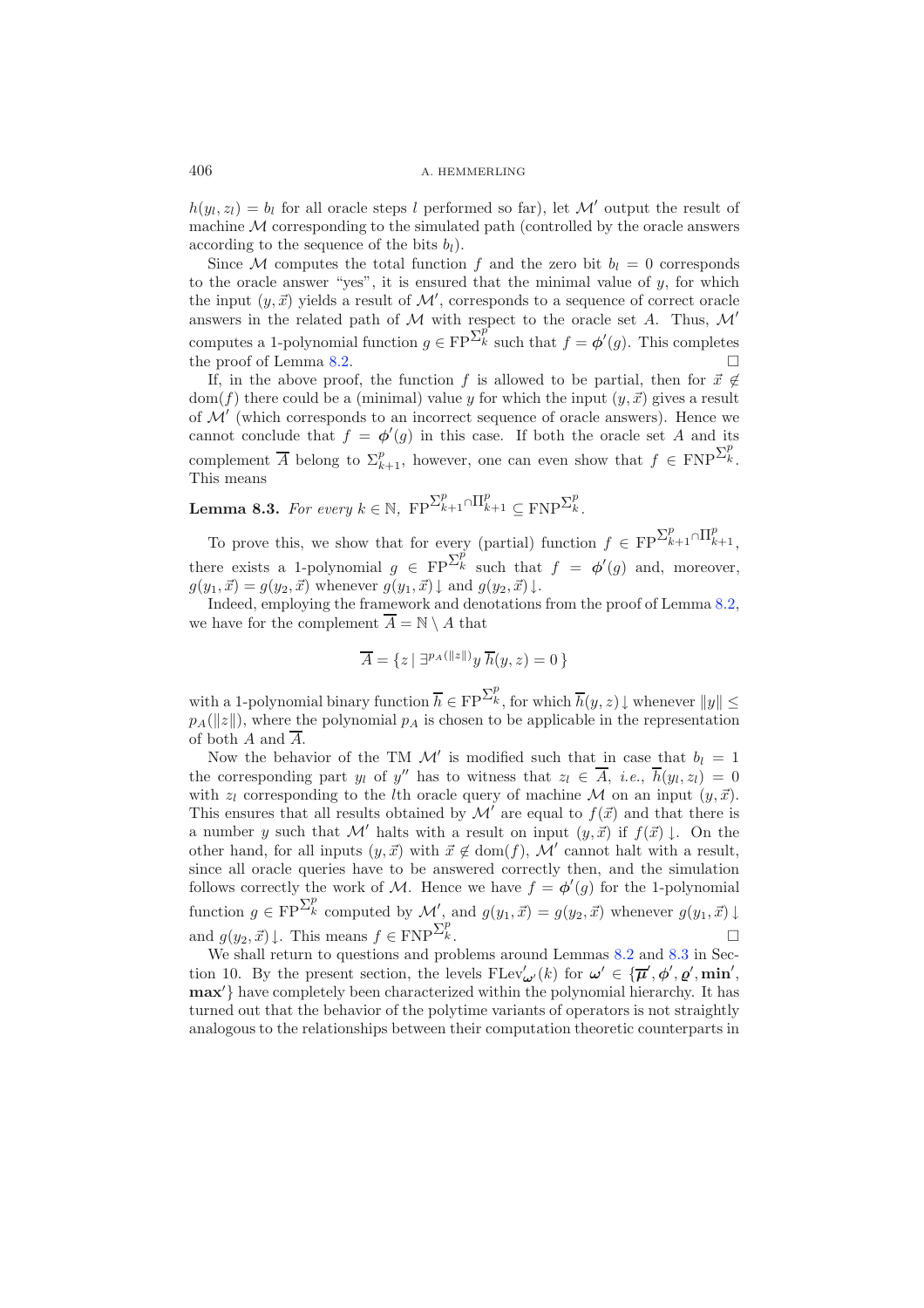$h(y_l, z_l) = b_l$ for all oracle steps $l$ performed so far), let $\mathcal{M}'$ output the result of machine $\mathcal{M}$ corresponding to the simulated path (controlled by the oracle answers according to the sequence of the bits $b_l$).

Since $\mathcal{M}$ computes the total function $f$ and the zero bit $b_l = 0$ corresponds to the oracle answer "yes", it is ensured that the minimal value of $y$, for which the input $(y, \vec{x})$ yields a result of $\mathcal{M}'$, corresponds to a sequence of correct oracle answers in the related path of $\mathcal{M}$ with respect to the oracle set $A$. Thus, $\mathcal{M}'$ computes a 1-polynomial function $g \in \mathrm{FP}^{\Sigma_k^p}$ such that $f = \boldsymbol{\phi}'(g)$. This completes the proof of Lemma 8.2. $\square$

If, in the above proof, the function $f$ is allowed to be partial, then for $\vec{x} \notin \mathrm{dom}(f)$ there could be a (minimal) value $y$ for which the input $(y, \vec{x})$ gives a result of $\mathcal{M}'$ (which corresponds to an incorrect sequence of oracle answers). Hence we cannot conclude that $f = \boldsymbol{\phi}'(g)$ in this case. If both the oracle set $A$ and its complement $\overline{A}$ belong to $\Sigma_{k+1}^p$, however, one can even show that $f \in \mathrm{FNP}^{\Sigma_k^p}$. This means

**Lemma 8.3.** *For every* $k \in \mathbb{N}$, $\mathrm{FP}^{\Sigma_{k+1}^p \cap \Pi_{k+1}^p} \subseteq \mathrm{FNP}^{\Sigma_k^p}$.

To prove this, we show that for every (partial) function $f \in \mathrm{FP}^{\Sigma_{k+1}^p \cap \Pi_{k+1}^p}$, there exists a 1-polynomial $g \in \mathrm{FP}^{\Sigma_k^p}$ such that $f = \boldsymbol{\phi}'(g)$ and, moreover, $g(y_1, \vec{x}) = g(y_2, \vec{x})$ whenever $g(y_1, \vec{x})\downarrow$ and $g(y_2, \vec{x})\downarrow$.

Indeed, employing the framework and denotations from the proof of Lemma 8.2, we have for the complement $\overline{A} = \mathbb{N} \setminus A$ that

$$\overline{A} = \{ z \mid \exists^{p_A(\|z\|)} y \, \overline{h}(y, z) = 0 \}$$

with a 1-polynomial binary function $\overline{h} \in \mathrm{FP}^{\Sigma_k^p}$, for which $\overline{h}(y, z)\downarrow$ whenever $\|y\| \leq p_A(\|z\|)$, where the polynomial $p_A$ is chosen to be applicable in the representation of both $A$ and $\overline{A}$.

Now the behavior of the TM $\mathcal{M}'$ is modified such that in case that $b_l = 1$ the corresponding part $y_l$ of $y''$ has to witness that $z_l \in \overline{A}$, *i.e.*, $\overline{h}(y_l, z_l) = 0$ with $z_l$ corresponding to the $l$th oracle query of machine $\mathcal{M}$ on an input $(y, \vec{x})$. This ensures that all results obtained by $\mathcal{M}'$ are equal to $f(\vec{x})$ and that there is a number $y$ such that $\mathcal{M}'$ halts with a result on input $(y, \vec{x})$ if $f(\vec{x})\downarrow$. On the other hand, for all inputs $(y, \vec{x})$ with $\vec{x} \notin \mathrm{dom}(f)$, $\mathcal{M}'$ cannot halt with a result, since all oracle queries have to be answered correctly then, and the simulation follows correctly the work of $\mathcal{M}$. Hence we have $f = \boldsymbol{\phi}'(g)$ for the 1-polynomial function $g \in \mathrm{FP}^{\Sigma_k^p}$ computed by $\mathcal{M}'$, and $g(y_1, \vec{x}) = g(y_2, \vec{x})$ whenever $g(y_1, \vec{x})\downarrow$ and $g(y_2, \vec{x})\downarrow$. This means $f \in \mathrm{FNP}^{\Sigma_k^p}$. $\square$

We shall return to questions and problems around Lemmas 8.2 and 8.3 in Section 10. By the present section, the levels $\mathrm{FLev}'_{\boldsymbol{\omega}'}(k)$ for $\boldsymbol{\omega}' \in \{\overline{\boldsymbol{\mu}}', \boldsymbol{\phi}', \boldsymbol{\varrho}', \mathbf{min}', \mathbf{max}'\}$ have completely been characterized within the polynomial hierarchy. It has turned out that the behavior of the polytime variants of operators is not straightly analogous to the relationships between their computation theoretic counterparts in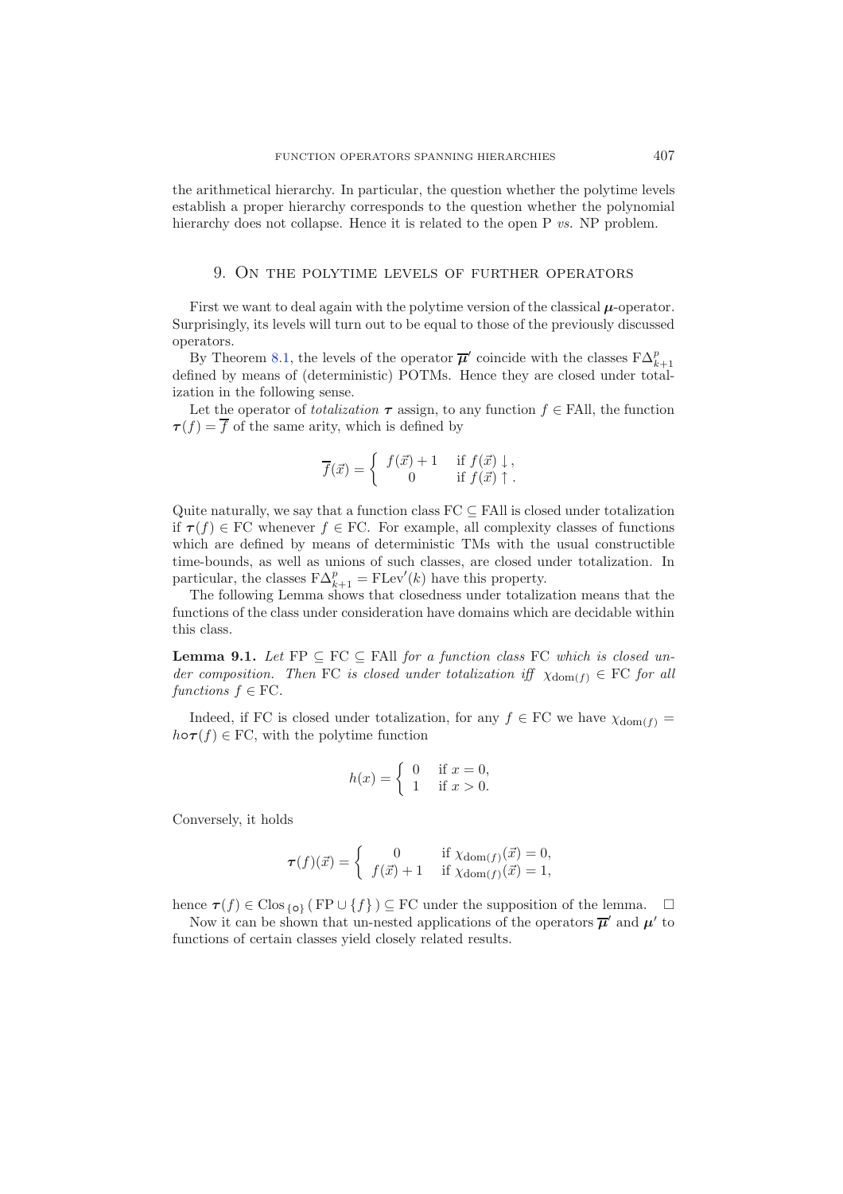the arithmetical hierarchy. In particular, the question whether the polytime levels establish a proper hierarchy corresponds to the question whether the polynomial hierarchy does not collapse. Hence it is related to the open P *vs.* NP problem.

## 9. On the polytime levels of further operators

First we want to deal again with the polytime version of the classical $\boldsymbol{\mu}$-operator. Surprisingly, its levels will turn out to be equal to those of the previously discussed operators.

By Theorem 8.1, the levels of the operator $\overline{\boldsymbol{\mu}}'$ coincide with the classes $\mathrm{F}\Delta_{k+1}^{p}$ defined by means of (deterministic) POTMs. Hence they are closed under totalization in the following sense.

Let the operator of *totalization* $\boldsymbol{\tau}$ assign, to any function $f \in \mathrm{FAll}$, the function $\boldsymbol{\tau}(f) = \overline{f}$ of the same arity, which is defined by

$$\overline{f}(\vec{x}) = \begin{cases} f(\vec{x}) + 1 & \text{if } f(\vec{x}) \downarrow, \\ 0 & \text{if } f(\vec{x}) \uparrow. \end{cases}$$

Quite naturally, we say that a function class $\mathrm{FC} \subseteq \mathrm{FAll}$ is closed under totalization if $\boldsymbol{\tau}(f) \in \mathrm{FC}$ whenever $f \in \mathrm{FC}$. For example, all complexity classes of functions which are defined by means of deterministic TMs with the usual constructible time-bounds, as well as unions of such classes, are closed under totalization. In particular, the classes $\mathrm{F}\Delta_{k+1}^{p} = \mathrm{FLev}'(k)$ have this property.

The following Lemma shows that closedness under totalization means that the functions of the class under consideration have domains which are decidable within this class.

**Lemma 9.1.** *Let* $\mathrm{FP} \subseteq \mathrm{FC} \subseteq \mathrm{FAll}$ *for a function class* $\mathrm{FC}$ *which is closed under composition. Then* $\mathrm{FC}$ *is closed under totalization iff* $\chi_{\mathrm{dom}(f)} \in \mathrm{FC}$ *for all functions* $f \in \mathrm{FC}$.

Indeed, if FC is closed under totalization, for any $f \in \mathrm{FC}$ we have $\chi_{\mathrm{dom}(f)} = h \circ \boldsymbol{\tau}(f) \in \mathrm{FC}$, with the polytime function

$$h(x) = \begin{cases} 0 & \text{if } x = 0, \\ 1 & \text{if } x > 0. \end{cases}$$

Conversely, it holds

$$\boldsymbol{\tau}(f)(\vec{x}) = \begin{cases} 0 & \text{if } \chi_{\mathrm{dom}(f)}(\vec{x}) = 0, \\ f(\vec{x}) + 1 & \text{if } \chi_{\mathrm{dom}(f)}(\vec{x}) = 1, \end{cases}$$

hence $\boldsymbol{\tau}(f) \in \mathrm{Clos}_{\{\circ\}}(\mathrm{FP} \cup \{f\}) \subseteq \mathrm{FC}$ under the supposition of the lemma. $\square$

Now it can be shown that un-nested applications of the operators $\overline{\boldsymbol{\mu}}'$ and $\boldsymbol{\mu}'$ to functions of certain classes yield closely related results.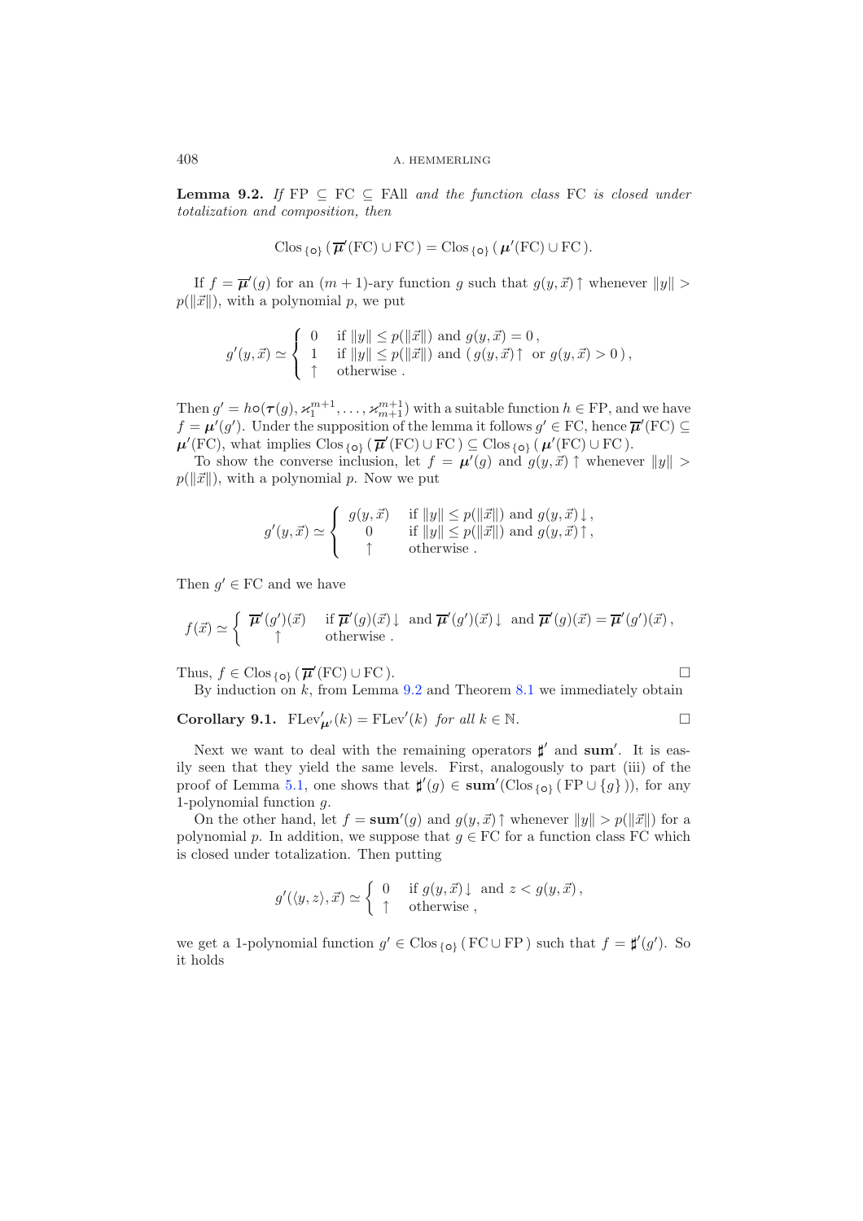**Lemma 9.2.** *If* $\mathrm{FP} \subseteq \mathrm{FC} \subseteq \mathrm{FAll}$ *and the function class* FC *is closed under totalization and composition, then*

$$\mathrm{Clos}_{\{\circ\}}\,(\,\overline{\boldsymbol{\mu}}'(\mathrm{FC}) \cup \mathrm{FC}\,) = \mathrm{Clos}_{\{\circ\}}\,(\,\boldsymbol{\mu}'(\mathrm{FC}) \cup \mathrm{FC}\,).$$

If $f = \overline{\boldsymbol{\mu}}'(g)$ for an $(m+1)$-ary function $g$ such that $g(y, \vec{x})\uparrow$ whenever $\|y\| > p(\|\vec{x}\|)$, with a polynomial $p$, we put

$$g'(y, \vec{x}) \simeq \begin{cases} 0 & \text{if } \|y\| \le p(\|\vec{x}\|) \text{ and } g(y, \vec{x}) = 0\,, \\ 1 & \text{if } \|y\| \le p(\|\vec{x}\|) \text{ and } (\,g(y, \vec{x})\uparrow \text{ or } g(y, \vec{x}) > 0\,)\,, \\ \uparrow & \text{otherwise}\,. \end{cases}$$

Then $g' = h \circ (\boldsymbol{\tau}(g), \varkappa_1^{m+1}, \ldots, \varkappa_{m+1}^{m+1})$ with a suitable function $h \in \mathrm{FP}$, and we have $f = \boldsymbol{\mu}'(g')$. Under the supposition of the lemma it follows $g' \in \mathrm{FC}$, hence $\overline{\boldsymbol{\mu}}'(\mathrm{FC}) \subseteq \boldsymbol{\mu}'(\mathrm{FC})$, what implies $\mathrm{Clos}_{\{\circ\}}\,(\,\overline{\boldsymbol{\mu}}'(\mathrm{FC}) \cup \mathrm{FC}\,) \subseteq \mathrm{Clos}_{\{\circ\}}\,(\,\boldsymbol{\mu}'(\mathrm{FC}) \cup \mathrm{FC}\,)$.

To show the converse inclusion, let $f = \boldsymbol{\mu}'(g)$ and $g(y, \vec{x})\uparrow$ whenever $\|y\| > p(\|\vec{x}\|)$, with a polynomial $p$. Now we put

$$g'(y, \vec{x}) \simeq \begin{cases} g(y, \vec{x}) & \text{if } \|y\| \le p(\|\vec{x}\|) \text{ and } g(y, \vec{x})\downarrow\,, \\ 0 & \text{if } \|y\| \le p(\|\vec{x}\|) \text{ and } g(y, \vec{x})\uparrow\,, \\ \uparrow & \text{otherwise}\,. \end{cases}$$

Then $g' \in \mathrm{FC}$ and we have

$$f(\vec{x}) \simeq \begin{cases} \overline{\boldsymbol{\mu}}'(g')(\vec{x}) & \text{if } \overline{\boldsymbol{\mu}}'(g)(\vec{x})\downarrow \text{ and } \overline{\boldsymbol{\mu}}'(g')(\vec{x})\downarrow \text{ and } \overline{\boldsymbol{\mu}}'(g)(\vec{x}) = \overline{\boldsymbol{\mu}}'(g')(\vec{x})\,, \\ \uparrow & \text{otherwise}\,. \end{cases}$$

Thus, $f \in \mathrm{Clos}_{\{\circ\}}\,(\,\overline{\boldsymbol{\mu}}'(\mathrm{FC}) \cup \mathrm{FC}\,)$. □

By induction on $k$, from Lemma 9.2 and Theorem 8.1 we immediately obtain

**Corollary 9.1.** $\mathrm{FLev}'_{\boldsymbol{\mu}'}(k) = \mathrm{FLev}'(k)$ *for all* $k \in \mathbb{N}$. □

Next we want to deal with the remaining operators $\sharp'$ and $\mathbf{sum}'$. It is easily seen that they yield the same levels. First, analogously to part (iii) of the proof of Lemma 5.1, one shows that $\sharp'(g) \in \mathbf{sum}'(\mathrm{Clos}_{\{\circ\}}\,(\,\mathrm{FP} \cup \{g\}\,))$, for any 1-polynomial function $g$.

On the other hand, let $f = \mathbf{sum}'(g)$ and $g(y, \vec{x})\uparrow$ whenever $\|y\| > p(\|\vec{x}\|)$ for a polynomial $p$. In addition, we suppose that $g \in \mathrm{FC}$ for a function class FC which is closed under totalization. Then putting

$$g'(\langle y, z\rangle, \vec{x}) \simeq \begin{cases} 0 & \text{if } g(y, \vec{x})\downarrow \text{ and } z < g(y, \vec{x})\,, \\ \uparrow & \text{otherwise}\,, \end{cases}$$

we get a 1-polynomial function $g' \in \mathrm{Clos}_{\{\circ\}}\,(\,\mathrm{FC} \cup \mathrm{FP}\,)$ such that $f = \sharp'(g')$. So it holds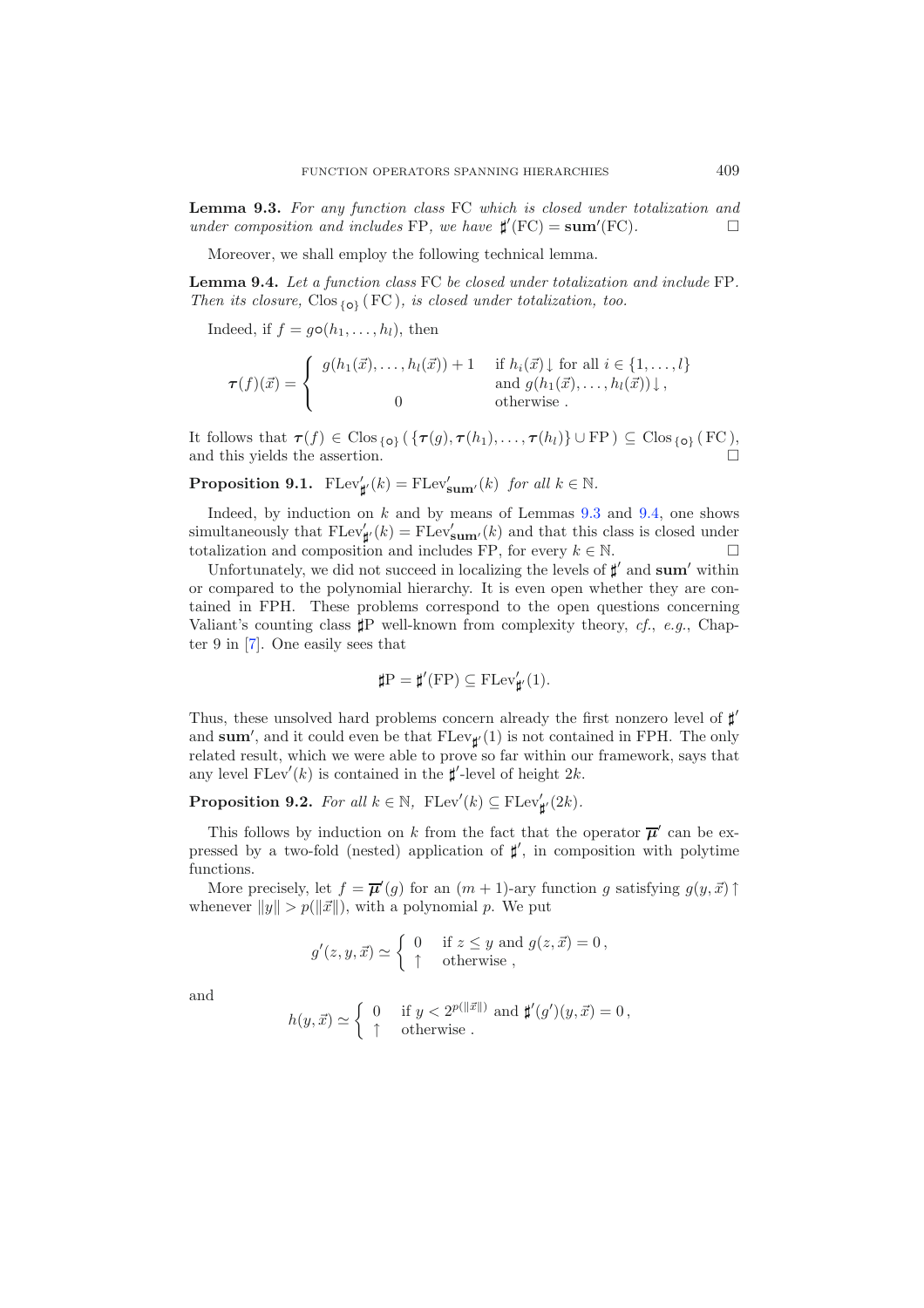**Lemma 9.3.** *For any function class* FC *which is closed under totalization and under composition and includes* FP*, we have* $\sharp'(\mathrm{FC}) = \mathbf{sum}'(\mathrm{FC})$. □

Moreover, we shall employ the following technical lemma.

**Lemma 9.4.** *Let a function class* FC *be closed under totalization and include* FP*. Then its closure,* $\mathrm{Clos}_{\{\circ\}}(\mathrm{FC})$*, is closed under totalization, too.*

Indeed, if $f = g\circ(h_1,\ldots,h_l)$, then

$$\boldsymbol{\tau}(f)(\vec{x}) = \begin{cases} g(h_1(\vec{x}),\ldots,h_l(\vec{x})) + 1 & \text{if } h_i(\vec{x})\downarrow \text{ for all } i \in \{1,\ldots,l\} \\ & \text{and } g(h_1(\vec{x}),\ldots,h_l(\vec{x}))\downarrow, \\ 0 & \text{otherwise}. \end{cases}$$

It follows that $\boldsymbol{\tau}(f) \in \mathrm{Clos}_{\{\circ\}}(\{\boldsymbol{\tau}(g),\boldsymbol{\tau}(h_1),\ldots,\boldsymbol{\tau}(h_l)\} \cup \mathrm{FP}) \subseteq \mathrm{Clos}_{\{\circ\}}(\mathrm{FC})$, and this yields the assertion. □

**Proposition 9.1.** $\mathrm{FLev}'_{\sharp'}(k) = \mathrm{FLev}'_{\mathbf{sum}'}(k)$ *for all* $k \in \mathbb{N}$.

Indeed, by induction on $k$ and by means of Lemmas 9.3 and 9.4, one shows simultaneously that $\mathrm{FLev}'_{\sharp'}(k) = \mathrm{FLev}'_{\mathbf{sum}'}(k)$ and that this class is closed under totalization and composition and includes FP, for every $k \in \mathbb{N}$. □

Unfortunately, we did not succeed in localizing the levels of $\sharp'$ and $\mathbf{sum}'$ within or compared to the polynomial hierarchy. It is even open whether they are contained in FPH. These problems correspond to the open questions concerning Valiant's counting class $\sharp$P well-known from complexity theory, *cf.*, *e.g.*, Chapter 9 in [7]. One easily sees that

$$\sharp\mathrm{P} = \sharp'(\mathrm{FP}) \subseteq \mathrm{FLev}'_{\sharp'}(1).$$

Thus, these unsolved hard problems concern already the first nonzero level of $\sharp'$ and $\mathbf{sum}'$, and it could even be that $\mathrm{FLev}_{\sharp'}(1)$ is not contained in FPH. The only related result, which we were able to prove so far within our framework, says that any level $\mathrm{FLev}'(k)$ is contained in the $\sharp'$-level of height $2k$.

**Proposition 9.2.** *For all* $k \in \mathbb{N}$, $\mathrm{FLev}'(k) \subseteq \mathrm{FLev}'_{\sharp'}(2k)$.

This follows by induction on $k$ from the fact that the operator $\overline{\boldsymbol{\mu}}'$ can be expressed by a two-fold (nested) application of $\sharp'$, in composition with polytime functions.

More precisely, let $f = \overline{\boldsymbol{\mu}}'(g)$ for an $(m+1)$-ary function $g$ satisfying $g(y,\vec{x})\uparrow$ whenever $\|y\| > p(\|\vec{x}\|)$, with a polynomial $p$. We put

$$g'(z,y,\vec{x}) \simeq \begin{cases} 0 & \text{if } z \le y \text{ and } g(z,\vec{x}) = 0\,, \\ \uparrow & \text{otherwise}\,, \end{cases}$$

and

$$h(y,\vec{x}) \simeq \begin{cases} 0 & \text{if } y < 2^{p(\|\vec{x}\|)} \text{ and } \sharp'(g')(y,\vec{x}) = 0\,, \\ \uparrow & \text{otherwise}\,. \end{cases}$$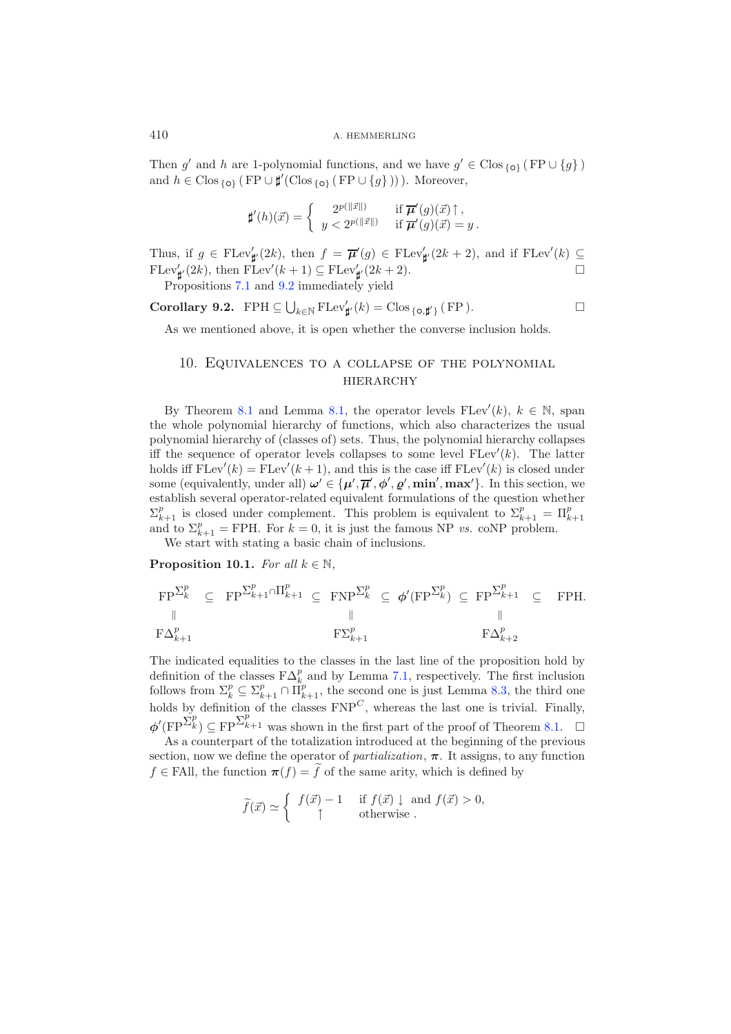Then $g'$ and $h$ are 1-polynomial functions, and we have $g' \in \mathrm{Clos}_{\{\circ\}}(\mathrm{FP} \cup \{g\})$ and $h \in \mathrm{Clos}_{\{\circ\}}(\mathrm{FP} \cup \sharp'(\mathrm{Clos}_{\{\circ\}}(\mathrm{FP} \cup \{g\})))$. Moreover,

$$\sharp'(h)(\vec{x}) = \begin{cases} 2^{p(\|\vec{x}\|)} & \text{if } \overline{\boldsymbol{\mu}}'(g)(\vec{x})\uparrow, \\ y < 2^{p(\|\vec{x}\|)} & \text{if } \overline{\boldsymbol{\mu}}'(g)(\vec{x}) = y. \end{cases}$$

Thus, if $g \in \mathrm{FLev}'_{\sharp'}(2k)$, then $f = \overline{\boldsymbol{\mu}}'(g) \in \mathrm{FLev}'_{\sharp'}(2k+2)$, and if $\mathrm{FLev}'(k) \subseteq \mathrm{FLev}'_{\sharp'}(2k)$, then $\mathrm{FLev}'(k+1) \subseteq \mathrm{FLev}'_{\sharp'}(2k+2)$. □

Propositions 7.1 and 9.2 immediately yield

**Corollary 9.2.** $\mathrm{FPH} \subseteq \bigcup_{k\in\mathbb{N}} \mathrm{FLev}'_{\sharp'}(k) = \mathrm{Clos}_{\{\circ,\sharp'\}}(\mathrm{FP})$. □

As we mentioned above, it is open whether the converse inclusion holds.

## 10. Equivalences to a collapse of the polynomial hierarchy

By Theorem 8.1 and Lemma 8.1, the operator levels $\mathrm{FLev}'(k)$, $k \in \mathbb{N}$, span the whole polynomial hierarchy of functions, which also characterizes the usual polynomial hierarchy of (classes of) sets. Thus, the polynomial hierarchy collapses iff the sequence of operator levels collapses to some level $\mathrm{FLev}'(k)$. The latter holds iff $\mathrm{FLev}'(k) = \mathrm{FLev}'(k+1)$, and this is the case iff $\mathrm{FLev}'(k)$ is closed under some (equivalently, under all) $\boldsymbol{\omega}' \in \{\boldsymbol{\mu}', \overline{\boldsymbol{\mu}}', \boldsymbol{\phi}', \boldsymbol{\varrho}', \mathbf{min}', \mathbf{max}'\}$. In this section, we establish several operator-related equivalent formulations of the question whether $\Sigma^p_{k+1}$ is closed under complement. This problem is equivalent to $\Sigma^p_{k+1} = \Pi^p_{k+1}$ and to $\Sigma^p_{k+1} = \mathrm{FPH}$. For $k = 0$, it is just the famous NP *vs.* coNP problem.

We start with stating a basic chain of inclusions.

**Proposition 10.1.** *For all $k \in \mathbb{N}$,*

$$\begin{array}{ccccccccccc} \mathrm{FP}^{\Sigma^p_k} & \subseteq & \mathrm{FP}^{\Sigma^p_{k+1}\cap\Pi^p_{k+1}} & \subseteq & \mathrm{FNP}^{\Sigma^p_k} & \subseteq & \boldsymbol{\phi}'(\mathrm{FP}^{\Sigma^p_k}) & \subseteq & \mathrm{FP}^{\Sigma^p_{k+1}} & \subseteq & \mathrm{FPH}. \\ \| & & & & \| & & & & \| & & \\ \mathrm{F}\Delta^p_{k+1} & & & & \mathrm{F}\Sigma^p_{k+1} & & & & \mathrm{F}\Delta^p_{k+2} & & \end{array}$$

The indicated equalities to the classes in the last line of the proposition hold by definition of the classes $\mathrm{F}\Delta^p_k$ and by Lemma 7.1, respectively. The first inclusion follows from $\Sigma^p_k \subseteq \Sigma^p_{k+1} \cap \Pi^p_{k+1}$, the second one is just Lemma 8.3, the third one holds by definition of the classes $\mathrm{FNP}^C$, whereas the last one is trivial. Finally, $\boldsymbol{\phi}'(\mathrm{FP}^{\Sigma^p_k}) \subseteq \mathrm{FP}^{\Sigma^p_{k+1}}$ was shown in the first part of the proof of Theorem 8.1. □

As a counterpart of the totalization introduced at the beginning of the previous section, now we define the operator of *partialization*, $\boldsymbol{\pi}$. It assigns, to any function $f \in \mathrm{FAll}$, the function $\boldsymbol{\pi}(f) = \widetilde{f}$ of the same arity, which is defined by

$$\widetilde{f}(\vec{x}) \simeq \begin{cases} f(\vec{x}) - 1 & \text{if } f(\vec{x})\downarrow \text{ and } f(\vec{x}) > 0, \\ \uparrow & \text{otherwise}. \end{cases}$$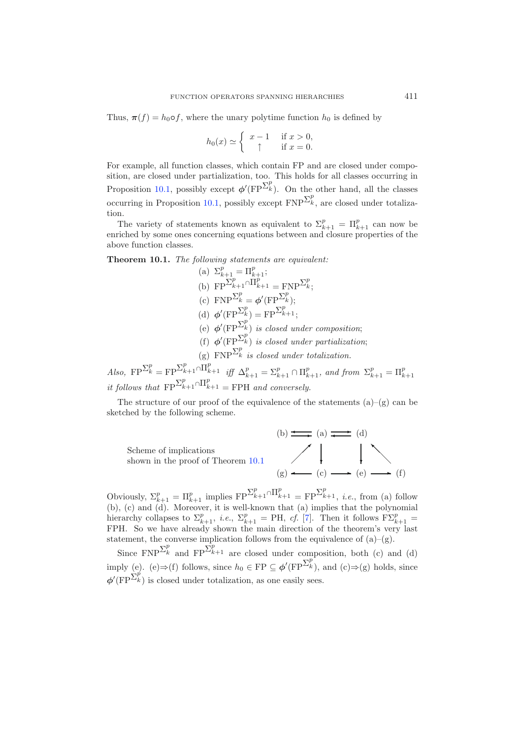Thus, $\boldsymbol{\pi}(f) = h_0 \circ f$, where the unary polytime function $h_0$ is defined by

$$h_0(x) \simeq \begin{cases} x - 1 & \text{if } x > 0, \\ \uparrow & \text{if } x = 0. \end{cases}$$

For example, all function classes, which contain FP and are closed under composition, are closed under partialization, too. This holds for all classes occurring in Proposition 10.1, possibly except $\boldsymbol{\phi}'(\mathrm{FP}^{\Sigma_k^p})$. On the other hand, all the classes occurring in Proposition 10.1, possibly except $\mathrm{FNP}^{\Sigma_k^p}$, are closed under totalization.

The variety of statements known as equivalent to $\Sigma_{k+1}^p = \Pi_{k+1}^p$ can now be enriched by some ones concerning equations between and closure properties of the above function classes.

**Theorem 10.1.** *The following statements are equivalent:*

(a) $\Sigma_{k+1}^p = \Pi_{k+1}^p$;

(b) $\mathrm{FP}^{\Sigma_{k+1}^p \cap \Pi_{k+1}^p} = \mathrm{FNP}^{\Sigma_k^p}$;

(c) $\mathrm{FNP}^{\Sigma_k^p} = \boldsymbol{\phi}'(\mathrm{FP}^{\Sigma_k^p})$;

(d) $\boldsymbol{\phi}'(\mathrm{FP}^{\Sigma_k^p}) = \mathrm{FP}^{\Sigma_{k+1}^p}$;

(e) $\boldsymbol{\phi}'(\mathrm{FP}^{\Sigma_k^p})$ *is closed under composition*;

(f) $\boldsymbol{\phi}'(\mathrm{FP}^{\Sigma_k^p})$ *is closed under partialization*;

(g) $\mathrm{FNP}^{\Sigma_k^p}$ *is closed under totalization.*

*Also,* $\mathrm{FP}^{\Sigma_k^p} = \mathrm{FP}^{\Sigma_{k+1}^p \cap \Pi_{k+1}^p}$ *iff* $\Delta_{k+1}^p = \Sigma_{k+1}^p \cap \Pi_{k+1}^p$*, and from* $\Sigma_{k+1}^p = \Pi_{k+1}^p$ *it follows that* $\mathrm{FP}^{\Sigma_{k+1}^p \cap \Pi_{k+1}^p} = \mathrm{FPH}$ *and conversely.*

The structure of our proof of the equivalence of the statements (a)–(g) can be sketched by the following scheme.

Scheme of implications shown in the proof of Theorem 10.1

$$\begin{array}{ccccccc}
(b) & \rightleftarrows & (a) & \rightleftarrows & (d) & & \\
& \nearrow & \downarrow & & \downarrow & \nwarrow & \\
(g) & \longleftarrow & (c) & \longrightarrow & (e) & \longrightarrow & (f)
\end{array}$$

Obviously, $\Sigma_{k+1}^p = \Pi_{k+1}^p$ implies $\mathrm{FP}^{\Sigma_{k+1}^p \cap \Pi_{k+1}^p} = \mathrm{FP}^{\Sigma_{k+1}^p}$, *i.e.*, from (a) follow (b), (c) and (d). Moreover, it is well-known that (a) implies that the polynomial hierarchy collapses to $\Sigma_{k+1}^p$, *i.e.*, $\Sigma_{k+1}^p = \mathrm{PH}$, *cf.* [7]. Then it follows $\mathrm{F}\Sigma_{k+1}^p = \mathrm{FPH}$. So we have already shown the main direction of the theorem's very last statement, the converse implication follows from the equivalence of (a)–(g).

Since $\mathrm{FNP}^{\Sigma_k^p}$ and $\mathrm{FP}^{\Sigma_{k+1}^p}$ are closed under composition, both (c) and (d) imply (e). (e)$\Rightarrow$(f) follows, since $h_0 \in \mathrm{FP} \subseteq \boldsymbol{\phi}'(\mathrm{FP}^{\Sigma_k^p})$, and (c)$\Rightarrow$(g) holds, since $\boldsymbol{\phi}'(\mathrm{FP}^{\Sigma_k^p})$ is closed under totalization, as one easily sees.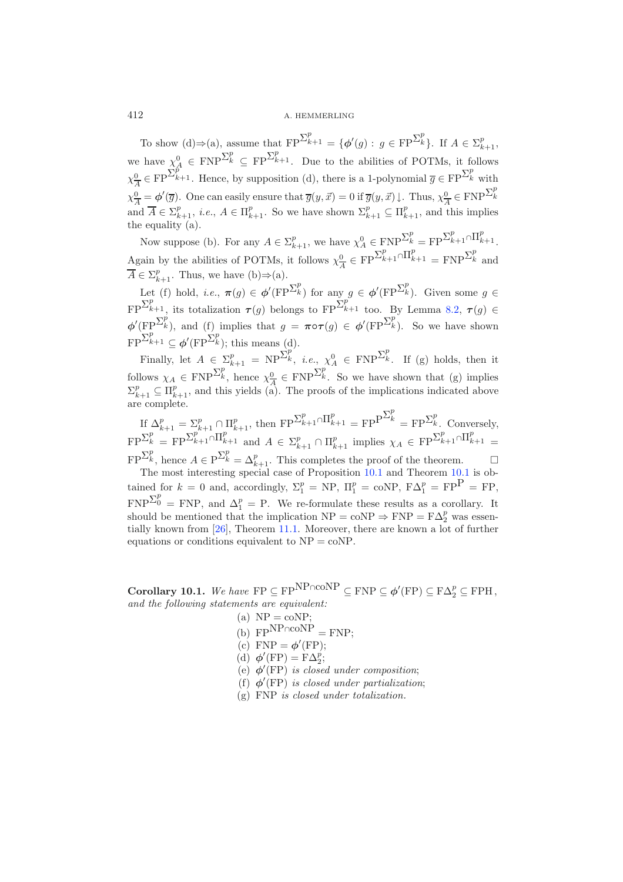To show (d)⇒(a), assume that $\mathrm{FP}^{\Sigma^p_{k+1}} = \{\boldsymbol{\phi}'(g) : g \in \mathrm{FP}^{\Sigma^p_k}\}$. If $A \in \Sigma^p_{k+1}$, we have $\chi^0_A \in \mathrm{FNP}^{\Sigma^p_k} \subseteq \mathrm{FP}^{\Sigma^p_{k+1}}$. Due to the abilities of POTMs, it follows $\chi^0_{\overline{A}} \in \mathrm{FP}^{\Sigma^p_{k+1}}$. Hence, by supposition (d), there is a 1-polynomial $\overline{g} \in \mathrm{FP}^{\Sigma^p_k}$ with $\chi^0_{\overline{A}} = \boldsymbol{\phi}'(\overline{g})$. One can easily ensure that $\overline{g}(y, \vec{x}) = 0$ if $\overline{g}(y, \vec{x})\!\downarrow$. Thus, $\chi^0_{\overline{A}} \in \mathrm{FNP}^{\Sigma^p_k}$ and $\overline{A} \in \Sigma^p_{k+1}$, *i.e.*, $A \in \Pi^p_{k+1}$. So we have shown $\Sigma^p_{k+1} \subseteq \Pi^p_{k+1}$, and this implies the equality (a).

Now suppose (b). For any $A \in \Sigma^p_{k+1}$, we have $\chi^0_A \in \mathrm{FNP}^{\Sigma^p_k} = \mathrm{FP}^{\Sigma^p_{k+1} \cap \Pi^p_{k+1}}$. Again by the abilities of POTMs, it follows $\chi^0_{\overline{A}} \in \mathrm{FP}^{\Sigma^p_{k+1} \cap \Pi^p_{k+1}} = \mathrm{FNP}^{\Sigma^p_k}$ and $\overline{A} \in \Sigma^p_{k+1}$. Thus, we have (b)⇒(a).

Let (f) hold, *i.e.*, $\boldsymbol{\pi}(g) \in \boldsymbol{\phi}'(\mathrm{FP}^{\Sigma^p_k})$ for any $g \in \boldsymbol{\phi}'(\mathrm{FP}^{\Sigma^p_k})$. Given some $g \in \mathrm{FP}^{\Sigma^p_{k+1}}$, its totalization $\boldsymbol{\tau}(g)$ belongs to $\mathrm{FP}^{\Sigma^p_{k+1}}$ too. By Lemma 8.2, $\boldsymbol{\tau}(g) \in \boldsymbol{\phi}'(\mathrm{FP}^{\Sigma^p_k})$, and (f) implies that $g = \boldsymbol{\pi} \circ \boldsymbol{\tau}(g) \in \boldsymbol{\phi}'(\mathrm{FP}^{\Sigma^p_k})$. So we have shown $\mathrm{FP}^{\Sigma^p_{k+1}} \subseteq \boldsymbol{\phi}'(\mathrm{FP}^{\Sigma^p_k})$; this means (d).

Finally, let $A \in \Sigma^p_{k+1} = \mathrm{NP}^{\Sigma^p_k}$, *i.e.*, $\chi^0_A \in \mathrm{FNP}^{\Sigma^p_k}$. If (g) holds, then it follows $\chi_A \in \mathrm{FNP}^{\Sigma^p_k}$, hence $\chi^0_{\overline{A}} \in \mathrm{FNP}^{\Sigma^p_k}$. So we have shown that (g) implies $\Sigma^p_{k+1} \subseteq \Pi^p_{k+1}$, and this yields (a). The proofs of the implications indicated above are complete.

If $\Delta^p_{k+1} = \Sigma^p_{k+1} \cap \Pi^p_{k+1}$, then $\mathrm{FP}^{\Sigma^p_{k+1} \cap \Pi^p_{k+1}} = \mathrm{FP}^{\mathrm{P}^{\Sigma^p_k}} = \mathrm{FP}^{\Sigma^p_k}$. Conversely, $\mathrm{FP}^{\Sigma^p_k} = \mathrm{FP}^{\Sigma^p_{k+1} \cap \Pi^p_{k+1}}$ and $A \in \Sigma^p_{k+1} \cap \Pi^p_{k+1}$ implies $\chi_A \in \mathrm{FP}^{\Sigma^p_{k+1} \cap \Pi^p_{k+1}} = \mathrm{FP}^{\Sigma^p_k}$, hence $A \in \mathrm{P}^{\Sigma^p_k} = \Delta^p_{k+1}$. This completes the proof of the theorem. □

The most interesting special case of Proposition 10.1 and Theorem 10.1 is obtained for $k = 0$ and, accordingly, $\Sigma^p_1 = \mathrm{NP}$, $\Pi^p_1 = \mathrm{coNP}$, $\mathrm{F}\Delta^p_1 = \mathrm{FP}^{\mathrm{P}} = \mathrm{FP}$, $\mathrm{FNP}^{\Sigma^p_0} = \mathrm{FNP}$, and $\Delta^p_1 = \mathrm{P}$. We re-formulate these results as a corollary. It should be mentioned that the implication $\mathrm{NP} = \mathrm{coNP} \Rightarrow \mathrm{FNP} = \mathrm{F}\Delta^p_2$ was essentially known from [26], Theorem 11.1. Moreover, there are known a lot of further equations or conditions equivalent to $\mathrm{NP} = \mathrm{coNP}$.

**Corollary 10.1.** *We have* $\mathrm{FP} \subseteq \mathrm{FP}^{\mathrm{NP} \cap \mathrm{coNP}} \subseteq \mathrm{FNP} \subseteq \boldsymbol{\phi}'(\mathrm{FP}) \subseteq \mathrm{F}\Delta^p_2 \subseteq \mathrm{FPH}$, *and the following statements are equivalent:*

(a) $\mathrm{NP} = \mathrm{coNP}$;
(b) $\mathrm{FP}^{\mathrm{NP} \cap \mathrm{coNP}} = \mathrm{FNP}$;
(c) $\mathrm{FNP} = \boldsymbol{\phi}'(\mathrm{FP})$;
(d) $\boldsymbol{\phi}'(\mathrm{FP}) = \mathrm{F}\Delta^p_2$;
(e) $\boldsymbol{\phi}'(\mathrm{FP})$ *is closed under composition*;
(f) $\boldsymbol{\phi}'(\mathrm{FP})$ *is closed under partialization*;
(g) $\mathrm{FNP}$ *is closed under totalization.*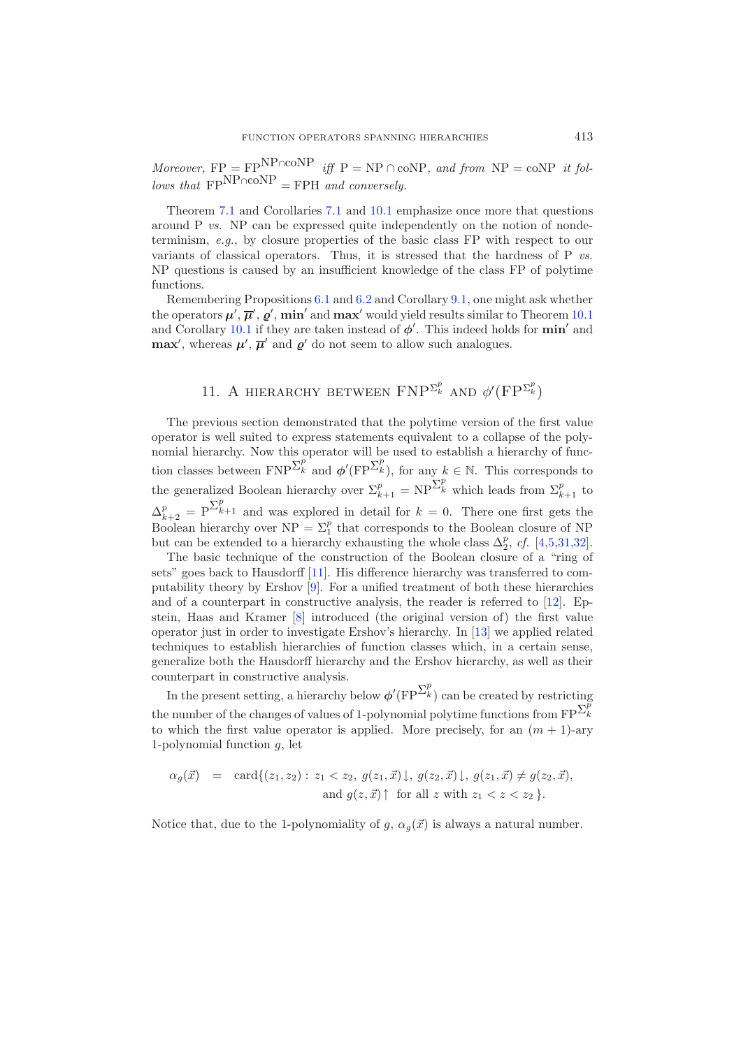*Moreover,* $\mathrm{FP} = \mathrm{FP}^{\mathrm{NP}\cap\mathrm{coNP}}$ *iff* $\mathrm{P} = \mathrm{NP}\cap\mathrm{coNP}$*, and from* $\mathrm{NP} = \mathrm{coNP}$ *it follows that* $\mathrm{FP}^{\mathrm{NP}\cap\mathrm{coNP}} = \mathrm{FPH}$ *and conversely.*

Theorem 7.1 and Corollaries 7.1 and 10.1 emphasize once more that questions around P *vs.* NP can be expressed quite independently on the notion of nondeterminism, *e.g.*, by closure properties of the basic class FP with respect to our variants of classical operators. Thus, it is stressed that the hardness of P *vs.* NP questions is caused by an insufficient knowledge of the class FP of polytime functions.

Remembering Propositions 6.1 and 6.2 and Corollary 9.1, one might ask whether the operators $\boldsymbol{\mu}'$, $\overline{\boldsymbol{\mu}}'$, $\boldsymbol{\varrho}'$, $\mathbf{min}'$ and $\mathbf{max}'$ would yield results similar to Theorem 10.1 and Corollary 10.1 if they are taken instead of $\boldsymbol{\phi}'$. This indeed holds for $\mathbf{min}'$ and $\mathbf{max}'$, whereas $\boldsymbol{\mu}'$, $\overline{\boldsymbol{\mu}}'$ and $\boldsymbol{\varrho}'$ do not seem to allow such analogues.

## 11. A hierarchy between $\mathrm{FNP}^{\Sigma_k^p}$ and $\phi'(\mathrm{FP}^{\Sigma_k^p})$

The previous section demonstrated that the polytime version of the first value operator is well suited to express statements equivalent to a collapse of the polynomial hierarchy. Now this operator will be used to establish a hierarchy of function classes between $\mathrm{FNP}^{\Sigma_k^p}$ and $\boldsymbol{\phi}'(\mathrm{FP}^{\Sigma_k^p})$, for any $k \in \mathbb{N}$. This corresponds to the generalized Boolean hierarchy over $\Sigma_{k+1}^p = \mathrm{NP}^{\Sigma_k^p}$ which leads from $\Sigma_{k+1}^p$ to $\Delta_{k+2}^p = \mathrm{P}^{\Sigma_{k+1}^p}$ and was explored in detail for $k = 0$. There one first gets the Boolean hierarchy over $\mathrm{NP} = \Sigma_1^p$ that corresponds to the Boolean closure of NP but can be extended to a hierarchy exhausting the whole class $\Delta_2^p$, *cf.* [4,5,31,32].

The basic technique of the construction of the Boolean closure of a "ring of sets" goes back to Hausdorff [11]. His difference hierarchy was transferred to computability theory by Ershov [9]. For a unified treatment of both these hierarchies and of a counterpart in constructive analysis, the reader is referred to [12]. Epstein, Haas and Kramer [8] introduced (the original version of) the first value operator just in order to investigate Ershov's hierarchy. In [13] we applied related techniques to establish hierarchies of function classes which, in a certain sense, generalize both the Hausdorff hierarchy and the Ershov hierarchy, as well as their counterpart in constructive analysis.

In the present setting, a hierarchy below $\boldsymbol{\phi}'(\mathrm{FP}^{\Sigma_k^p})$ can be created by restricting the number of the changes of values of 1-polynomial polytime functions from $\mathrm{FP}^{\Sigma_k^p}$ to which the first value operator is applied. More precisely, for an $(m+1)$-ary 1-polynomial function $g$, let

$$\begin{aligned}\alpha_g(\vec{x}) \quad = \quad & \mathrm{card}\{(z_1, z_2) : \ z_1 < z_2,\ g(z_1,\vec{x})\!\downarrow,\ g(z_2,\vec{x})\!\downarrow,\ g(z_1,\vec{x}) \neq g(z_2,\vec{x}), \\ & \qquad \text{and } g(z,\vec{x})\!\uparrow \ \text{ for all } z \text{ with } z_1 < z < z_2\,\}.\end{aligned}$$

Notice that, due to the 1-polynomiality of $g$, $\alpha_g(\vec{x})$ is always a natural number.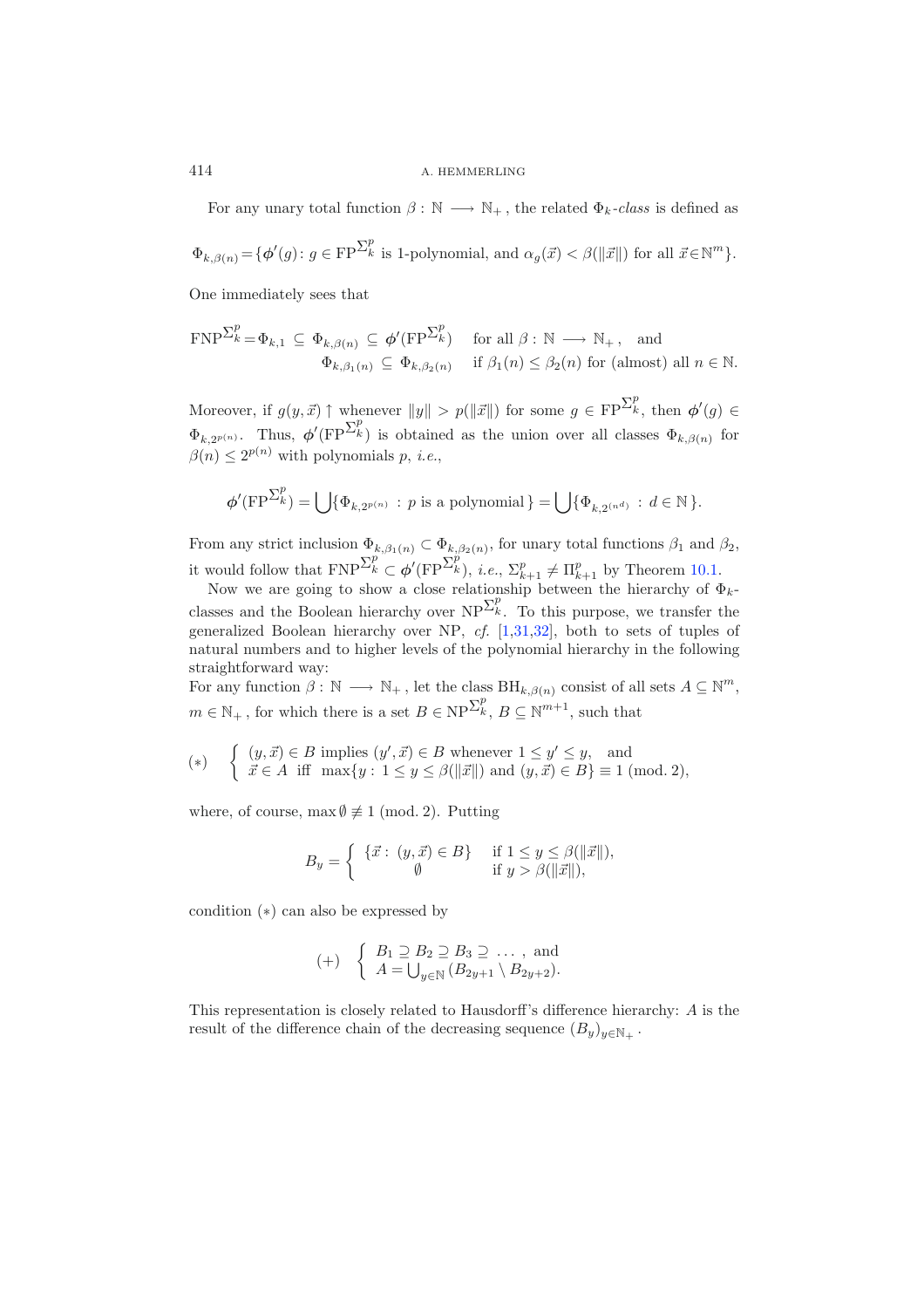For any unary total function $\beta : \mathbb{N} \longrightarrow \mathbb{N}_+$, the related $\Phi_k$*-class* is defined as

$$\Phi_{k,\beta(n)} = \{\boldsymbol{\phi}'(g) \colon g \in \mathrm{FP}^{\Sigma_k^p} \text{ is 1-polynomial, and } \alpha_g(\vec{x}) < \beta(\|\vec{x}\|) \text{ for all } \vec{x} \in \mathbb{N}^m\}.$$

One immediately sees that

$$\begin{array}{ll} \mathrm{FNP}^{\Sigma_k^p} = \Phi_{k,1} \subseteq \Phi_{k,\beta(n)} \subseteq \boldsymbol{\phi}'(\mathrm{FP}^{\Sigma_k^p}) & \text{for all } \beta : \mathbb{N} \longrightarrow \mathbb{N}_+, \quad \text{and} \\ \qquad\qquad \Phi_{k,\beta_1(n)} \subseteq \Phi_{k,\beta_2(n)} & \text{if } \beta_1(n) \leq \beta_2(n) \text{ for (almost) all } n \in \mathbb{N}. \end{array}$$

Moreover, if $g(y, \vec{x}) \uparrow$ whenever $\|y\| > p(\|\vec{x}\|)$ for some $g \in \mathrm{FP}^{\Sigma_k^p}$, then $\boldsymbol{\phi}'(g) \in \Phi_{k,2^{p(n)}}$. Thus, $\boldsymbol{\phi}'(\mathrm{FP}^{\Sigma_k^p})$ is obtained as the union over all classes $\Phi_{k,\beta(n)}$ for $\beta(n) \leq 2^{p(n)}$ with polynomials $p$, *i.e.*,

$$\boldsymbol{\phi}'(\mathrm{FP}^{\Sigma_k^p}) = \bigcup\{\Phi_{k,2^{p(n)}} \,:\, p \text{ is a polynomial}\} = \bigcup\{\Phi_{k,2^{(n^d)}} \,:\, d \in \mathbb{N}\}.$$

From any strict inclusion $\Phi_{k,\beta_1(n)} \subset \Phi_{k,\beta_2(n)}$, for unary total functions $\beta_1$ and $\beta_2$, it would follow that $\mathrm{FNP}^{\Sigma_k^p} \subset \boldsymbol{\phi}'(\mathrm{FP}^{\Sigma_k^p})$, *i.e.*, $\Sigma_{k+1}^p \neq \Pi_{k+1}^p$ by Theorem 10.1.

Now we are going to show a close relationship between the hierarchy of $\Phi_k$-classes and the Boolean hierarchy over $\mathrm{NP}^{\Sigma_k^p}$. To this purpose, we transfer the generalized Boolean hierarchy over NP, *cf.* [1,31,32], both to sets of tuples of natural numbers and to higher levels of the polynomial hierarchy in the following straightforward way:

For any function $\beta : \mathbb{N} \longrightarrow \mathbb{N}_+$, let the class $\mathrm{BH}_{k,\beta(n)}$ consist of all sets $A \subseteq \mathbb{N}^m$, $m \in \mathbb{N}_+$, for which there is a set $B \in \mathrm{NP}^{\Sigma_k^p}$, $B \subseteq \mathbb{N}^{m+1}$, such that

$$(*) \quad \left\{ \begin{array}{l} (y, \vec{x}) \in B \text{ implies } (y', \vec{x}) \in B \text{ whenever } 1 \leq y' \leq y, \quad \text{and} \\ \vec{x} \in A \text{ iff } \max\{y : 1 \leq y \leq \beta(\|\vec{x}\|) \text{ and } (y, \vec{x}) \in B\} \equiv 1 \text{ (mod. 2)}, \end{array} \right.$$

where, of course, $\max \emptyset \not\equiv 1$ (mod. 2). Putting

$$B_y = \left\{ \begin{array}{ll} \{\vec{x} : (y, \vec{x}) \in B\} & \text{if } 1 \leq y \leq \beta(\|\vec{x}\|), \\ \emptyset & \text{if } y > \beta(\|\vec{x}\|), \end{array} \right.$$

condition $(*)$ can also be expressed by

$$(+) \quad \left\{ \begin{array}{l} B_1 \supseteq B_2 \supseteq B_3 \supseteq \ \ldots\ , \text{ and} \\ A = \bigcup_{y \in \mathbb{N}} (B_{2y+1} \setminus B_{2y+2}). \end{array} \right.$$

This representation is closely related to Hausdorff's difference hierarchy: $A$ is the result of the difference chain of the decreasing sequence $(B_y)_{y \in \mathbb{N}_+}$.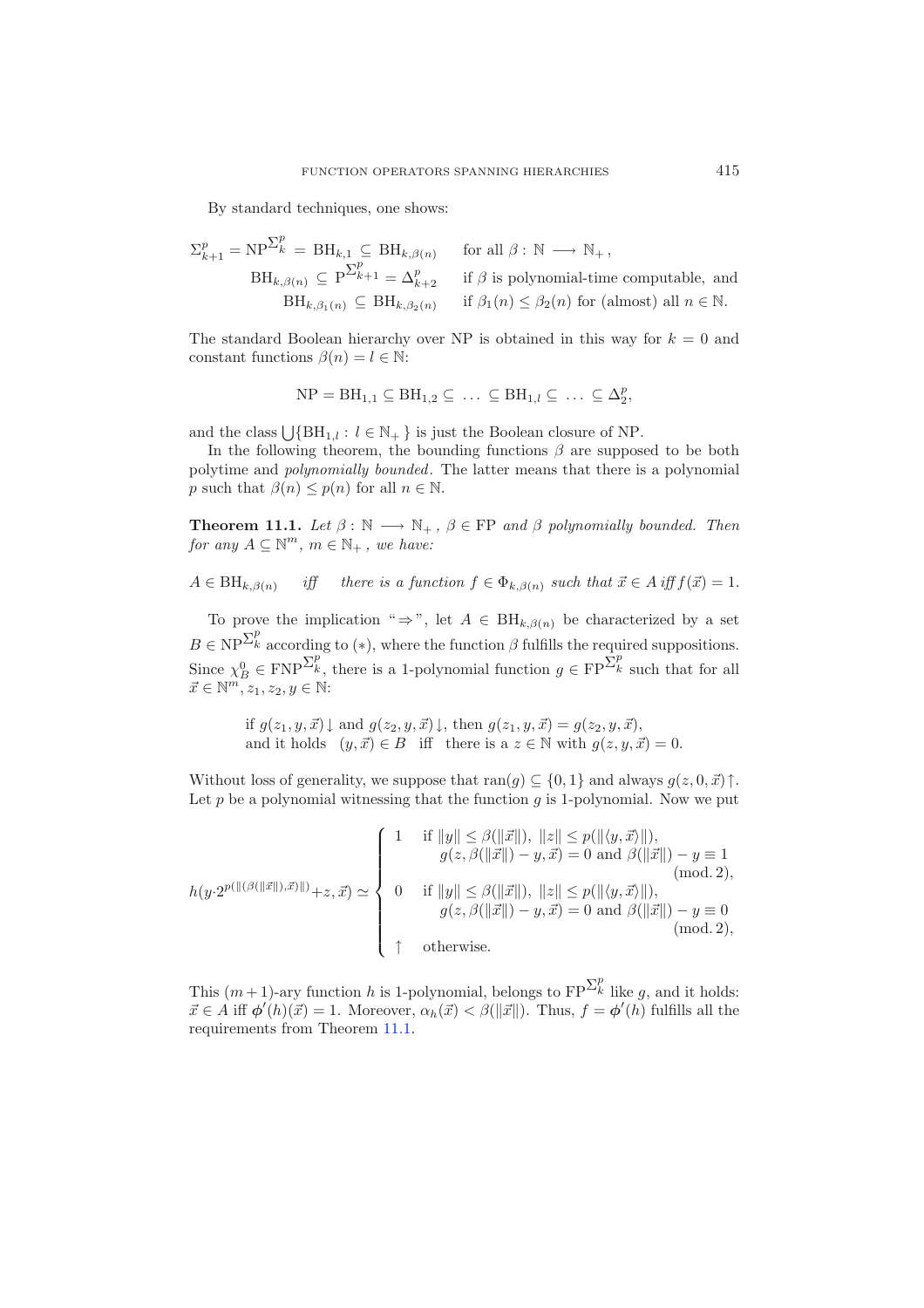By standard techniques, one shows:

$$
\begin{aligned}
\Sigma^p_{k+1} = \mathrm{NP}^{\Sigma^p_k} = \mathrm{BH}_{k,1} \subseteq \mathrm{BH}_{k,\beta(n)} &\quad \text{for all } \beta : \mathbb{N} \longrightarrow \mathbb{N}_+ , \\
\mathrm{BH}_{k,\beta(n)} \subseteq \mathrm{P}^{\Sigma^p_{k+1}} = \Delta^p_{k+2} &\quad \text{if } \beta \text{ is polynomial-time computable, and} \\
\mathrm{BH}_{k,\beta_1(n)} \subseteq \mathrm{BH}_{k,\beta_2(n)} &\quad \text{if } \beta_1(n) \le \beta_2(n) \text{ for (almost) all } n \in \mathbb{N}.
\end{aligned}
$$

The standard Boolean hierarchy over NP is obtained in this way for $k = 0$ and constant functions $\beta(n) = l \in \mathbb{N}$:

$$
\mathrm{NP} = \mathrm{BH}_{1,1} \subseteq \mathrm{BH}_{1,2} \subseteq \ \dots \ \subseteq \mathrm{BH}_{1,l} \subseteq \ \dots \ \subseteq \Delta^p_2,
$$

and the class $\bigcup\{\mathrm{BH}_{1,l} : l \in \mathbb{N}_+\}$ is just the Boolean closure of NP.

In the following theorem, the bounding functions $\beta$ are supposed to be both polytime and *polynomially bounded*. The latter means that there is a polynomial $p$ such that $\beta(n) \le p(n)$ for all $n \in \mathbb{N}$.

**Theorem 11.1.** *Let $\beta : \mathbb{N} \longrightarrow \mathbb{N}_+$, $\beta \in \mathrm{FP}$ and $\beta$ polynomially bounded. Then for any $A \subseteq \mathbb{N}^m$, $m \in \mathbb{N}_+$, we have:*

$A \in \mathrm{BH}_{k,\beta(n)}$ *iff there is a function $f \in \Phi_{k,\beta(n)}$ such that $\vec{x} \in A$ iff $f(\vec{x}) = 1$.*

To prove the implication "$\Rightarrow$", let $A \in \mathrm{BH}_{k,\beta(n)}$ be characterized by a set $B \in \mathrm{NP}^{\Sigma^p_k}$ according to $(*)$, where the function $\beta$ fulfills the required suppositions. Since $\chi^0_B \in \mathrm{FNP}^{\Sigma^p_k}$, there is a 1-polynomial function $g \in \mathrm{FP}^{\Sigma^p_k}$ such that for all $\vec{x} \in \mathbb{N}^m, z_1, z_2, y \in \mathbb{N}$:

if $g(z_1, y, \vec{x})\downarrow$ and $g(z_2, y, \vec{x})\downarrow$, then $g(z_1, y, \vec{x}) = g(z_2, y, \vec{x})$,
and it holds $(y, \vec{x}) \in B$ iff there is a $z \in \mathbb{N}$ with $g(z, y, \vec{x}) = 0$.

Without loss of generality, we suppose that $\mathrm{ran}(g) \subseteq \{0, 1\}$ and always $g(z, 0, \vec{x})\uparrow$. Let $p$ be a polynomial witnessing that the function $g$ is 1-polynomial. Now we put

$$
h(y \cdot 2^{p(\|\langle \beta(\|\vec{x}\|), \vec{x}\rangle\|)} + z, \vec{x}) \simeq
\begin{cases}
1 & \text{if } \|y\| \le \beta(\|\vec{x}\|),\ \|z\| \le p(\|\langle y, \vec{x}\rangle\|), \\
 & \quad g(z, \beta(\|\vec{x}\|) - y, \vec{x}) = 0 \text{ and } \beta(\|\vec{x}\|) - y \equiv 1 \\
 & \hfill (\mathrm{mod}\ 2), \\
0 & \text{if } \|y\| \le \beta(\|\vec{x}\|),\ \|z\| \le p(\|\langle y, \vec{x}\rangle\|), \\
 & \quad g(z, \beta(\|\vec{x}\|) - y, \vec{x}) = 0 \text{ and } \beta(\|\vec{x}\|) - y \equiv 0 \\
 & \hfill (\mathrm{mod}\ 2), \\
\uparrow & \text{otherwise.}
\end{cases}
$$

This $(m+1)$-ary function $h$ is 1-polynomial, belongs to $\mathrm{FP}^{\Sigma^p_k}$ like $g$, and it holds: $\vec{x} \in A$ iff $\boldsymbol{\phi}'(h)(\vec{x}) = 1$. Moreover, $\alpha_h(\vec{x}) < \beta(\|\vec{x}\|)$. Thus, $f = \boldsymbol{\phi}'(h)$ fulfills all the requirements from Theorem 11.1.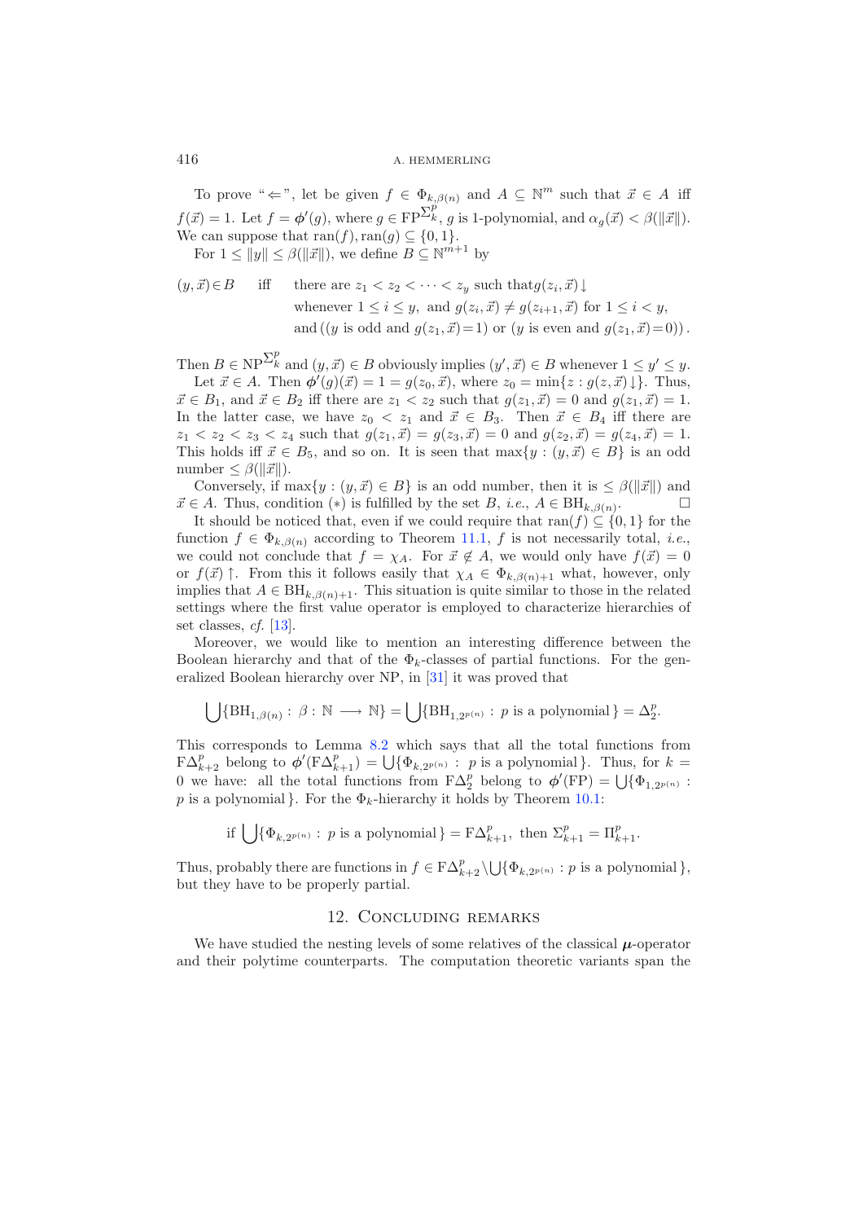To prove "$\Leftarrow$", let be given $f \in \Phi_{k,\beta(n)}$ and $A \subseteq \mathbb{N}^m$ such that $\vec{x} \in A$ iff $f(\vec{x}) = 1$. Let $f = \boldsymbol{\phi}'(g)$, where $g \in \mathrm{FP}^{\Sigma_k^p}$, $g$ is 1-polynomial, and $\alpha_g(\vec{x}) < \beta(\|\vec{x}\|)$. We can suppose that $\mathrm{ran}(f), \mathrm{ran}(g) \subseteq \{0, 1\}$.

For $1 \leq \|y\| \leq \beta(\|\vec{x}\|)$, we define $B \subseteq \mathbb{N}^{m+1}$ by

$$
\begin{aligned}
(y, \vec{x}) \in B \quad \text{iff} \quad & \text{there are } z_1 < z_2 < \cdots < z_y \text{ such that } g(z_i, \vec{x})\downarrow \\
& \text{whenever } 1 \leq i \leq y, \text{ and } g(z_i, \vec{x}) \neq g(z_{i+1}, \vec{x}) \text{ for } 1 \leq i < y, \\
& \text{and } ((y \text{ is odd and } g(z_1, \vec{x}) = 1) \text{ or } (y \text{ is even and } g(z_1, \vec{x}) = 0)).
\end{aligned}
$$

Then $B \in \mathrm{NP}^{\Sigma_k^p}$ and $(y, \vec{x}) \in B$ obviously implies $(y', \vec{x}) \in B$ whenever $1 \leq y' \leq y$.

Let $\vec{x} \in A$. Then $\boldsymbol{\phi}'(g)(\vec{x}) = 1 = g(z_0, \vec{x})$, where $z_0 = \min\{z : g(z, \vec{x})\downarrow\}$. Thus, $\vec{x} \in B_1$, and $\vec{x} \in B_2$ iff there are $z_1 < z_2$ such that $g(z_1, \vec{x}) = 0$ and $g(z_1, \vec{x}) = 1$. In the latter case, we have $z_0 < z_1$ and $\vec{x} \in B_3$. Then $\vec{x} \in B_4$ iff there are $z_1 < z_2 < z_3 < z_4$ such that $g(z_1, \vec{x}) = g(z_3, \vec{x}) = 0$ and $g(z_2, \vec{x}) = g(z_4, \vec{x}) = 1$. This holds iff $\vec{x} \in B_5$, and so on. It is seen that $\max\{y : (y, \vec{x}) \in B\}$ is an odd number $\leq \beta(\|\vec{x}\|)$.

Conversely, if $\max\{y : (y, \vec{x}) \in B\}$ is an odd number, then it is $\leq \beta(\|\vec{x}\|)$ and $\vec{x} \in A$. Thus, condition $(*)$ is fulfilled by the set $B$, *i.e.*, $A \in \mathrm{BH}_{k,\beta(n)}$. $\square$

It should be noticed that, even if we could require that $\mathrm{ran}(f) \subseteq \{0, 1\}$ for the function $f \in \Phi_{k,\beta(n)}$ according to Theorem 11.1, $f$ is not necessarily total, *i.e.*, we could not conclude that $f = \chi_A$. For $\vec{x} \notin A$, we would only have $f(\vec{x}) = 0$ or $f(\vec{x})\uparrow$. From this it follows easily that $\chi_A \in \Phi_{k,\beta(n)+1}$ what, however, only implies that $A \in \mathrm{BH}_{k,\beta(n)+1}$. This situation is quite similar to those in the related settings where the first value operator is employed to characterize hierarchies of set classes, *cf.* [13].

Moreover, we would like to mention an interesting difference between the Boolean hierarchy and that of the $\Phi_k$-classes of partial functions. For the generalized Boolean hierarchy over NP, in [31] it was proved that

$$\bigcup\{\mathrm{BH}_{1,\beta(n)} : \beta : \mathbb{N} \longrightarrow \mathbb{N}\} = \bigcup\{\mathrm{BH}_{1,2^{p(n)}} : p \text{ is a polynomial}\} = \Delta_2^p.$$

This corresponds to Lemma 8.2 which says that all the total functions from $\mathrm{F}\Delta_{k+2}^p$ belong to $\boldsymbol{\phi}'(\mathrm{F}\Delta_{k+1}^p) = \bigcup\{\Phi_{k,2^{p(n)}} : p \text{ is a polynomial}\}$. Thus, for $k = 0$ we have: all the total functions from $\mathrm{F}\Delta_2^p$ belong to $\boldsymbol{\phi}'(\mathrm{FP}) = \bigcup\{\Phi_{1,2^{p(n)}} : p \text{ is a polynomial}\}$. For the $\Phi_k$-hierarchy it holds by Theorem 10.1:

$$\text{if } \bigcup\{\Phi_{k,2^{p(n)}} : p \text{ is a polynomial}\} = \mathrm{F}\Delta_{k+1}^p, \text{ then } \Sigma_{k+1}^p = \Pi_{k+1}^p.$$

Thus, probably there are functions in $f \in \mathrm{F}\Delta_{k+2}^p \setminus \bigcup\{\Phi_{k,2^{p(n)}} : p \text{ is a polynomial}\}$, but they have to be properly partial.

## 12. Concluding remarks

We have studied the nesting levels of some relatives of the classical $\boldsymbol{\mu}$-operator and their polytime counterparts. The computation theoretic variants span the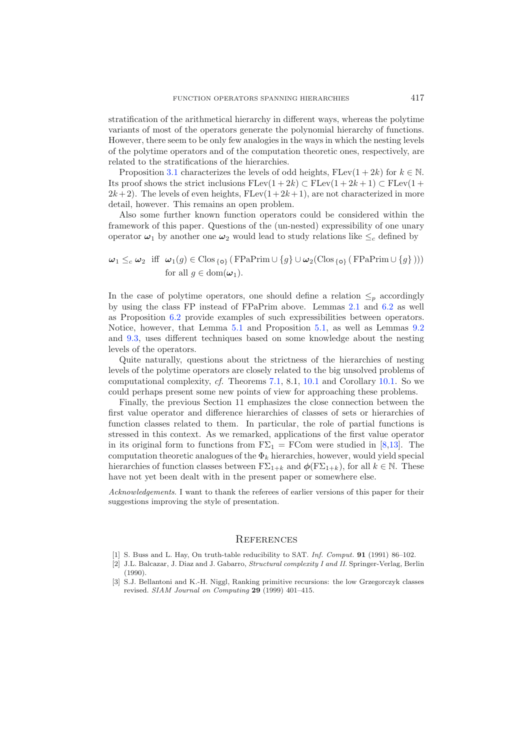stratification of the arithmetical hierarchy in different ways, whereas the polytime variants of most of the operators generate the polynomial hierarchy of functions. However, there seem to be only few analogies in the ways in which the nesting levels of the polytime operators and of the computation theoretic ones, respectively, are related to the stratifications of the hierarchies.

Proposition 3.1 characterizes the levels of odd heights, $\mathrm{FLev}(1+2k)$ for $k \in \mathbb{N}$. Its proof shows the strict inclusions $\mathrm{FLev}(1+2k) \subset \mathrm{FLev}(1+2k+1) \subset \mathrm{FLev}(1+2k+2)$. The levels of even heights, $\mathrm{FLev}(1+2k+1)$, are not characterized in more detail, however. This remains an open problem.

Also some further known function operators could be considered within the framework of this paper. Questions of the (un-nested) expressibility of one unary operator $\boldsymbol{\omega}_1$ by another one $\boldsymbol{\omega}_2$ would lead to study relations like $\leq_c$ defined by

$$\boldsymbol{\omega}_1 \leq_c \boldsymbol{\omega}_2 \;\text{ iff }\; \boldsymbol{\omega}_1(g) \in \mathrm{Clos}_{\{\circ\}}\left(\mathrm{FPaPrim} \cup \{g\} \cup \boldsymbol{\omega}_2(\mathrm{Clos}_{\{\circ\}}\left(\mathrm{FPaPrim} \cup \{g\}\right))\right) \quad \text{for all } g \in \mathrm{dom}(\boldsymbol{\omega}_1).$$

In the case of polytime operators, one should define a relation $\leq_p$ accordingly by using the class FP instead of FPaPrim above. Lemmas 2.1 and 6.2 as well as Proposition 6.2 provide examples of such expressibilities between operators. Notice, however, that Lemma 5.1 and Proposition 5.1, as well as Lemmas 9.2 and 9.3, uses different techniques based on some knowledge about the nesting levels of the operators.

Quite naturally, questions about the strictness of the hierarchies of nesting levels of the polytime operators are closely related to the big unsolved problems of computational complexity, *cf.* Theorems 7.1, 8.1, 10.1 and Corollary 10.1. So we could perhaps present some new points of view for approaching these problems.

Finally, the previous Section 11 emphasizes the close connection between the first value operator and difference hierarchies of classes of sets or hierarchies of function classes related to them. In particular, the role of partial functions is stressed in this context. As we remarked, applications of the first value operator in its original form to functions from $\mathrm{F}\Sigma_1 = \mathrm{FCom}$ were studied in [8,13]. The computation theoretic analogues of the $\Phi_k$ hierarchies, however, would yield special hierarchies of function classes between $\mathrm{F}\Sigma_{1+k}$ and $\boldsymbol{\phi}(\mathrm{F}\Sigma_{1+k})$, for all $k \in \mathbb{N}$. These have not yet been dealt with in the present paper or somewhere else.

*Acknowledgements*. I want to thank the referees of earlier versions of this paper for their suggestions improving the style of presentation.

## References

[1] S. Buss and L. Hay, On truth-table reducibility to SAT. *Inf. Comput.* **91** (1991) 86–102.

[2] J.L. Balcazar, J. Diaz and J. Gabarro, *Structural complexity I and II*. Springer-Verlag, Berlin (1990).

[3] S.J. Bellantoni and K.-H. Niggl, Ranking primitive recursions: the low Grzegorczyk classes revised. *SIAM Journal on Computing* **29** (1999) 401–415.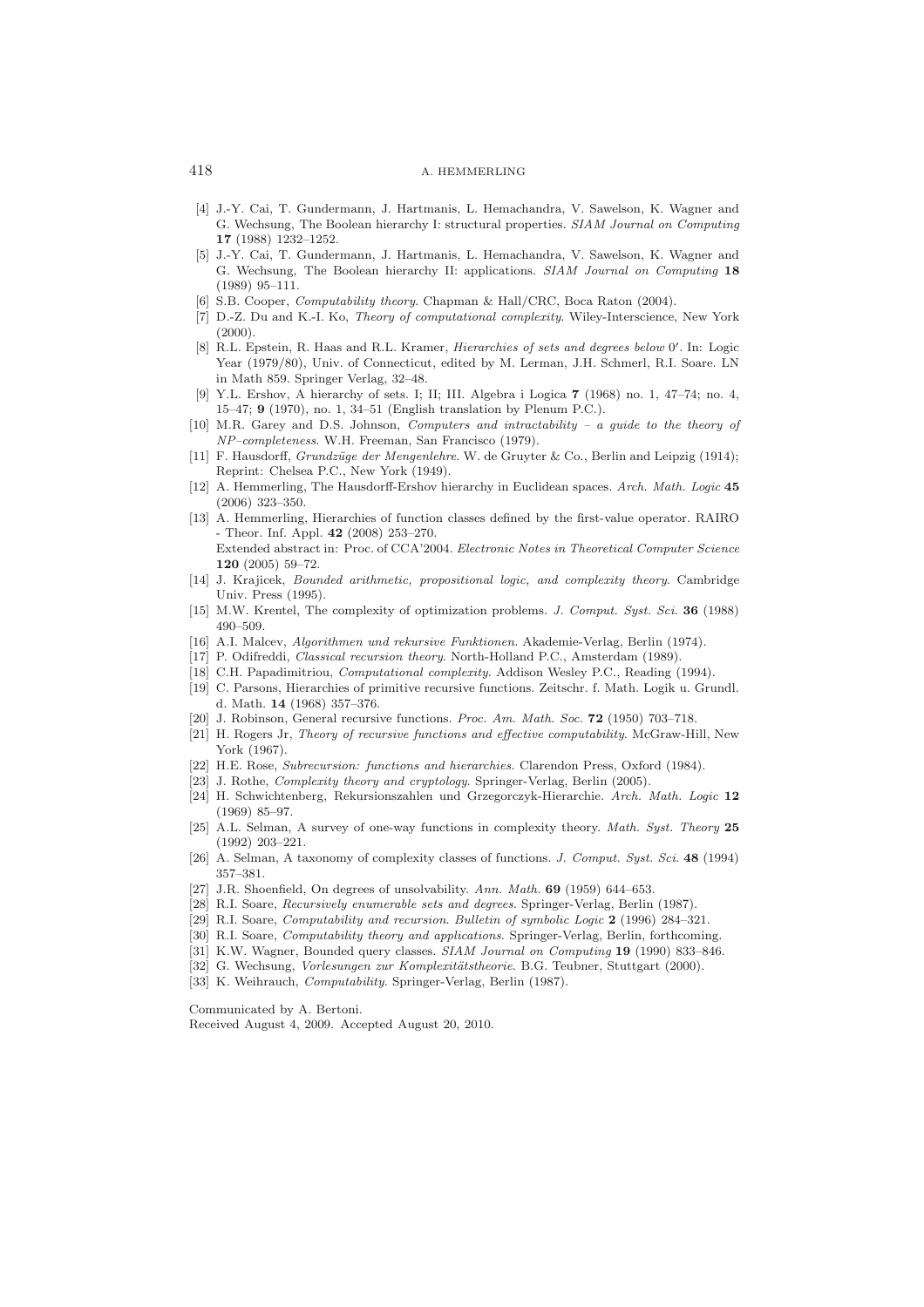[4] J.-Y. Cai, T. Gundermann, J. Hartmanis, L. Hemachandra, V. Sawelson, K. Wagner and G. Wechsung, The Boolean hierarchy I: structural properties. *SIAM Journal on Computing* **17** (1988) 1232–1252.

[5] J.-Y. Cai, T. Gundermann, J. Hartmanis, L. Hemachandra, V. Sawelson, K. Wagner and G. Wechsung, The Boolean hierarchy II: applications. *SIAM Journal on Computing* **18** (1989) 95–111.

[6] S.B. Cooper, *Computability theory*. Chapman & Hall/CRC, Boca Raton (2004).

[7] D.-Z. Du and K.-I. Ko, *Theory of computational complexity*. Wiley-Interscience, New York (2000).

[8] R.L. Epstein, R. Haas and R.L. Kramer, *Hierarchies of sets and degrees below* $0'$. In: Logic Year (1979/80), Univ. of Connecticut, edited by M. Lerman, J.H. Schmerl, R.I. Soare. LN in Math 859. Springer Verlag, 32–48.

[9] Y.L. Ershov, A hierarchy of sets. I; II; III. Algebra i Logica **7** (1968) no. 1, 47–74; no. 4, 15–47; **9** (1970), no. 1, 34–51 (English translation by Plenum P.C.).

[10] M.R. Garey and D.S. Johnson, *Computers and intractability – a guide to the theory of NP–completeness*. W.H. Freeman, San Francisco (1979).

[11] F. Hausdorff, *Grundzüge der Mengenlehre*. W. de Gruyter & Co., Berlin and Leipzig (1914); Reprint: Chelsea P.C., New York (1949).

[12] A. Hemmerling, The Hausdorff-Ershov hierarchy in Euclidean spaces. *Arch. Math. Logic* **45** (2006) 323–350.

[13] A. Hemmerling, Hierarchies of function classes defined by the first-value operator. RAIRO - Theor. Inf. Appl. **42** (2008) 253–270.
Extended abstract in: Proc. of CCA'2004. *Electronic Notes in Theoretical Computer Science* **120** (2005) 59–72.

[14] J. Krajicek, *Bounded arithmetic, propositional logic, and complexity theory*. Cambridge Univ. Press (1995).

[15] M.W. Krentel, The complexity of optimization problems. *J. Comput. Syst. Sci.* **36** (1988) 490–509.

[16] A.I. Malcev, *Algorithmen und rekursive Funktionen*. Akademie-Verlag, Berlin (1974).

[17] P. Odifreddi, *Classical recursion theory*. North-Holland P.C., Amsterdam (1989).

[18] C.H. Papadimitriou, *Computational complexity*. Addison Wesley P.C., Reading (1994).

[19] C. Parsons, Hierarchies of primitive recursive functions. Zeitschr. f. Math. Logik u. Grundl. d. Math. **14** (1968) 357–376.

[20] J. Robinson, General recursive functions. *Proc. Am. Math. Soc.* **72** (1950) 703–718.

[21] H. Rogers Jr, *Theory of recursive functions and effective computability*. McGraw-Hill, New York (1967).

[22] H.E. Rose, *Subrecursion: functions and hierarchies*. Clarendon Press, Oxford (1984).

[23] J. Rothe, *Complexity theory and cryptology*. Springer-Verlag, Berlin (2005).

[24] H. Schwichtenberg, Rekursionszahlen und Grzegorczyk-Hierarchie. *Arch. Math. Logic* **12** (1969) 85–97.

[25] A.L. Selman, A survey of one-way functions in complexity theory. *Math. Syst. Theory* **25** (1992) 203–221.

[26] A. Selman, A taxonomy of complexity classes of functions. *J. Comput. Syst. Sci.* **48** (1994) 357–381.

[27] J.R. Shoenfield, On degrees of unsolvability. *Ann. Math.* **69** (1959) 644–653.

[28] R.I. Soare, *Recursively enumerable sets and degrees*. Springer-Verlag, Berlin (1987).

[29] R.I. Soare, *Computability and recursion*. *Bulletin of symbolic Logic* **2** (1996) 284–321.

[30] R.I. Soare, *Computability theory and applications*. Springer-Verlag, Berlin, forthcoming.

[31] K.W. Wagner, Bounded query classes. *SIAM Journal on Computing* **19** (1990) 833–846.

[32] G. Wechsung, *Vorlesungen zur Komplexitätstheorie*. B.G. Teubner, Stuttgart (2000).

[33] K. Weihrauch, *Computability*. Springer-Verlag, Berlin (1987).

Communicated by A. Bertoni.

Received August 4, 2009. Accepted August 20, 2010.